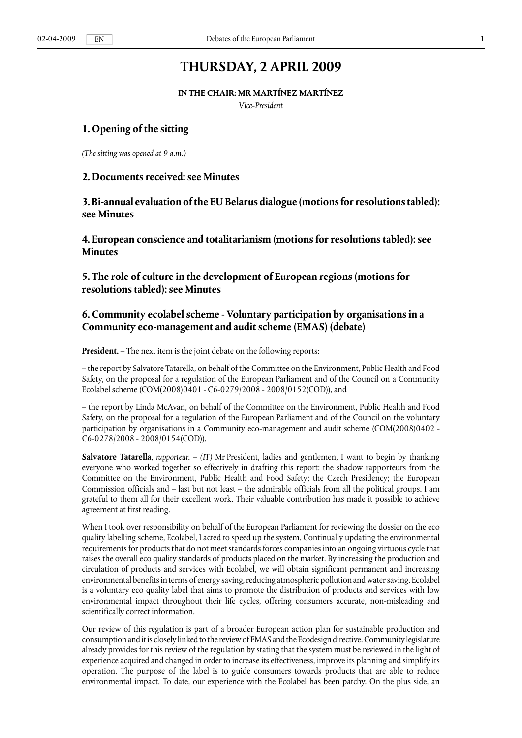# THURSDAY, 2 APRIL 2009

**IN THE CHAIR: MR MARTÍNEZ MARTÍNEZ**

*Vice-President*

## 1. Opening of the sitting

*(The sitting was opened at 9 a.m.)*

## 2. Documents received: see Minutes

## 3. Bi-annual evaluation of the EU Belarus dialogue (motions for resolutions tabled): see Minutes

## 4. European conscience and totalitarianism (motions for resolutions tabled): see Minutes

## 5. The role of culture in the development of European regions (motions for resolutions tabled): see Minutes

## 6. Community ecolabel scheme - Voluntary participation by organisations in a Community eco-management and audit scheme (EMAS) (debate)

**President.** – The next item is the joint debate on the following reports:

– the report by Salvatore Tatarella, on behalf of the Committee on the Environment, Public Health and Food Safety, on the proposal for a regulation of the European Parliament and of the Council on a Community Ecolabel scheme (COM(2008)0401 - C6-0279/2008 - 2008/0152(COD)), and

– the report by Linda McAvan, on behalf of the Committee on the Environment, Public Health and Food Safety, on the proposal for a regulation of the European Parliament and of the Council on the voluntary participation by organisations in a Community eco-management and audit scheme (COM(2008)0402 - C6-0278/2008 - 2008/0154(COD)).

**Salvatore Tatarella**, *rapporteur.* – *(IT)* Mr President, ladies and gentlemen, I want to begin by thanking everyone who worked together so effectively in drafting this report: the shadow rapporteurs from the Committee on the Environment, Public Health and Food Safety; the Czech Presidency; the European Commission officials and – last but not least – the admirable officials from all the political groups. I am grateful to them all for their excellent work. Their valuable contribution has made it possible to achieve agreement at first reading.

When I took over responsibility on behalf of the European Parliament for reviewing the dossier on the eco quality labelling scheme, Ecolabel, I acted to speed up the system. Continually updating the environmental requirements for products that do not meet standards forces companies into an ongoing virtuous cycle that raises the overall eco quality standards of products placed on the market. By increasing the production and circulation of products and services with Ecolabel, we will obtain significant permanent and increasing environmental benefits in terms of energy saving, reducing atmospheric pollution and water saving. Ecolabel is a voluntary eco quality label that aims to promote the distribution of products and services with low environmental impact throughout their life cycles, offering consumers accurate, non-misleading and scientifically correct information.

Our review of this regulation is part of a broader European action plan for sustainable production and consumption and it is closely linked to the review of EMAS and the Ecodesign directive. Community legislature already provides for this review of the regulation by stating that the system must be reviewed in the light of experience acquired and changed in order to increase its effectiveness, improve its planning and simplify its operation. The purpose of the label is to guide consumers towards products that are able to reduce environmental impact. To date, our experience with the Ecolabel has been patchy. On the plus side, an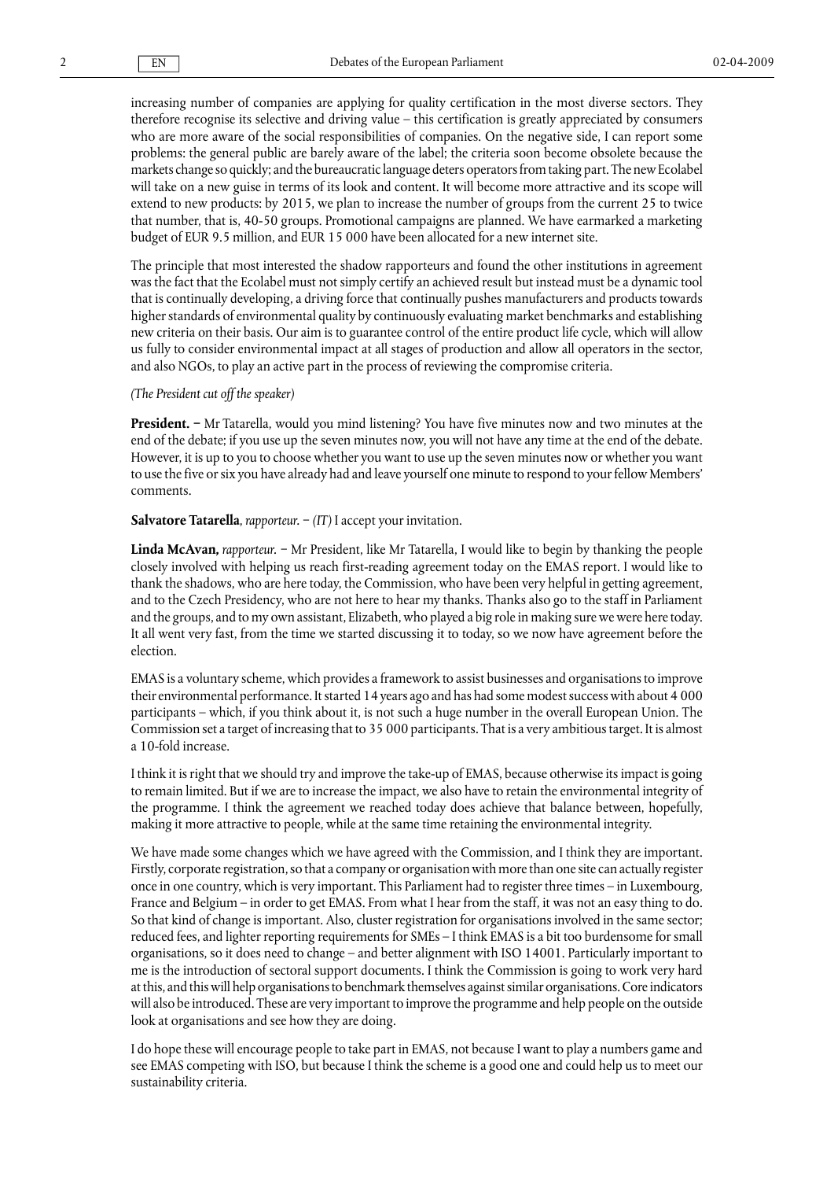increasing number of companies are applying for quality certification in the most diverse sectors. They therefore recognise its selective and driving value – this certification is greatly appreciated by consumers who are more aware of the social responsibilities of companies. On the negative side, I can report some problems: the general public are barely aware of the label; the criteria soon become obsolete because the markets change so quickly; and the bureaucratic language deters operators from taking part. The new Ecolabel will take on a new guise in terms of its look and content. It will become more attractive and its scope will extend to new products: by 2015, we plan to increase the number of groups from the current 25 to twice that number, that is, 40-50 groups. Promotional campaigns are planned. We have earmarked a marketing budget of EUR 9.5 million, and EUR 15 000 have been allocated for a new internet site.

The principle that most interested the shadow rapporteurs and found the other institutions in agreement was the fact that the Ecolabel must not simply certify an achieved result but instead must be a dynamic tool that is continually developing, a driving force that continually pushes manufacturers and products towards higher standards of environmental quality by continuously evaluating market benchmarks and establishing new criteria on their basis. Our aim is to guarantee control of the entire product life cycle, which will allow us fully to consider environmental impact at all stages of production and allow all operators in the sector, and also NGOs, to play an active part in the process of reviewing the compromise criteria.

*(The President cut off the speaker)*

**President.** – Mr Tatarella, would you mind listening? You have five minutes now and two minutes at the end of the debate; if you use up the seven minutes now, you will not have any time at the end of the debate. However, it is up to you to choose whether you want to use up the seven minutes now or whether you want to use the five or six you have already had and leave yourself one minute to respond to your fellow Members' comments.

**Salvatore Tatarella**, *rapporteur.* – *(IT)* I accept your invitation.

**Linda McAvan,** *rapporteur.* – Mr President, like Mr Tatarella, I would like to begin by thanking the people closely involved with helping us reach first-reading agreement today on the EMAS report. I would like to thank the shadows, who are here today, the Commission, who have been very helpful in getting agreement, and to the Czech Presidency, who are not here to hear my thanks. Thanks also go to the staff in Parliament and the groups, and to my own assistant, Elizabeth, who played a big role in making sure we were here today. It all went very fast, from the time we started discussing it to today, so we now have agreement before the election.

EMAS is a voluntary scheme, which provides a framework to assist businesses and organisations to improve their environmental performance. It started 14 years ago and has had some modest success with about 4 000 participants – which, if you think about it, is not such a huge number in the overall European Union. The Commission set a target of increasing that to 35 000 participants. That is a very ambitious target. It is almost a 10-fold increase.

I think it is right that we should try and improve the take-up of EMAS, because otherwise its impact is going to remain limited. But if we are to increase the impact, we also have to retain the environmental integrity of the programme. I think the agreement we reached today does achieve that balance between, hopefully, making it more attractive to people, while at the same time retaining the environmental integrity.

We have made some changes which we have agreed with the Commission, and I think they are important. Firstly, corporate registration, so that a company or organisation with more than one site can actually register once in one country, which is very important. This Parliament had to register three times – in Luxembourg, France and Belgium – in order to get EMAS. From what I hear from the staff, it was not an easy thing to do. So that kind of change is important. Also, cluster registration for organisations involved in the same sector; reduced fees, and lighter reporting requirements for SMEs – I think EMAS is a bit too burdensome for small organisations, so it does need to change – and better alignment with ISO 14001. Particularly important to me is the introduction of sectoral support documents. I think the Commission is going to work very hard at this, and this will help organisations to benchmark themselves against similar organisations. Core indicators will also be introduced. These are very important to improve the programme and help people on the outside look at organisations and see how they are doing.

I do hope these will encourage people to take part in EMAS, not because I want to play a numbers game and see EMAS competing with ISO, but because I think the scheme is a good one and could help us to meet our sustainability criteria.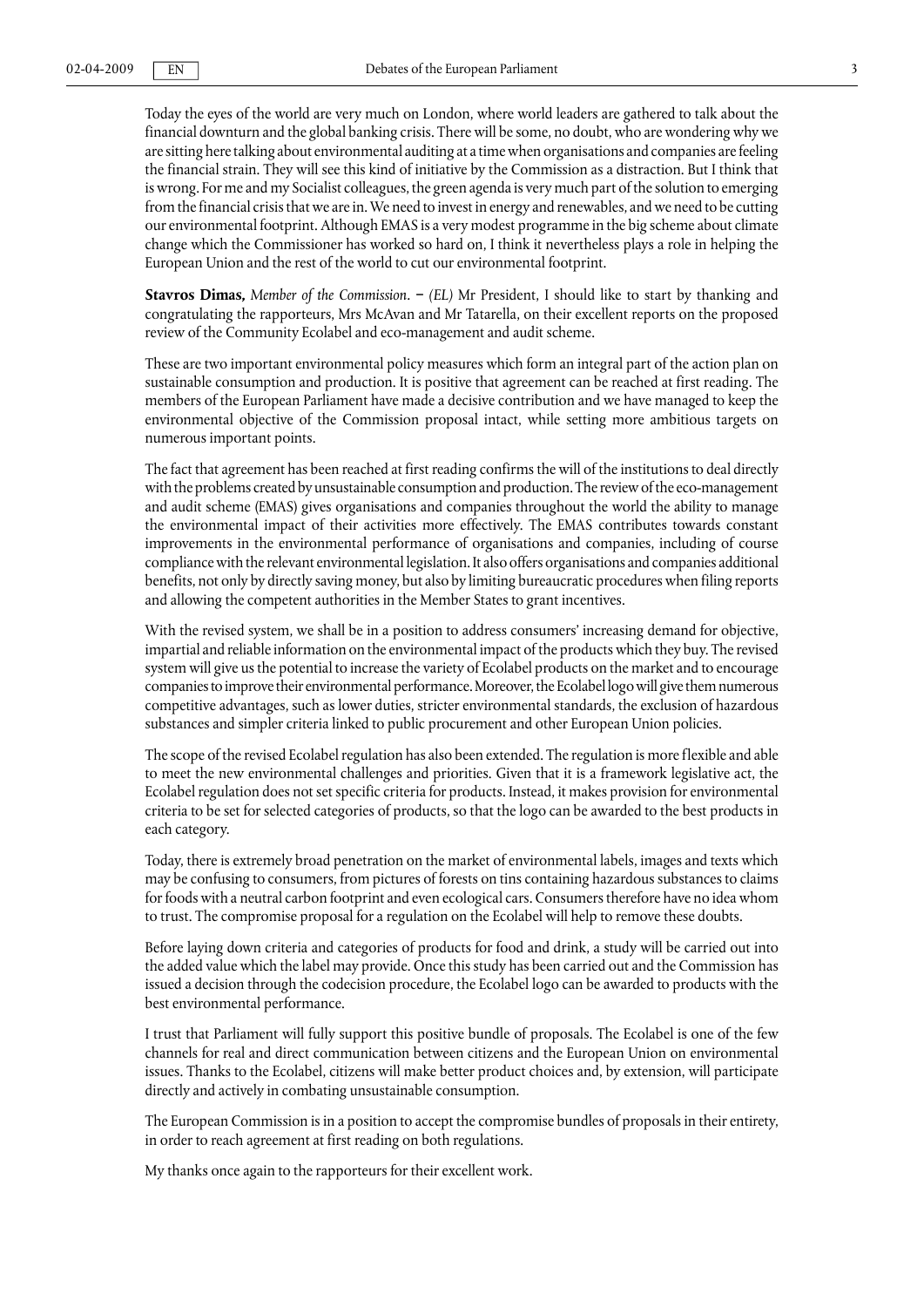Today the eyes of the world are very much on London, where world leaders are gathered to talk about the financial downturn and the global banking crisis. There will be some, no doubt, who are wondering why we are sitting here talking about environmental auditing at a time when organisations and companies are feeling the financial strain. They will see this kind of initiative by the Commission as a distraction. But I think that is wrong. For me and my Socialist colleagues, the green agenda is very much part of the solution to emerging from the financial crisis that we are in. We need to invest in energy and renewables, and we need to be cutting our environmental footprint. Although EMAS is a very modest programme in the big scheme about climate change which the Commissioner has worked so hard on, I think it nevertheless plays a role in helping the European Union and the rest of the world to cut our environmental footprint.

**Stavros Dimas,** *Member of the Commission*. − *(EL)* Mr President, I should like to start by thanking and congratulating the rapporteurs, Mrs McAvan and Mr Tatarella, on their excellent reports on the proposed review of the Community Ecolabel and eco-management and audit scheme.

These are two important environmental policy measures which form an integral part of the action plan on sustainable consumption and production. It is positive that agreement can be reached at first reading. The members of the European Parliament have made a decisive contribution and we have managed to keep the environmental objective of the Commission proposal intact, while setting more ambitious targets on numerous important points.

The fact that agreement has been reached at first reading confirms the will of the institutions to deal directly with the problems created by unsustainable consumption and production. The review of the eco-management and audit scheme (EMAS) gives organisations and companies throughout the world the ability to manage the environmental impact of their activities more effectively. The EMAS contributes towards constant improvements in the environmental performance of organisations and companies, including of course compliance with the relevant environmental legislation. It also offers organisations and companies additional benefits, not only by directly saving money, but also by limiting bureaucratic procedures when filing reports and allowing the competent authorities in the Member States to grant incentives.

With the revised system, we shall be in a position to address consumers' increasing demand for objective, impartial and reliable information on the environmental impact of the products which they buy. The revised system will give us the potential to increase the variety of Ecolabel products on the market and to encourage companies to improve their environmental performance. Moreover, the Ecolabel logo will give them numerous competitive advantages, such as lower duties, stricter environmental standards, the exclusion of hazardous substances and simpler criteria linked to public procurement and other European Union policies.

The scope of the revised Ecolabel regulation has also been extended. The regulation is more flexible and able to meet the new environmental challenges and priorities. Given that it is a framework legislative act, the Ecolabel regulation does not set specific criteria for products. Instead, it makes provision for environmental criteria to be set for selected categories of products, so that the logo can be awarded to the best products in each category.

Today, there is extremely broad penetration on the market of environmental labels, images and texts which may be confusing to consumers, from pictures of forests on tins containing hazardous substances to claims for foods with a neutral carbon footprint and even ecological cars. Consumers therefore have no idea whom to trust. The compromise proposal for a regulation on the Ecolabel will help to remove these doubts.

Before laying down criteria and categories of products for food and drink, a study will be carried out into the added value which the label may provide. Once this study has been carried out and the Commission has issued a decision through the codecision procedure, the Ecolabel logo can be awarded to products with the best environmental performance.

I trust that Parliament will fully support this positive bundle of proposals. The Ecolabel is one of the few channels for real and direct communication between citizens and the European Union on environmental issues. Thanks to the Ecolabel, citizens will make better product choices and, by extension, will participate directly and actively in combating unsustainable consumption.

The European Commission is in a position to accept the compromise bundles of proposals in their entirety, in order to reach agreement at first reading on both regulations.

My thanks once again to the rapporteurs for their excellent work.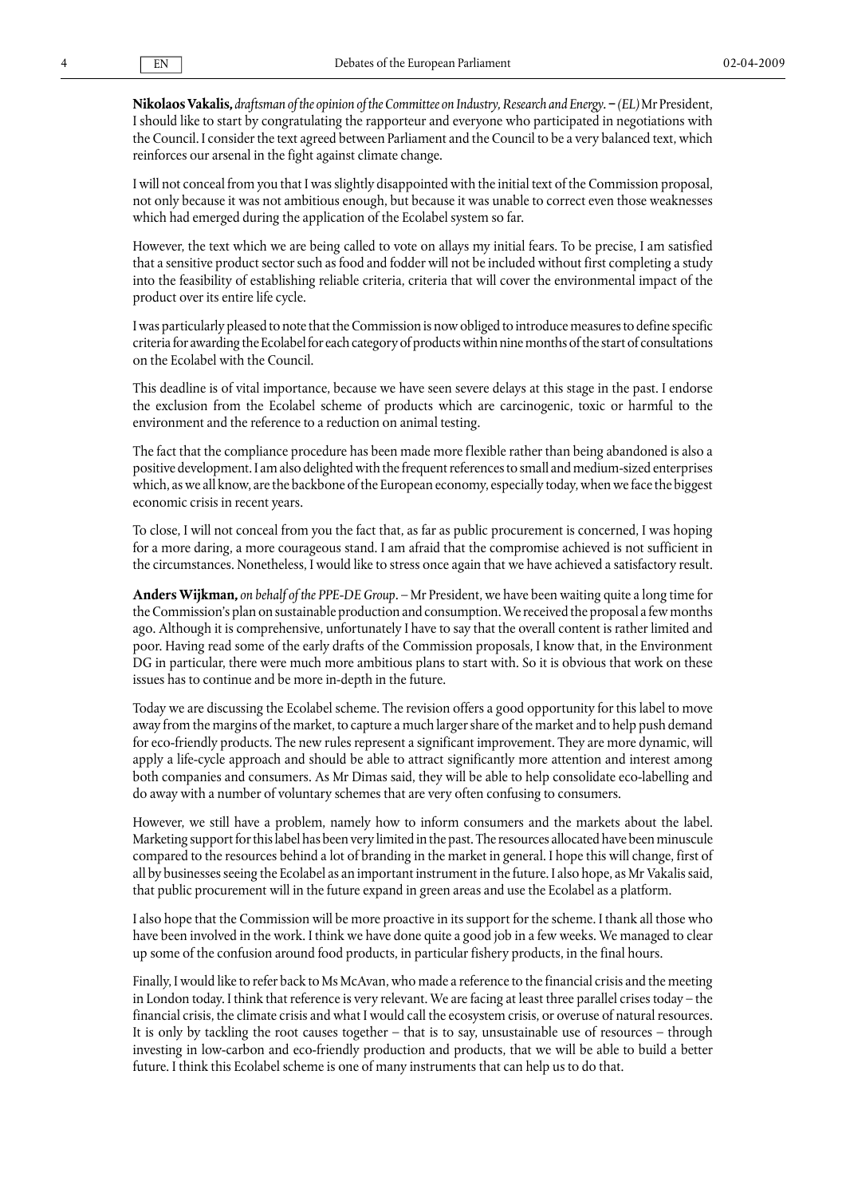**Nikolaos Vakalis,** *draftsman of the opinion of the Committee on Industry, Research and Energy.* **–** *(EL)* Mr President, I should like to start by congratulating the rapporteur and everyone who participated in negotiations with the Council. I consider the text agreed between Parliament and the Council to be a very balanced text, which reinforces our arsenal in the fight against climate change.

I will not conceal from you that I was slightly disappointed with the initial text of the Commission proposal, not only because it was not ambitious enough, but because it was unable to correct even those weaknesses which had emerged during the application of the Ecolabel system so far.

However, the text which we are being called to vote on allays my initial fears. To be precise, I am satisfied that a sensitive product sector such as food and fodder will not be included without first completing a study into the feasibility of establishing reliable criteria, criteria that will cover the environmental impact of the product over its entire life cycle.

I was particularly pleased to note that the Commission is now obliged to introduce measures to define specific criteria for awarding the Ecolabel for each category of products within nine months of the start of consultations on the Ecolabel with the Council.

This deadline is of vital importance, because we have seen severe delays at this stage in the past. I endorse the exclusion from the Ecolabel scheme of products which are carcinogenic, toxic or harmful to the environment and the reference to a reduction on animal testing.

The fact that the compliance procedure has been made more flexible rather than being abandoned is also a positive development. I am also delighted with the frequent references to small and medium-sized enterprises which, as we all know, are the backbone of the European economy, especially today, when we face the biggest economic crisis in recent years.

To close, I will not conceal from you the fact that, as far as public procurement is concerned, I was hoping for a more daring, a more courageous stand. I am afraid that the compromise achieved is not sufficient in the circumstances. Nonetheless, I would like to stress once again that we have achieved a satisfactory result.

**Anders Wijkman,** *on behalf of the PPE-DE Group.* – Mr President, we have been waiting quite a long time for the Commission's plan on sustainable production and consumption. We received the proposal a few months ago. Although it is comprehensive, unfortunately I have to say that the overall content is rather limited and poor. Having read some of the early drafts of the Commission proposals, I know that, in the Environment DG in particular, there were much more ambitious plans to start with. So it is obvious that work on these issues has to continue and be more in-depth in the future.

Today we are discussing the Ecolabel scheme. The revision offers a good opportunity for this label to move away from the margins of the market, to capture a much larger share of the market and to help push demand for eco-friendly products. The new rules represent a significant improvement. They are more dynamic, will apply a life-cycle approach and should be able to attract significantly more attention and interest among both companies and consumers. As Mr Dimas said, they will be able to help consolidate eco-labelling and do away with a number of voluntary schemes that are very often confusing to consumers.

However, we still have a problem, namely how to inform consumers and the markets about the label. Marketing support for this label has been very limited in the past. The resources allocated have been minuscule compared to the resources behind a lot of branding in the market in general. I hope this will change, first of all by businesses seeing the Ecolabel as an important instrument in the future. I also hope, as Mr Vakalis said, that public procurement will in the future expand in green areas and use the Ecolabel as a platform.

I also hope that the Commission will be more proactive in its support for the scheme. I thank all those who have been involved in the work. I think we have done quite a good job in a few weeks. We managed to clear up some of the confusion around food products, in particular fishery products, in the final hours.

Finally, I would like to refer back to Ms McAvan, who made a reference to the financial crisis and the meeting in London today. I think that reference is very relevant. We are facing at least three parallel crises today – the financial crisis, the climate crisis and what I would call the ecosystem crisis, or overuse of natural resources. It is only by tackling the root causes together – that is to say, unsustainable use of resources – through investing in low-carbon and eco-friendly production and products, that we will be able to build a better future. I think this Ecolabel scheme is one of many instruments that can help us to do that.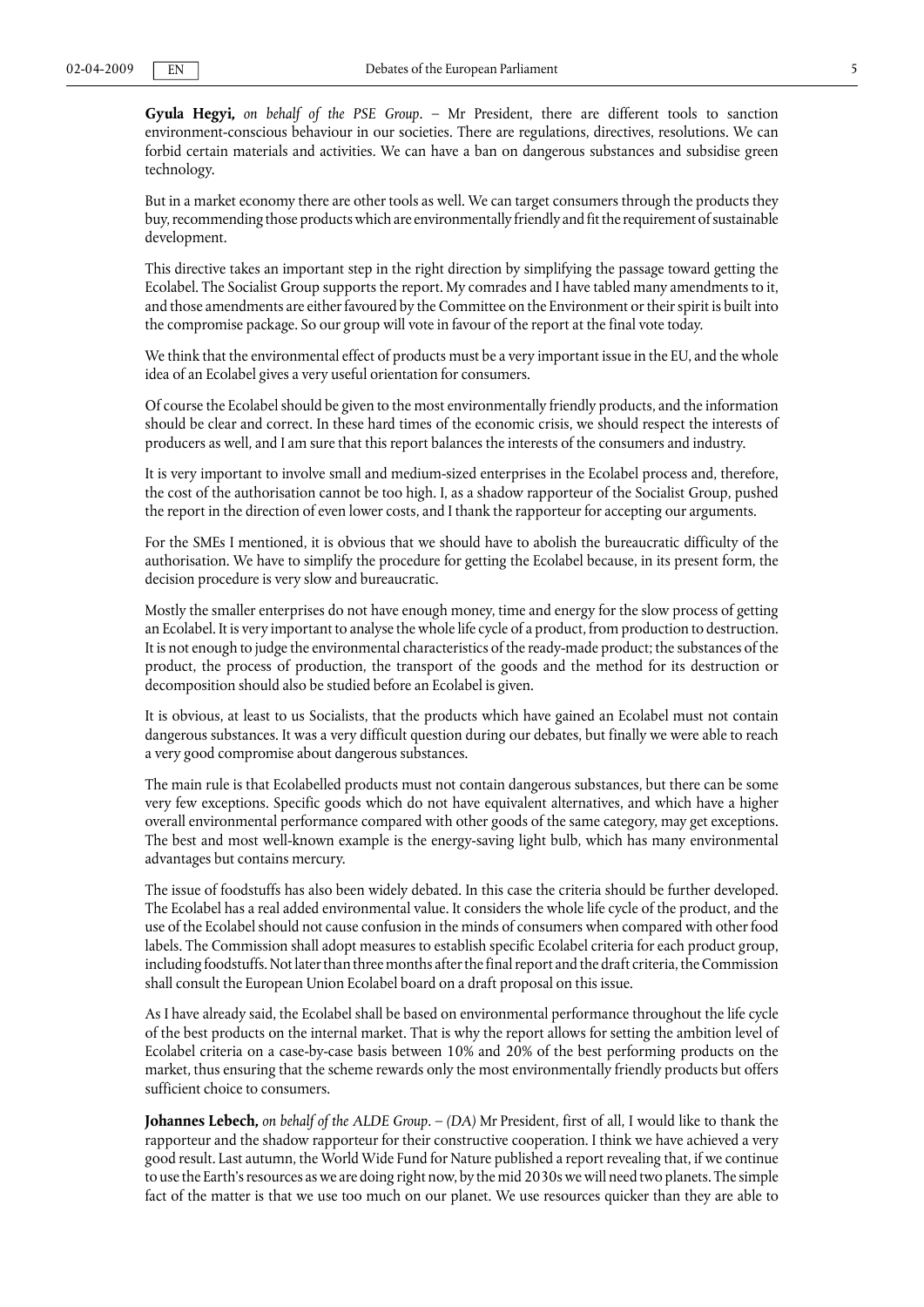**Gyula Hegyi,** *on behalf of the PSE Group*. – Mr President, there are different tools to sanction environment-conscious behaviour in our societies. There are regulations, directives, resolutions. We can forbid certain materials and activities. We can have a ban on dangerous substances and subsidise green technology.

But in a market economy there are other tools as well. We can target consumers through the products they buy, recommending those products which are environmentally friendly and fit the requirement of sustainable development.

This directive takes an important step in the right direction by simplifying the passage toward getting the Ecolabel. The Socialist Group supports the report. My comrades and I have tabled many amendments to it, and those amendments are either favoured by the Committee on the Environment or their spirit is built into the compromise package. So our group will vote in favour of the report at the final vote today.

We think that the environmental effect of products must be a very important issue in the EU, and the whole idea of an Ecolabel gives a very useful orientation for consumers.

Of course the Ecolabel should be given to the most environmentally friendly products, and the information should be clear and correct. In these hard times of the economic crisis, we should respect the interests of producers as well, and I am sure that this report balances the interests of the consumers and industry.

It is very important to involve small and medium-sized enterprises in the Ecolabel process and, therefore, the cost of the authorisation cannot be too high. I, as a shadow rapporteur of the Socialist Group, pushed the report in the direction of even lower costs, and I thank the rapporteur for accepting our arguments.

For the SMEs I mentioned, it is obvious that we should have to abolish the bureaucratic difficulty of the authorisation. We have to simplify the procedure for getting the Ecolabel because, in its present form, the decision procedure is very slow and bureaucratic.

Mostly the smaller enterprises do not have enough money, time and energy for the slow process of getting an Ecolabel. It is very important to analyse the whole life cycle of a product, from production to destruction. It is not enough to judge the environmental characteristics of the ready-made product; the substances of the product, the process of production, the transport of the goods and the method for its destruction or decomposition should also be studied before an Ecolabel is given.

It is obvious, at least to us Socialists, that the products which have gained an Ecolabel must not contain dangerous substances. It was a very difficult question during our debates, but finally we were able to reach a very good compromise about dangerous substances.

The main rule is that Ecolabelled products must not contain dangerous substances, but there can be some very few exceptions. Specific goods which do not have equivalent alternatives, and which have a higher overall environmental performance compared with other goods of the same category, may get exceptions. The best and most well-known example is the energy-saving light bulb, which has many environmental advantages but contains mercury.

The issue of foodstuffs has also been widely debated. In this case the criteria should be further developed. The Ecolabel has a real added environmental value. It considers the whole life cycle of the product, and the use of the Ecolabel should not cause confusion in the minds of consumers when compared with other food labels. The Commission shall adopt measures to establish specific Ecolabel criteria for each product group, including foodstuffs. Not later than three months after the final report and the draft criteria, the Commission shall consult the European Union Ecolabel board on a draft proposal on this issue.

As I have already said, the Ecolabel shall be based on environmental performance throughout the life cycle of the best products on the internal market. That is why the report allows for setting the ambition level of Ecolabel criteria on a case-by-case basis between 10% and 20% of the best performing products on the market, thus ensuring that the scheme rewards only the most environmentally friendly products but offers sufficient choice to consumers.

**Johannes Lebech,** *on behalf of the ALDE Group*. – *(DA)* Mr President, first of all, I would like to thank the rapporteur and the shadow rapporteur for their constructive cooperation. I think we have achieved a very good result. Last autumn, the World Wide Fund for Nature published a report revealing that, if we continue to use the Earth's resources as we are doing right now, by the mid 2030s we will need two planets. The simple fact of the matter is that we use too much on our planet. We use resources quicker than they are able to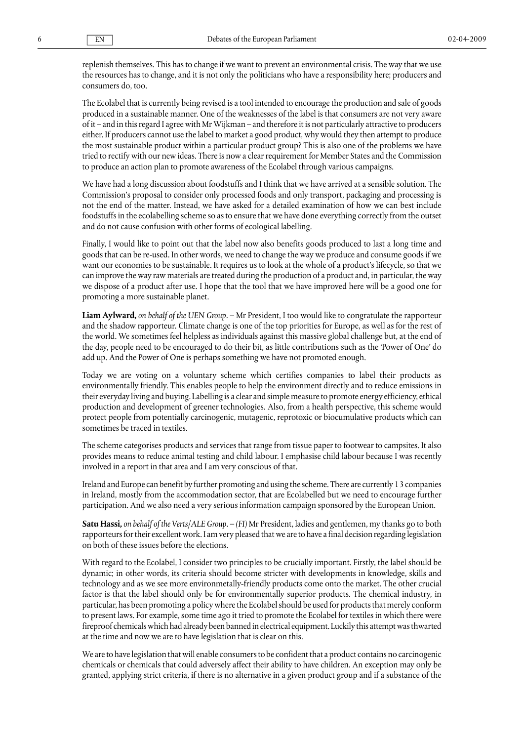replenish themselves. This has to change if we want to prevent an environmental crisis. The way that we use the resources has to change, and it is not only the politicians who have a responsibility here; producers and consumers do, too.

The Ecolabel that is currently being revised is a tool intended to encourage the production and sale of goods produced in a sustainable manner. One of the weaknesses of the label is that consumers are not very aware of it – and in this regard I agree with Mr Wijkman – and therefore it is not particularly attractive to producers either. If producers cannot use the label to market a good product, why would they then attempt to produce the most sustainable product within a particular product group? This is also one of the problems we have tried to rectify with our new ideas. There is now a clear requirement for Member States and the Commission to produce an action plan to promote awareness of the Ecolabel through various campaigns.

We have had a long discussion about foodstuffs and I think that we have arrived at a sensible solution. The Commission's proposal to consider only processed foods and only transport, packaging and processing is not the end of the matter. Instead, we have asked for a detailed examination of how we can best include foodstuffs in the ecolabelling scheme so as to ensure that we have done everything correctly from the outset and do not cause confusion with other forms of ecological labelling.

Finally, I would like to point out that the label now also benefits goods produced to last a long time and goods that can be re-used. In other words, we need to change the way we produce and consume goods if we want our economies to be sustainable. It requires us to look at the whole of a product's lifecycle, so that we can improve the way raw materials are treated during the production of a product and, in particular, the way we dispose of a product after use. I hope that the tool that we have improved here will be a good one for promoting a more sustainable planet.

**Liam Aylward,** *on behalf of the UEN Group*. – Mr President, I too would like to congratulate the rapporteur and the shadow rapporteur. Climate change is one of the top priorities for Europe, as well as for the rest of the world. We sometimes feel helpless as individuals against this massive global challenge but, at the end of the day, people need to be encouraged to do their bit, as little contributions such as the 'Power of One' do add up. And the Power of One is perhaps something we have not promoted enough.

Today we are voting on a voluntary scheme which certifies companies to label their products as environmentally friendly. This enables people to help the environment directly and to reduce emissions in their everyday living and buying. Labelling is a clear and simple measure to promote energy efficiency, ethical production and development of greener technologies. Also, from a health perspective, this scheme would protect people from potentially carcinogenic, mutagenic, reprotoxic or biocumulative products which can sometimes be traced in textiles.

The scheme categorises products and services that range from tissue paper to footwear to campsites. It also provides means to reduce animal testing and child labour. I emphasise child labour because I was recently involved in a report in that area and I am very conscious of that.

Ireland and Europe can benefit by further promoting and using the scheme. There are currently 13 companies in Ireland, mostly from the accommodation sector, that are Ecolabelled but we need to encourage further participation. And we also need a very serious information campaign sponsored by the European Union.

**Satu Hassi,** *on behalf of the Verts/ALE Group*. – *(FI)* Mr President, ladies and gentlemen, my thanks go to both rapporteurs for their excellent work. I am very pleased that we are to have a final decision regarding legislation on both of these issues before the elections.

With regard to the Ecolabel, I consider two principles to be crucially important. Firstly, the label should be dynamic; in other words, its criteria should become stricter with developments in knowledge, skills and technology and as we see more environmetally-friendly products come onto the market. The other crucial factor is that the label should only be for environmentally superior products. The chemical industry, in particular, has been promoting a policy where the Ecolabel should be used for products that merely conform to present laws. For example, some time ago it tried to promote the Ecolabel for textiles in which there were fireproof chemicals which had already been banned in electrical equipment. Luckily this attempt was thwarted at the time and now we are to have legislation that is clear on this.

We are to have legislation that will enable consumers to be confident that a product contains no carcinogenic chemicals or chemicals that could adversely affect their ability to have children. An exception may only be granted, applying strict criteria, if there is no alternative in a given product group and if a substance of the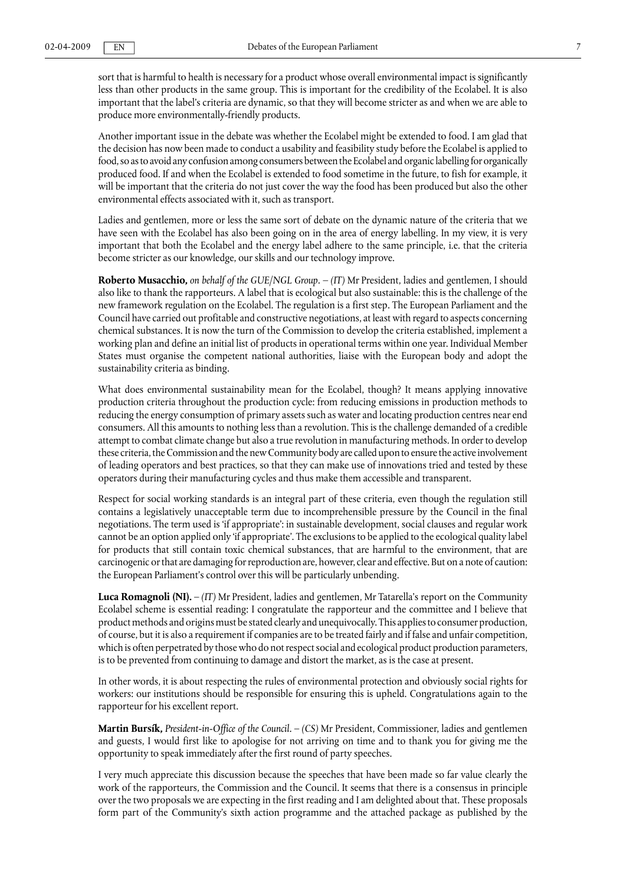sort that is harmful to health is necessary for a product whose overall environmental impact is significantly less than other products in the same group. This is important for the credibility of the Ecolabel. It is also important that the label's criteria are dynamic, so that they will become stricter as and when we are able to produce more environmentally-friendly products.

Another important issue in the debate was whether the Ecolabel might be extended to food. I am glad that the decision has now been made to conduct a usability and feasibility study before the Ecolabel is applied to food, so as to avoid any confusion among consumers between the Ecolabel and organic labelling for organically produced food. If and when the Ecolabel is extended to food sometime in the future, to fish for example, it will be important that the criteria do not just cover the way the food has been produced but also the other environmental effects associated with it, such as transport.

Ladies and gentlemen, more or less the same sort of debate on the dynamic nature of the criteria that we have seen with the Ecolabel has also been going on in the area of energy labelling. In my view, it is very important that both the Ecolabel and the energy label adhere to the same principle, i.e. that the criteria become stricter as our knowledge, our skills and our technology improve.

**Roberto Musacchio,** *on behalf of the GUE/NGL Group*. – *(IT)* Mr President, ladies and gentlemen, I should also like to thank the rapporteurs. A label that is ecological but also sustainable: this is the challenge of the new framework regulation on the Ecolabel. The regulation is a first step. The European Parliament and the Council have carried out profitable and constructive negotiations, at least with regard to aspects concerning chemical substances. It is now the turn of the Commission to develop the criteria established, implement a working plan and define an initial list of products in operational terms within one year. Individual Member States must organise the competent national authorities, liaise with the European body and adopt the sustainability criteria as binding.

What does environmental sustainability mean for the Ecolabel, though? It means applying innovative production criteria throughout the production cycle: from reducing emissions in production methods to reducing the energy consumption of primary assets such as water and locating production centres near end consumers. All this amounts to nothing less than a revolution. This is the challenge demanded of a credible attempt to combat climate change but also a true revolution in manufacturing methods. In order to develop these criteria, the Commission and the new Community body are called upon to ensure the active involvement of leading operators and best practices, so that they can make use of innovations tried and tested by these operators during their manufacturing cycles and thus make them accessible and transparent.

Respect for social working standards is an integral part of these criteria, even though the regulation still contains a legislatively unacceptable term due to incomprehensible pressure by the Council in the final negotiations. The term used is 'if appropriate': in sustainable development, social clauses and regular work cannot be an option applied only 'if appropriate'. The exclusions to be applied to the ecological quality label for products that still contain toxic chemical substances, that are harmful to the environment, that are carcinogenic or that are damaging for reproduction are, however, clear and effective. But on a note of caution: the European Parliament's control over this will be particularly unbending.

**Luca Romagnoli (NI).** – *(IT)* Mr President, ladies and gentlemen, Mr Tatarella's report on the Community Ecolabel scheme is essential reading: I congratulate the rapporteur and the committee and I believe that product methods and origins must be stated clearly and unequivocally. This applies to consumer production, of course, but it is also a requirement if companies are to be treated fairly and if false and unfair competition, which is often perpetrated by those who do not respect social and ecological product production parameters, is to be prevented from continuing to damage and distort the market, as is the case at present.

In other words, it is about respecting the rules of environmental protection and obviously social rights for workers: our institutions should be responsible for ensuring this is upheld. Congratulations again to the rapporteur for his excellent report.

**Martin Bursík,** *President-in-Office of the Council*. – *(CS)* Mr President, Commissioner, ladies and gentlemen and guests, I would first like to apologise for not arriving on time and to thank you for giving me the opportunity to speak immediately after the first round of party speeches.

I very much appreciate this discussion because the speeches that have been made so far value clearly the work of the rapporteurs, the Commission and the Council. It seems that there is a consensus in principle over the two proposals we are expecting in the first reading and I am delighted about that. These proposals form part of the Community's sixth action programme and the attached package as published by the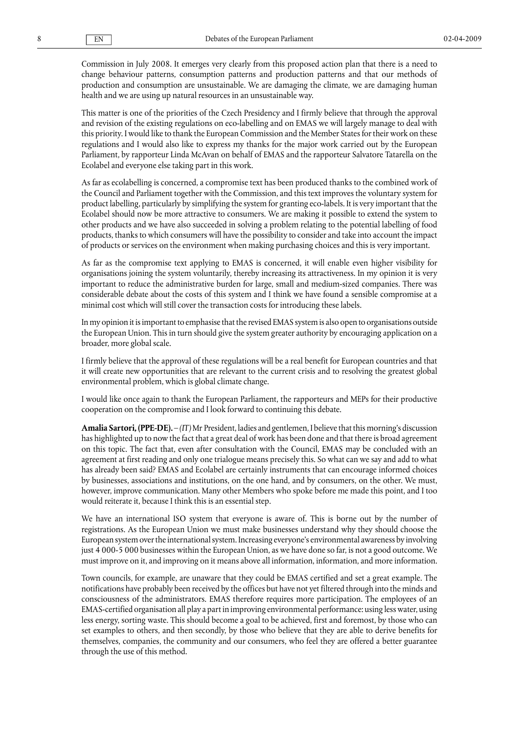Commission in July 2008. It emerges very clearly from this proposed action plan that there is a need to change behaviour patterns, consumption patterns and production patterns and that our methods of production and consumption are unsustainable. We are damaging the climate, we are damaging human health and we are using up natural resources in an unsustainable way.

This matter is one of the priorities of the Czech Presidency and I firmly believe that through the approval and revision of the existing regulations on eco-labelling and on EMAS we will largely manage to deal with this priority. I would like to thank the European Commission and the Member States for their work on these regulations and I would also like to express my thanks for the major work carried out by the European Parliament, by rapporteur Linda McAvan on behalf of EMAS and the rapporteur Salvatore Tatarella on the Ecolabel and everyone else taking part in this work.

As far as ecolabelling is concerned, a compromise text has been produced thanks to the combined work of the Council and Parliament together with the Commission, and this text improves the voluntary system for product labelling, particularly by simplifying the system for granting eco-labels. It is very important that the Ecolabel should now be more attractive to consumers. We are making it possible to extend the system to other products and we have also succeeded in solving a problem relating to the potential labelling of food products, thanks to which consumers will have the possibility to consider and take into account the impact of products or services on the environment when making purchasing choices and this is very important.

As far as the compromise text applying to EMAS is concerned, it will enable even higher visibility for organisations joining the system voluntarily, thereby increasing its attractiveness. In my opinion it is very important to reduce the administrative burden for large, small and medium-sized companies. There was considerable debate about the costs of this system and I think we have found a sensible compromise at a minimal cost which will still cover the transaction costs for introducing these labels.

In my opinion it is important to emphasise that the revised EMAS system is also open to organisations outside the European Union. This in turn should give the system greater authority by encouraging application on a broader, more global scale.

I firmly believe that the approval of these regulations will be a real benefit for European countries and that it will create new opportunities that are relevant to the current crisis and to resolving the greatest global environmental problem, which is global climate change.

I would like once again to thank the European Parliament, the rapporteurs and MEPs for their productive cooperation on the compromise and I look forward to continuing this debate.

**Amalia Sartori, (PPE-DE).** – *(IT)* Mr President, ladies and gentlemen, I believe that this morning's discussion has highlighted up to now the fact that a great deal of work has been done and that there is broad agreement on this topic. The fact that, even after consultation with the Council, EMAS may be concluded with an agreement at first reading and only one trialogue means precisely this. So what can we say and add to what has already been said? EMAS and Ecolabel are certainly instruments that can encourage informed choices by businesses, associations and institutions, on the one hand, and by consumers, on the other. We must, however, improve communication. Many other Members who spoke before me made this point, and I too would reiterate it, because I think this is an essential step.

We have an international ISO system that everyone is aware of. This is borne out by the number of registrations. As the European Union we must make businesses understand why they should choose the European system over the international system. Increasing everyone's environmental awareness by involving just 4 000-5 000 businesses within the European Union, as we have done so far, is not a good outcome. We must improve on it, and improving on it means above all information, information, and more information.

Town councils, for example, are unaware that they could be EMAS certified and set a great example. The notifications have probably been received by the offices but have not yet filtered through into the minds and consciousness of the administrators. EMAS therefore requires more participation. The employees of an EMAS-certified organisation all play a part in improving environmental performance: using less water, using less energy, sorting waste. This should become a goal to be achieved, first and foremost, by those who can set examples to others, and then secondly, by those who believe that they are able to derive benefits for themselves, companies, the community and our consumers, who feel they are offered a better guarantee through the use of this method.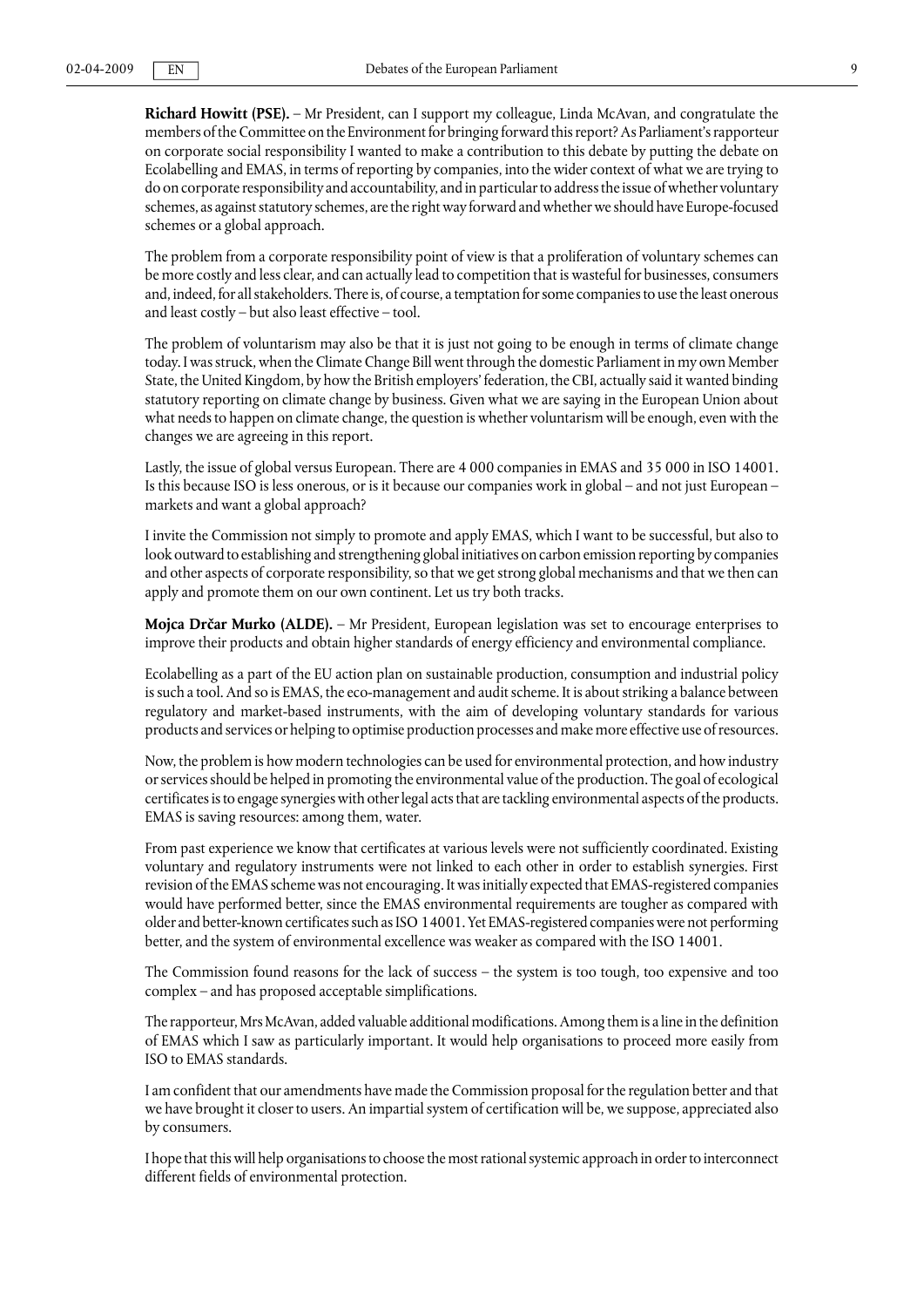**Richard Howitt (PSE).** – Mr President, can I support my colleague, Linda McAvan, and congratulate the members of the Committee on the Environment for bringing forward this report? As Parliament's rapporteur on corporate social responsibility I wanted to make a contribution to this debate by putting the debate on Ecolabelling and EMAS, in terms of reporting by companies, into the wider context of what we are trying to do on corporate responsibility and accountability, and in particular to address the issue of whether voluntary schemes, as against statutory schemes, are the right way forward and whether we should have Europe-focused schemes or a global approach.

The problem from a corporate responsibility point of view is that a proliferation of voluntary schemes can be more costly and less clear, and can actually lead to competition that is wasteful for businesses, consumers and, indeed, for all stakeholders. There is, of course, a temptation for some companies to use the least onerous and least costly – but also least effective – tool.

The problem of voluntarism may also be that it is just not going to be enough in terms of climate change today. I was struck, when the Climate Change Bill went through the domestic Parliament in my own Member State, the United Kingdom, by how the British employers' federation, the CBI, actually said it wanted binding statutory reporting on climate change by business. Given what we are saying in the European Union about what needs to happen on climate change, the question is whether voluntarism will be enough, even with the changes we are agreeing in this report.

Lastly, the issue of global versus European. There are 4 000 companies in EMAS and 35 000 in ISO 14001. Is this because ISO is less onerous, or is it because our companies work in global – and not just European – markets and want a global approach?

I invite the Commission not simply to promote and apply EMAS, which I want to be successful, but also to look outward to establishing and strengthening global initiatives on carbon emission reporting by companies and other aspects of corporate responsibility, so that we get strong global mechanisms and that we then can apply and promote them on our own continent. Let us try both tracks.

**Mojca Drčar Murko (ALDE).** – Mr President, European legislation was set to encourage enterprises to improve their products and obtain higher standards of energy efficiency and environmental compliance.

Ecolabelling as a part of the EU action plan on sustainable production, consumption and industrial policy is such a tool. And so is EMAS, the eco-management and audit scheme. It is about striking a balance between regulatory and market-based instruments, with the aim of developing voluntary standards for various products and services or helping to optimise production processes and make more effective use of resources.

Now, the problem is how modern technologies can be used for environmental protection, and how industry or services should be helped in promoting the environmental value of the production. The goal of ecological certificates is to engage synergies with other legal acts that are tackling environmental aspects of the products. EMAS is saving resources: among them, water.

From past experience we know that certificates at various levels were not sufficiently coordinated. Existing voluntary and regulatory instruments were not linked to each other in order to establish synergies. First revision of the EMAS scheme was not encouraging. It was initially expected that EMAS-registered companies would have performed better, since the EMAS environmental requirements are tougher as compared with older and better-known certificates such as ISO 14001. Yet EMAS-registered companies were not performing better, and the system of environmental excellence was weaker as compared with the ISO 14001.

The Commission found reasons for the lack of success – the system is too tough, too expensive and too complex – and has proposed acceptable simplifications.

The rapporteur, Mrs McAvan, added valuable additional modifications. Among them is a line in the definition of EMAS which I saw as particularly important. It would help organisations to proceed more easily from ISO to EMAS standards.

I am confident that our amendments have made the Commission proposal for the regulation better and that we have brought it closer to users. An impartial system of certification will be, we suppose, appreciated also by consumers.

I hope that this will help organisations to choose the most rational systemic approach in order to interconnect different fields of environmental protection.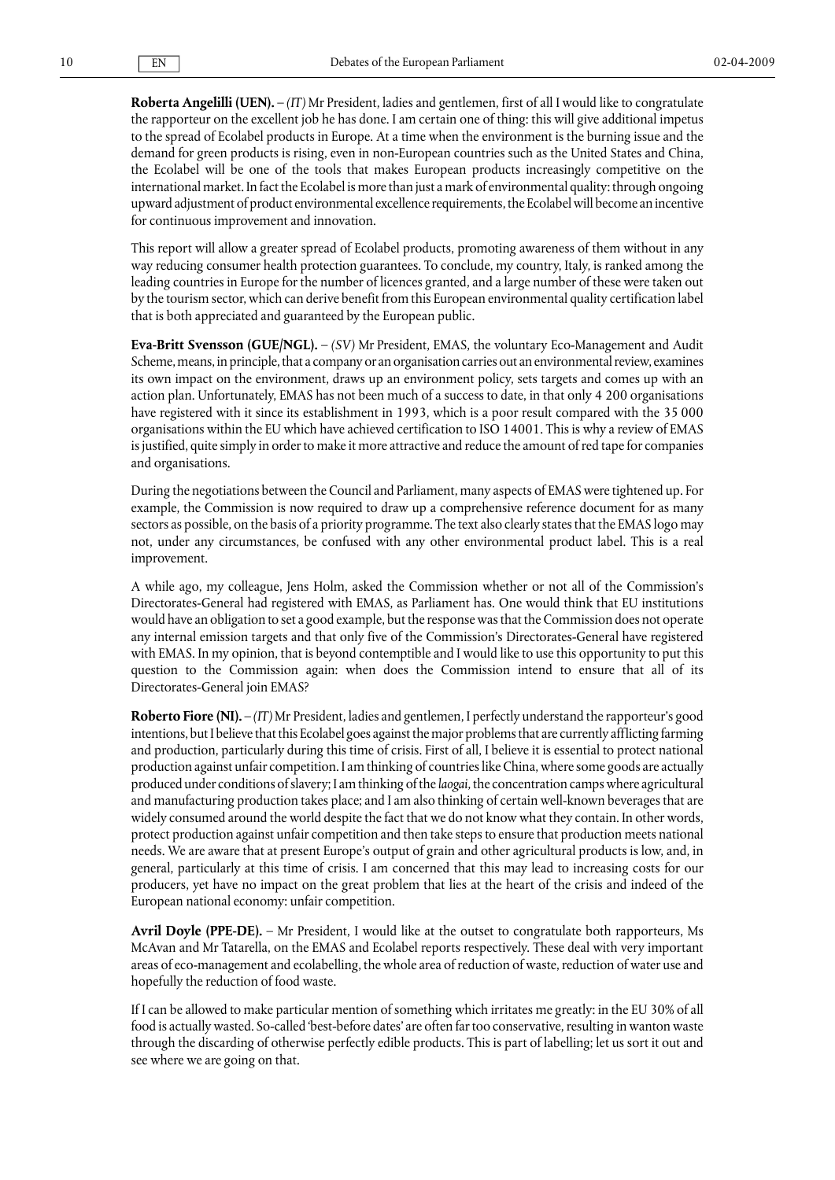**Roberta Angelilli (UEN).** – *(IT)* Mr President, ladies and gentlemen, first of all I would like to congratulate the rapporteur on the excellent job he has done. I am certain one of thing: this will give additional impetus to the spread of Ecolabel products in Europe. At a time when the environment is the burning issue and the demand for green products is rising, even in non-European countries such as the United States and China, the Ecolabel will be one of the tools that makes European products increasingly competitive on the international market. In fact the Ecolabel is more than just a mark of environmental quality: through ongoing upward adjustment of product environmental excellence requirements, the Ecolabel will become an incentive for continuous improvement and innovation.

This report will allow a greater spread of Ecolabel products, promoting awareness of them without in any way reducing consumer health protection guarantees. To conclude, my country, Italy, is ranked among the leading countries in Europe for the number of licences granted, and a large number of these were taken out by the tourism sector, which can derive benefit from this European environmental quality certification label that is both appreciated and guaranteed by the European public.

**Eva-Britt Svensson (GUE/NGL).** – *(SV)* Mr President, EMAS, the voluntary Eco-Management and Audit Scheme, means, in principle, that a company or an organisation carries out an environmental review, examines its own impact on the environment, draws up an environment policy, sets targets and comes up with an action plan. Unfortunately, EMAS has not been much of a success to date, in that only 4 200 organisations have registered with it since its establishment in 1993, which is a poor result compared with the 35 000 organisations within the EU which have achieved certification to ISO 14001. This is why a review of EMAS is justified, quite simply in order to make it more attractive and reduce the amount of red tape for companies and organisations.

During the negotiations between the Council and Parliament, many aspects of EMAS were tightened up. For example, the Commission is now required to draw up a comprehensive reference document for as many sectors as possible, on the basis of a priority programme. The text also clearly states that the EMAS logo may not, under any circumstances, be confused with any other environmental product label. This is a real improvement.

A while ago, my colleague, Jens Holm, asked the Commission whether or not all of the Commission's Directorates-General had registered with EMAS, as Parliament has. One would think that EU institutions would have an obligation to set a good example, but the response was that the Commission does not operate any internal emission targets and that only five of the Commission's Directorates-General have registered with EMAS. In my opinion, that is beyond contemptible and I would like to use this opportunity to put this question to the Commission again: when does the Commission intend to ensure that all of its Directorates-General join EMAS?

**Roberto Fiore (NI).** – *(IT)* Mr President, ladies and gentlemen, I perfectly understand the rapporteur's good intentions, but I believe that this Ecolabel goes against the major problems that are currently afflicting farming and production, particularly during this time of crisis. First of all, I believe it is essential to protect national production against unfair competition. I am thinking of countries like China, where some goods are actually produced under conditions of slavery; I am thinking of the *laogai*, the concentration camps where agricultural and manufacturing production takes place; and I am also thinking of certain well-known beverages that are widely consumed around the world despite the fact that we do not know what they contain. In other words, protect production against unfair competition and then take steps to ensure that production meets national needs. We are aware that at present Europe's output of grain and other agricultural products is low, and, in general, particularly at this time of crisis. I am concerned that this may lead to increasing costs for our producers, yet have no impact on the great problem that lies at the heart of the crisis and indeed of the European national economy: unfair competition.

**Avril Doyle (PPE-DE).** – Mr President, I would like at the outset to congratulate both rapporteurs, Ms McAvan and Mr Tatarella, on the EMAS and Ecolabel reports respectively. These deal with very important areas of eco-management and ecolabelling, the whole area of reduction of waste, reduction of water use and hopefully the reduction of food waste.

If I can be allowed to make particular mention of something which irritates me greatly: in the EU 30% of all food is actually wasted. So-called 'best-before dates' are often far too conservative, resulting in wanton waste through the discarding of otherwise perfectly edible products. This is part of labelling; let us sort it out and see where we are going on that.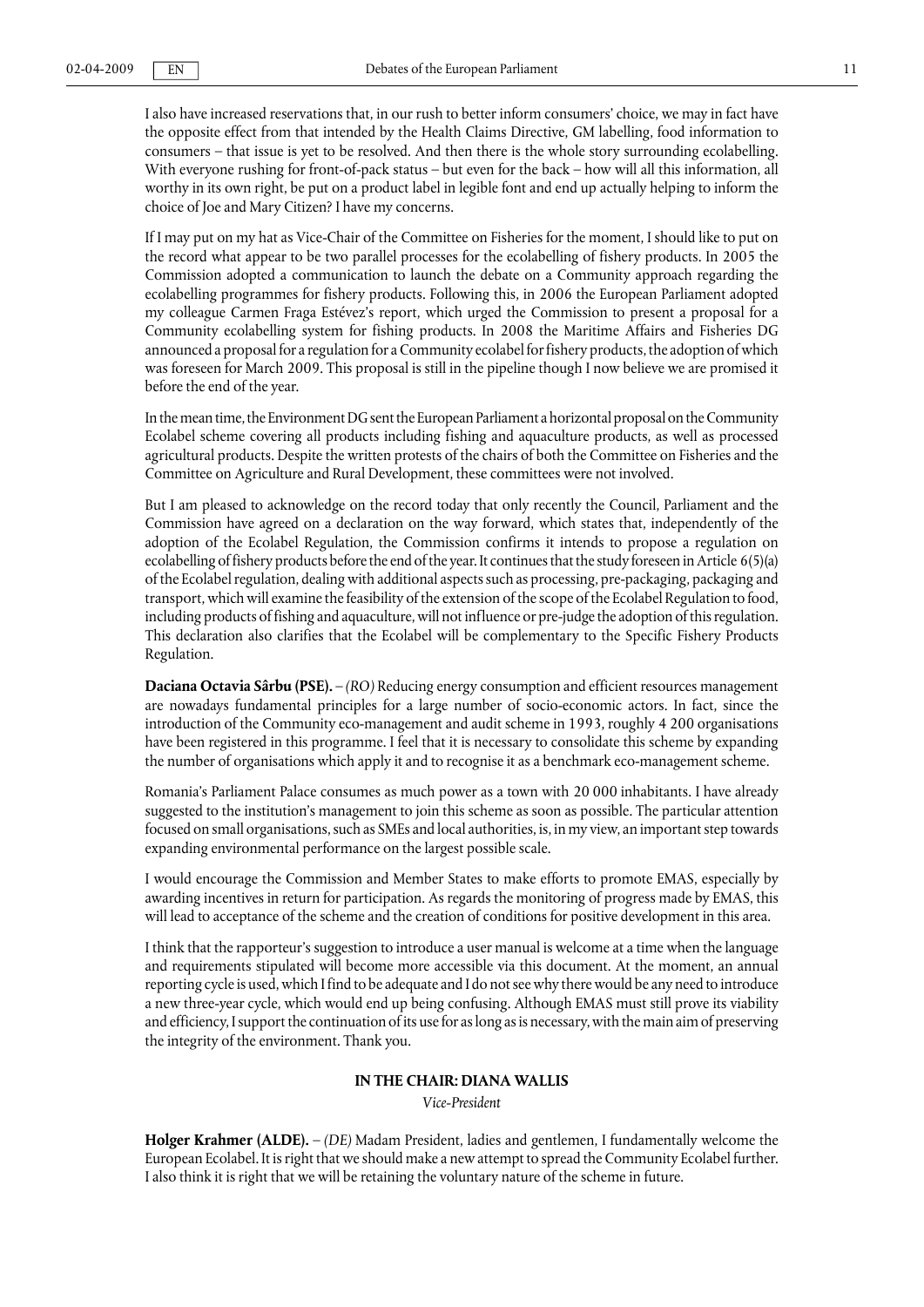I also have increased reservations that, in our rush to better inform consumers' choice, we may in fact have the opposite effect from that intended by the Health Claims Directive, GM labelling, food information to consumers – that issue is yet to be resolved. And then there is the whole story surrounding ecolabelling. With everyone rushing for front-of-pack status – but even for the back – how will all this information, all worthy in its own right, be put on a product label in legible font and end up actually helping to inform the choice of Joe and Mary Citizen? I have my concerns.

If I may put on my hat as Vice-Chair of the Committee on Fisheries for the moment, I should like to put on the record what appear to be two parallel processes for the ecolabelling of fishery products. In 2005 the Commission adopted a communication to launch the debate on a Community approach regarding the ecolabelling programmes for fishery products. Following this, in 2006 the European Parliament adopted my colleague Carmen Fraga Estévez's report, which urged the Commission to present a proposal for a Community ecolabelling system for fishing products. In 2008 the Maritime Affairs and Fisheries DG announced a proposal for a regulation for a Community ecolabel for fishery products, the adoption of which was foreseen for March 2009. This proposal is still in the pipeline though I now believe we are promised it before the end of the year.

In the mean time, the Environment DG sent the European Parliament a horizontal proposal on the Community Ecolabel scheme covering all products including fishing and aquaculture products, as well as processed agricultural products. Despite the written protests of the chairs of both the Committee on Fisheries and the Committee on Agriculture and Rural Development, these committees were not involved.

But I am pleased to acknowledge on the record today that only recently the Council, Parliament and the Commission have agreed on a declaration on the way forward, which states that, independently of the adoption of the Ecolabel Regulation, the Commission confirms it intends to propose a regulation on ecolabelling of fishery products before the end of the year. It continues that the study foreseen in Article 6(5)(a) of the Ecolabel regulation, dealing with additional aspects such as processing, pre-packaging, packaging and transport, which will examine the feasibility of the extension of the scope of the Ecolabel Regulation to food, including products of fishing and aquaculture, will not influence or pre-judge the adoption of this regulation. This declaration also clarifies that the Ecolabel will be complementary to the Specific Fishery Products Regulation.

**Daciana Octavia Sârbu (PSE).** – *(RO)* Reducing energy consumption and efficient resources management are nowadays fundamental principles for a large number of socio-economic actors. In fact, since the introduction of the Community eco-management and audit scheme in 1993, roughly 4 200 organisations have been registered in this programme. I feel that it is necessary to consolidate this scheme by expanding the number of organisations which apply it and to recognise it as a benchmark eco-management scheme.

Romania's Parliament Palace consumes as much power as a town with 20 000 inhabitants. I have already suggested to the institution's management to join this scheme as soon as possible. The particular attention focused on small organisations, such as SMEs and local authorities, is, in my view, an important step towards expanding environmental performance on the largest possible scale.

I would encourage the Commission and Member States to make efforts to promote EMAS, especially by awarding incentives in return for participation. As regards the monitoring of progress made by EMAS, this will lead to acceptance of the scheme and the creation of conditions for positive development in this area.

I think that the rapporteur's suggestion to introduce a user manual is welcome at a time when the language and requirements stipulated will become more accessible via this document. At the moment, an annual reporting cycle is used, which I find to be adequate and I do not see why there would be any need to introduce a new three-year cycle, which would end up being confusing. Although EMAS must still prove its viability and efficiency, I support the continuation of its use for as long as is necessary, with the main aim of preserving the integrity of the environment. Thank you.

**IN THE CHAIR: DIANA WALLIS**

*Vice-President*

**Holger Krahmer (ALDE).** – *(DE)* Madam President, ladies and gentlemen, I fundamentally welcome the European Ecolabel. It is right that we should make a new attempt to spread the Community Ecolabel further. I also think it is right that we will be retaining the voluntary nature of the scheme in future.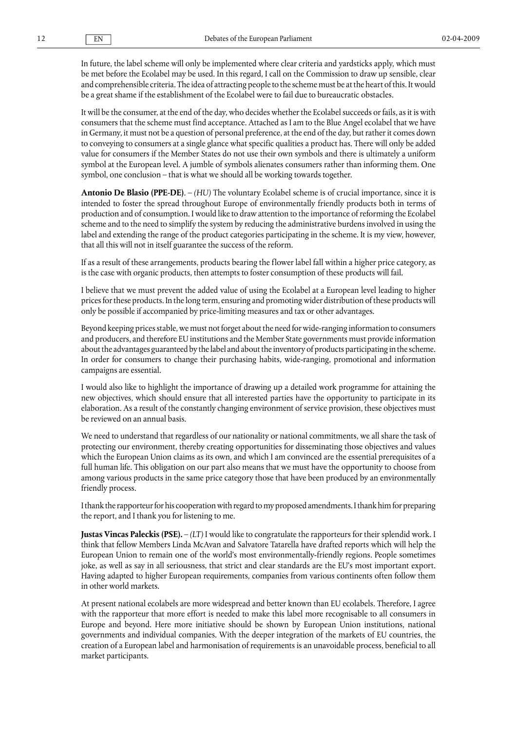In future, the label scheme will only be implemented where clear criteria and yardsticks apply, which must be met before the Ecolabel may be used. In this regard, I call on the Commission to draw up sensible, clear and comprehensible criteria. The idea of attracting people to the scheme must be at the heart of this. It would be a great shame if the establishment of the Ecolabel were to fail due to bureaucratic obstacles.

It will be the consumer, at the end of the day, who decides whether the Ecolabel succeeds or fails, as it is with consumers that the scheme must find acceptance. Attached as I am to the Blue Angel ecolabel that we have in Germany, it must not be a question of personal preference, at the end of the day, but rather it comes down to conveying to consumers at a single glance what specific qualities a product has. There will only be added value for consumers if the Member States do not use their own symbols and there is ultimately a uniform symbol at the European level. A jumble of symbols alienates consumers rather than informing them. One symbol, one conclusion – that is what we should all be working towards together.

**Antonio De Blasio (PPE-DE)**. – *(HU)* The voluntary Ecolabel scheme is of crucial importance, since it is intended to foster the spread throughout Europe of environmentally friendly products both in terms of production and of consumption. I would like to draw attention to the importance of reforming the Ecolabel scheme and to the need to simplify the system by reducing the administrative burdens involved in using the label and extending the range of the product categories participating in the scheme. It is my view, however, that all this will not in itself guarantee the success of the reform.

If as a result of these arrangements, products bearing the flower label fall within a higher price category, as is the case with organic products, then attempts to foster consumption of these products will fail.

I believe that we must prevent the added value of using the Ecolabel at a European level leading to higher prices for these products. In the long term, ensuring and promoting wider distribution of these products will only be possible if accompanied by price-limiting measures and tax or other advantages.

Beyond keeping prices stable, we must not forget about the need for wide-ranging information to consumers and producers, and therefore EU institutions and the Member State governments must provide information about the advantages guaranteed by the label and about the inventory of products participating in the scheme. In order for consumers to change their purchasing habits, wide-ranging, promotional and information campaigns are essential.

I would also like to highlight the importance of drawing up a detailed work programme for attaining the new objectives, which should ensure that all interested parties have the opportunity to participate in its elaboration. As a result of the constantly changing environment of service provision, these objectives must be reviewed on an annual basis.

We need to understand that regardless of our nationality or national commitments, we all share the task of protecting our environment, thereby creating opportunities for disseminating those objectives and values which the European Union claims as its own, and which I am convinced are the essential prerequisites of a full human life. This obligation on our part also means that we must have the opportunity to choose from among various products in the same price category those that have been produced by an environmentally friendly process.

I thank the rapporteur for his cooperation with regard to my proposed amendments. I thank him for preparing the report, and I thank you for listening to me.

**Justas Vincas Paleckis (PSE).** – *(LT)* I would like to congratulate the rapporteurs for their splendid work. I think that fellow Members Linda McAvan and Salvatore Tatarella have drafted reports which will help the European Union to remain one of the world's most environmentally-friendly regions. People sometimes joke, as well as say in all seriousness, that strict and clear standards are the EU's most important export. Having adapted to higher European requirements, companies from various continents often follow them in other world markets.

At present national ecolabels are more widespread and better known than EU ecolabels. Therefore, I agree with the rapporteur that more effort is needed to make this label more recognisable to all consumers in Europe and beyond. Here more initiative should be shown by European Union institutions, national governments and individual companies. With the deeper integration of the markets of EU countries, the creation of a European label and harmonisation of requirements is an unavoidable process, beneficial to all market participants.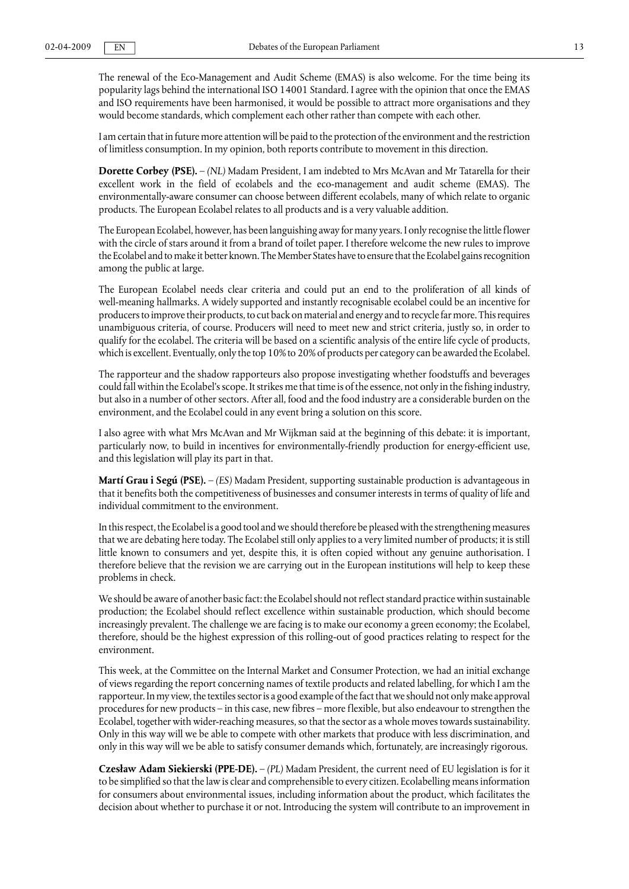The renewal of the Eco-Management and Audit Scheme (EMAS) is also welcome. For the time being its popularity lags behind the international ISO 14001 Standard. I agree with the opinion that once the EMAS and ISO requirements have been harmonised, it would be possible to attract more organisations and they would become standards, which complement each other rather than compete with each other.

I am certain that in future more attention will be paid to the protection of the environment and the restriction of limitless consumption. In my opinion, both reports contribute to movement in this direction.

**Dorette Corbey (PSE).** – *(NL)* Madam President, I am indebted to Mrs McAvan and Mr Tatarella for their excellent work in the field of ecolabels and the eco-management and audit scheme (EMAS). The environmentally-aware consumer can choose between different ecolabels, many of which relate to organic products. The European Ecolabel relates to all products and is a very valuable addition.

The European Ecolabel, however, has been languishing away for many years. I only recognise the little flower with the circle of stars around it from a brand of toilet paper. I therefore welcome the new rules to improve the Ecolabel and to make it better known. The Member States have to ensure that the Ecolabel gains recognition among the public at large.

The European Ecolabel needs clear criteria and could put an end to the proliferation of all kinds of well-meaning hallmarks. A widely supported and instantly recognisable ecolabel could be an incentive for producers to improve their products, to cut back on material and energy and to recycle far more. This requires unambiguous criteria, of course. Producers will need to meet new and strict criteria, justly so, in order to qualify for the ecolabel. The criteria will be based on a scientific analysis of the entire life cycle of products, which is excellent. Eventually, only the top 10% to 20% of products per category can be awarded the Ecolabel.

The rapporteur and the shadow rapporteurs also propose investigating whether foodstuffs and beverages could fall within the Ecolabel's scope. It strikes me that time is of the essence, not only in the fishing industry, but also in a number of other sectors. After all, food and the food industry are a considerable burden on the environment, and the Ecolabel could in any event bring a solution on this score.

I also agree with what Mrs McAvan and Mr Wijkman said at the beginning of this debate: it is important, particularly now, to build in incentives for environmentally-friendly production for energy-efficient use, and this legislation will play its part in that.

**Martí Grau i Segú (PSE).** – *(ES)* Madam President, supporting sustainable production is advantageous in that it benefits both the competitiveness of businesses and consumer interests in terms of quality of life and individual commitment to the environment.

In this respect, the Ecolabel is a good tool and we should therefore be pleased with the strengthening measures that we are debating here today. The Ecolabel still only applies to a very limited number of products; it is still little known to consumers and yet, despite this, it is often copied without any genuine authorisation. I therefore believe that the revision we are carrying out in the European institutions will help to keep these problems in check.

We should be aware of another basic fact: the Ecolabel should not reflect standard practice within sustainable production; the Ecolabel should reflect excellence within sustainable production, which should become increasingly prevalent. The challenge we are facing is to make our economy a green economy; the Ecolabel, therefore, should be the highest expression of this rolling-out of good practices relating to respect for the environment.

This week, at the Committee on the Internal Market and Consumer Protection, we had an initial exchange of views regarding the report concerning names of textile products and related labelling, for which I am the rapporteur. In my view, the textiles sector is a good example of the fact that we should not only make approval procedures for new products – in this case, new fibres – more flexible, but also endeavour to strengthen the Ecolabel, together with wider-reaching measures, so that the sector as a whole moves towards sustainability. Only in this way will we be able to compete with other markets that produce with less discrimination, and only in this way will we be able to satisfy consumer demands which, fortunately, are increasingly rigorous.

**Czesław Adam Siekierski (PPE-DE).** – *(PL)* Madam President, the current need of EU legislation is for it to be simplified so that the law is clear and comprehensible to every citizen. Ecolabelling means information for consumers about environmental issues, including information about the product, which facilitates the decision about whether to purchase it or not. Introducing the system will contribute to an improvement in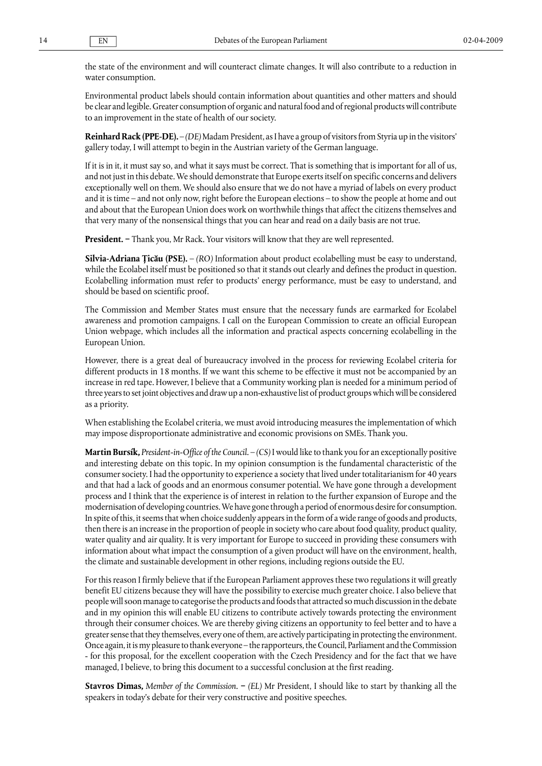the state of the environment and will counteract climate changes. It will also contribute to a reduction in water consumption.

Environmental product labels should contain information about quantities and other matters and should be clear and legible. Greater consumption of organic and natural food and of regional products will contribute to an improvement in the state of health of our society.

**Reinhard Rack (PPE-DE).** – *(DE)* Madam President, as I have a group of visitors from Styria up in the visitors' gallery today, I will attempt to begin in the Austrian variety of the German language.

If it is in it, it must say so, and what it says must be correct. That is something that is important for all of us, and not just in this debate. We should demonstrate that Europe exerts itself on specific concerns and delivers exceptionally well on them. We should also ensure that we do not have a myriad of labels on every product and it is time – and not only now, right before the European elections – to show the people at home and out and about that the European Union does work on worthwhile things that affect the citizens themselves and that very many of the nonsensical things that you can hear and read on a daily basis are not true.

**President.** – Thank you, Mr Rack. Your visitors will know that they are well represented.

**Silvia-Adriana Ţicău (PSE).** – *(RO)* Information about product ecolabelling must be easy to understand, while the Ecolabel itself must be positioned so that it stands out clearly and defines the product in question. Ecolabelling information must refer to products' energy performance, must be easy to understand, and should be based on scientific proof.

The Commission and Member States must ensure that the necessary funds are earmarked for Ecolabel awareness and promotion campaigns. I call on the European Commission to create an official European Union webpage, which includes all the information and practical aspects concerning ecolabelling in the European Union.

However, there is a great deal of bureaucracy involved in the process for reviewing Ecolabel criteria for different products in 18 months. If we want this scheme to be effective it must not be accompanied by an increase in red tape. However, I believe that a Community working plan is needed for a minimum period of three years to set joint objectives and draw up a non-exhaustive list of product groups which will be considered as a priority.

When establishing the Ecolabel criteria, we must avoid introducing measures the implementation of which may impose disproportionate administrative and economic provisions on SMEs. Thank you.

**Martin Bursík,** *President-in-Office of the Council.* – *(CS)* I would like to thank you for an exceptionally positive and interesting debate on this topic. In my opinion consumption is the fundamental characteristic of the consumer society. I had the opportunity to experience a society that lived under totalitarianism for 40 years and that had a lack of goods and an enormous consumer potential. We have gone through a development process and I think that the experience is of interest in relation to the further expansion of Europe and the modernisation of developing countries. We have gone through a period of enormous desire for consumption. In spite of this, it seems that when choice suddenly appears in the form of a wide range of goods and products, then there is an increase in the proportion of people in society who care about food quality, product quality, water quality and air quality. It is very important for Europe to succeed in providing these consumers with information about what impact the consumption of a given product will have on the environment, health, the climate and sustainable development in other regions, including regions outside the EU.

For this reason I firmly believe that if the European Parliament approves these two regulations it will greatly benefit EU citizens because they will have the possibility to exercise much greater choice. I also believe that people will soon manage to categorise the products and foods that attracted so much discussion in the debate and in my opinion this will enable EU citizens to contribute actively towards protecting the environment through their consumer choices. We are thereby giving citizens an opportunity to feel better and to have a greater sense that they themselves, every one of them, are actively participating in protecting the environment. Once again, it is my pleasure to thank everyone – the rapporteurs, the Council, Parliament and the Commission - for this proposal, for the excellent cooperation with the Czech Presidency and for the fact that we have managed, I believe, to bring this document to a successful conclusion at the first reading.

**Stavros Dimas,** *Member of the Commission.* – *(EL)* Mr President, I should like to start by thanking all the speakers in today's debate for their very constructive and positive speeches.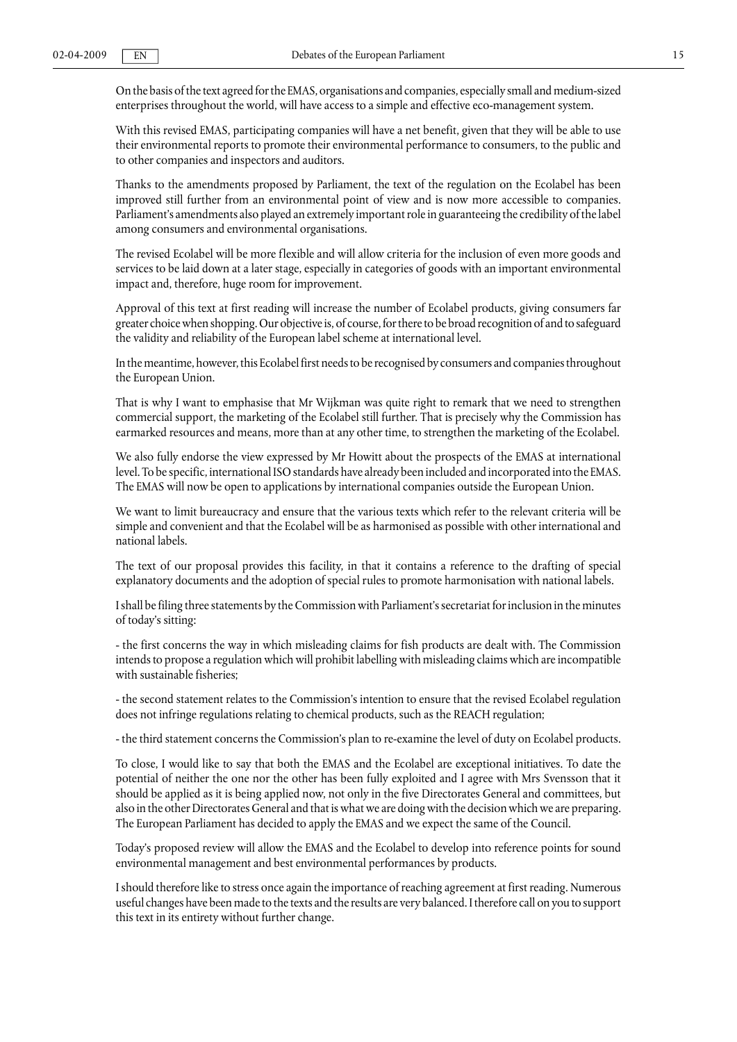On the basis of the text agreed for the EMAS, organisations and companies, especially small and medium-sized enterprises throughout the world, will have access to a simple and effective eco-management system.

With this revised EMAS, participating companies will have a net benefit, given that they will be able to use their environmental reports to promote their environmental performance to consumers, to the public and to other companies and inspectors and auditors.

Thanks to the amendments proposed by Parliament, the text of the regulation on the Ecolabel has been improved still further from an environmental point of view and is now more accessible to companies. Parliament's amendments also played an extremely important role in guaranteeing the credibility of the label among consumers and environmental organisations.

The revised Ecolabel will be more flexible and will allow criteria for the inclusion of even more goods and services to be laid down at a later stage, especially in categories of goods with an important environmental impact and, therefore, huge room for improvement.

Approval of this text at first reading will increase the number of Ecolabel products, giving consumers far greater choice when shopping. Our objective is, of course, for there to be broad recognition of and to safeguard the validity and reliability of the European label scheme at international level.

In the meantime, however, this Ecolabel first needs to be recognised by consumers and companies throughout the European Union.

That is why I want to emphasise that Mr Wijkman was quite right to remark that we need to strengthen commercial support, the marketing of the Ecolabel still further. That is precisely why the Commission has earmarked resources and means, more than at any other time, to strengthen the marketing of the Ecolabel.

We also fully endorse the view expressed by Mr Howitt about the prospects of the EMAS at international level. To be specific, international ISO standards have already been included and incorporated into the EMAS. The EMAS will now be open to applications by international companies outside the European Union.

We want to limit bureaucracy and ensure that the various texts which refer to the relevant criteria will be simple and convenient and that the Ecolabel will be as harmonised as possible with other international and national labels.

The text of our proposal provides this facility, in that it contains a reference to the drafting of special explanatory documents and the adoption of special rules to promote harmonisation with national labels.

I shall be filing three statements by the Commission with Parliament's secretariat for inclusion in the minutes of today's sitting:

- the first concerns the way in which misleading claims for fish products are dealt with. The Commission intends to propose a regulation which will prohibit labelling with misleading claims which are incompatible with sustainable fisheries;

- the second statement relates to the Commission's intention to ensure that the revised Ecolabel regulation does not infringe regulations relating to chemical products, such as the REACH regulation;

- the third statement concerns the Commission's plan to re-examine the level of duty on Ecolabel products.

To close, I would like to say that both the EMAS and the Ecolabel are exceptional initiatives. To date the potential of neither the one nor the other has been fully exploited and I agree with Mrs Svensson that it should be applied as it is being applied now, not only in the five Directorates General and committees, but also in the other Directorates General and that is what we are doing with the decision which we are preparing. The European Parliament has decided to apply the EMAS and we expect the same of the Council.

Today's proposed review will allow the EMAS and the Ecolabel to develop into reference points for sound environmental management and best environmental performances by products.

I should therefore like to stress once again the importance of reaching agreement at first reading. Numerous useful changes have been made to the texts and the results are very balanced. I therefore call on you to support this text in its entirety without further change.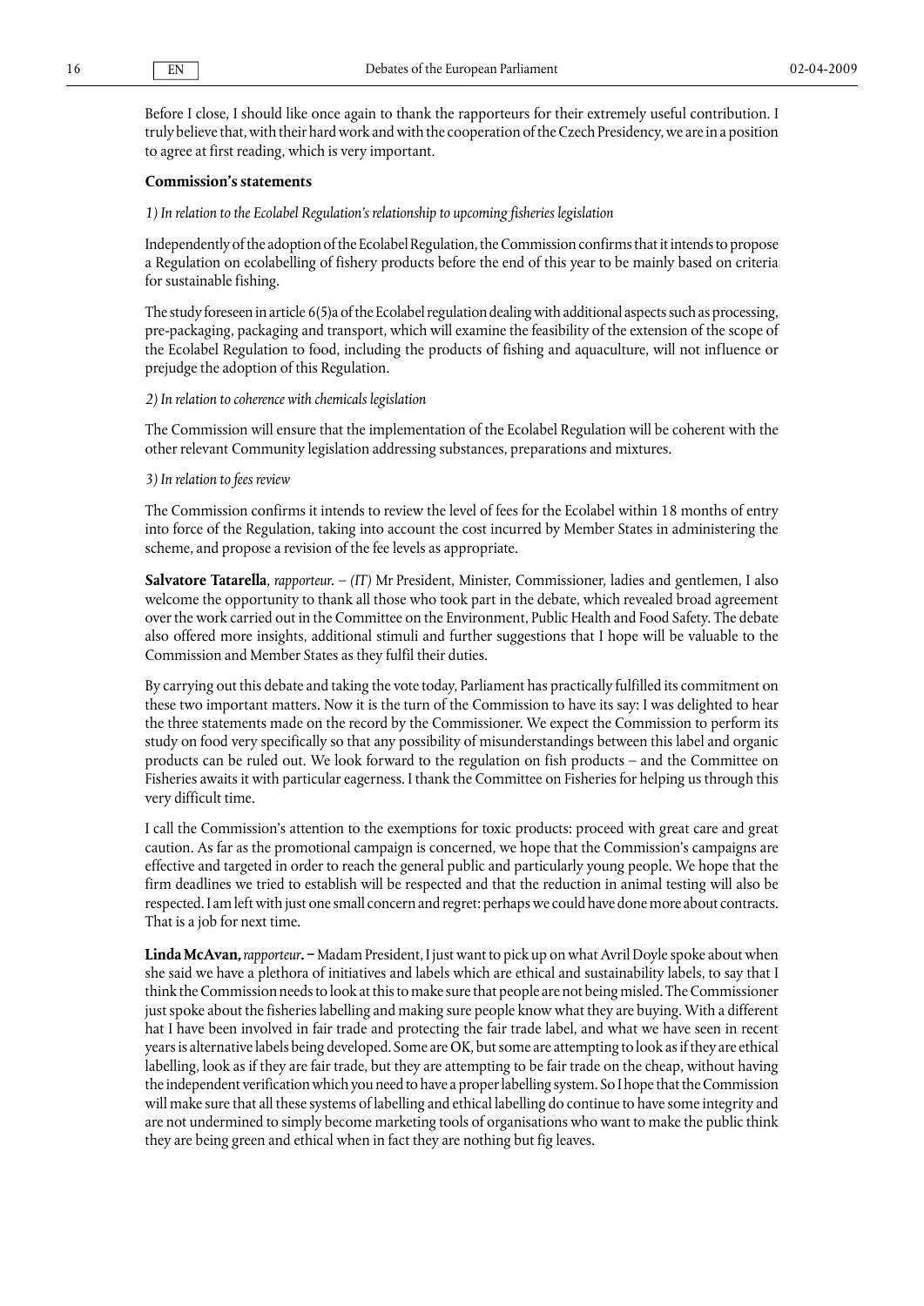Before I close, I should like once again to thank the rapporteurs for their extremely useful contribution. I truly believe that, with their hard work and with the cooperation of the Czech Presidency, we are in a position to agree at first reading, which is very important.

**Commission's statements**

*1) In relation to the Ecolabel Regulation's relationship to upcoming fisheries legislation*

Independently of the adoption of the Ecolabel Regulation, the Commission confirms that it intends to propose a Regulation on ecolabelling of fishery products before the end of this year to be mainly based on criteria for sustainable fishing.

The study foreseen in article 6(5)a of the Ecolabel regulation dealing with additional aspects such as processing, pre-packaging, packaging and transport, which will examine the feasibility of the extension of the scope of the Ecolabel Regulation to food, including the products of fishing and aquaculture, will not influence or prejudge the adoption of this Regulation.

*2) In relation to coherence with chemicals legislation*

The Commission will ensure that the implementation of the Ecolabel Regulation will be coherent with the other relevant Community legislation addressing substances, preparations and mixtures.

*3) In relation to fees review*

The Commission confirms it intends to review the level of fees for the Ecolabel within 18 months of entry into force of the Regulation, taking into account the cost incurred by Member States in administering the scheme, and propose a revision of the fee levels as appropriate.

**Salvatore Tatarella**, *rapporteur*. – *(IT)* Mr President, Minister, Commissioner, ladies and gentlemen, I also welcome the opportunity to thank all those who took part in the debate, which revealed broad agreement over the work carried out in the Committee on the Environment, Public Health and Food Safety. The debate also offered more insights, additional stimuli and further suggestions that I hope will be valuable to the Commission and Member States as they fulfil their duties.

By carrying out this debate and taking the vote today, Parliament has practically fulfilled its commitment on these two important matters. Now it is the turn of the Commission to have its say: I was delighted to hear the three statements made on the record by the Commissioner. We expect the Commission to perform its study on food very specifically so that any possibility of misunderstandings between this label and organic products can be ruled out. We look forward to the regulation on fish products – and the Committee on Fisheries awaits it with particular eagerness. I thank the Committee on Fisheries for helping us through this very difficult time.

I call the Commission's attention to the exemptions for toxic products: proceed with great care and great caution. As far as the promotional campaign is concerned, we hope that the Commission's campaigns are effective and targeted in order to reach the general public and particularly young people. We hope that the firm deadlines we tried to establish will be respected and that the reduction in animal testing will also be respected. I am left with just one small concern and regret: perhaps we could have done more about contracts. That is a job for next time.

**Linda McAvan,** *rapporteur***. –** Madam President, I just want to pick up on what Avril Doyle spoke about when she said we have a plethora of initiatives and labels which are ethical and sustainability labels, to say that I think the Commission needs to look at this to make sure that people are not being misled. The Commissioner just spoke about the fisheries labelling and making sure people know what they are buying. With a different hat I have been involved in fair trade and protecting the fair trade label, and what we have seen in recent years is alternative labels being developed. Some are OK, but some are attempting to look as if they are ethical labelling, look as if they are fair trade, but they are attempting to be fair trade on the cheap, without having the independent verification which you need to have a proper labelling system. So I hope that the Commission will make sure that all these systems of labelling and ethical labelling do continue to have some integrity and are not undermined to simply become marketing tools of organisations who want to make the public think they are being green and ethical when in fact they are nothing but fig leaves.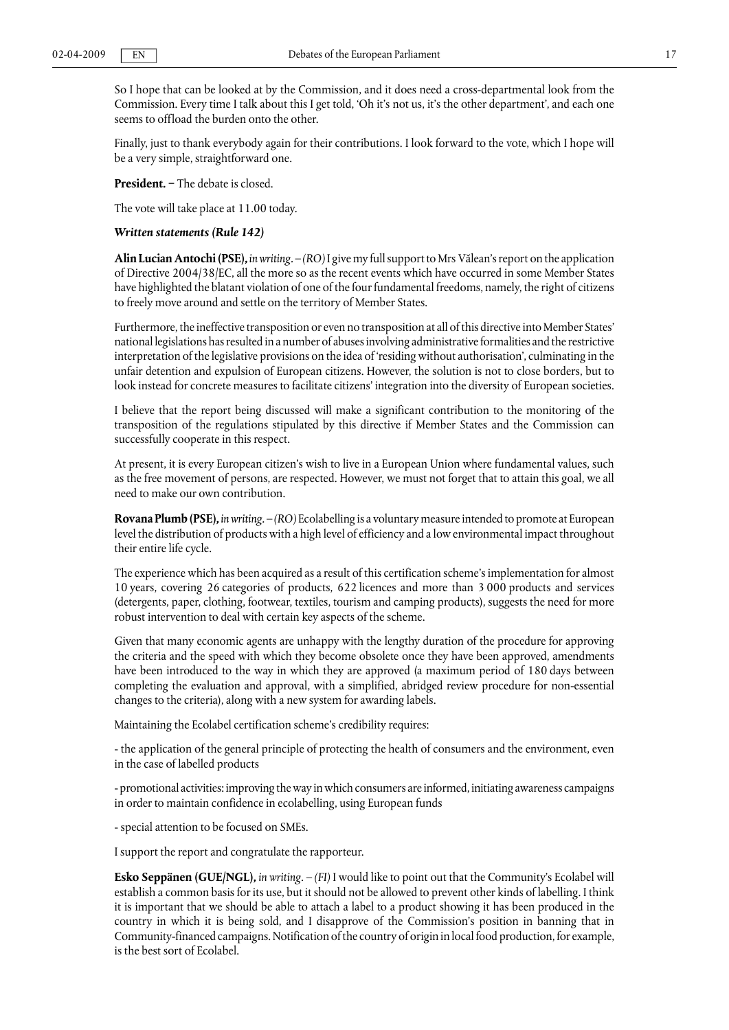So I hope that can be looked at by the Commission, and it does need a cross-departmental look from the Commission. Every time I talk about this I get told, 'Oh it's not us, it's the other department', and each one seems to offload the burden onto the other.

Finally, just to thank everybody again for their contributions. I look forward to the vote, which I hope will be a very simple, straightforward one.

**President.** − The debate is closed.

The vote will take place at 11.00 today.

***Written statements (Rule 142)***

**Alin Lucian Antochi (PSE),** *in writing*. – *(RO)* I give my full support to Mrs Vălean's report on the application of Directive 2004/38/EC, all the more so as the recent events which have occurred in some Member States have highlighted the blatant violation of one of the four fundamental freedoms, namely, the right of citizens to freely move around and settle on the territory of Member States.

Furthermore, the ineffective transposition or even no transposition at all of this directive into Member States' national legislations has resulted in a number of abuses involving administrative formalities and the restrictive interpretation of the legislative provisions on the idea of 'residing without authorisation', culminating in the unfair detention and expulsion of European citizens. However, the solution is not to close borders, but to look instead for concrete measures to facilitate citizens' integration into the diversity of European societies.

I believe that the report being discussed will make a significant contribution to the monitoring of the transposition of the regulations stipulated by this directive if Member States and the Commission can successfully cooperate in this respect.

At present, it is every European citizen's wish to live in a European Union where fundamental values, such as the free movement of persons, are respected. However, we must not forget that to attain this goal, we all need to make our own contribution.

**Rovana Plumb (PSE),** *in writing*. – *(RO)* Ecolabelling is a voluntary measure intended to promote at European level the distribution of products with a high level of efficiency and a low environmental impact throughout their entire life cycle.

The experience which has been acquired as a result of this certification scheme's implementation for almost 10 years, covering 26 categories of products, 622 licences and more than 3 000 products and services (detergents, paper, clothing, footwear, textiles, tourism and camping products), suggests the need for more robust intervention to deal with certain key aspects of the scheme.

Given that many economic agents are unhappy with the lengthy duration of the procedure for approving the criteria and the speed with which they become obsolete once they have been approved, amendments have been introduced to the way in which they are approved (a maximum period of 180 days between completing the evaluation and approval, with a simplified, abridged review procedure for non-essential changes to the criteria), along with a new system for awarding labels.

Maintaining the Ecolabel certification scheme's credibility requires:

- the application of the general principle of protecting the health of consumers and the environment, even in the case of labelled products

- promotional activities: improving the way in which consumers are informed, initiating awareness campaigns in order to maintain confidence in ecolabelling, using European funds

- special attention to be focused on SMEs.

I support the report and congratulate the rapporteur.

**Esko Seppänen (GUE/NGL),** *in writing*. – *(FI)* I would like to point out that the Community's Ecolabel will establish a common basis for its use, but it should not be allowed to prevent other kinds of labelling. I think it is important that we should be able to attach a label to a product showing it has been produced in the country in which it is being sold, and I disapprove of the Commission's position in banning that in Community-financed campaigns. Notification of the country of origin in local food production, for example, is the best sort of Ecolabel.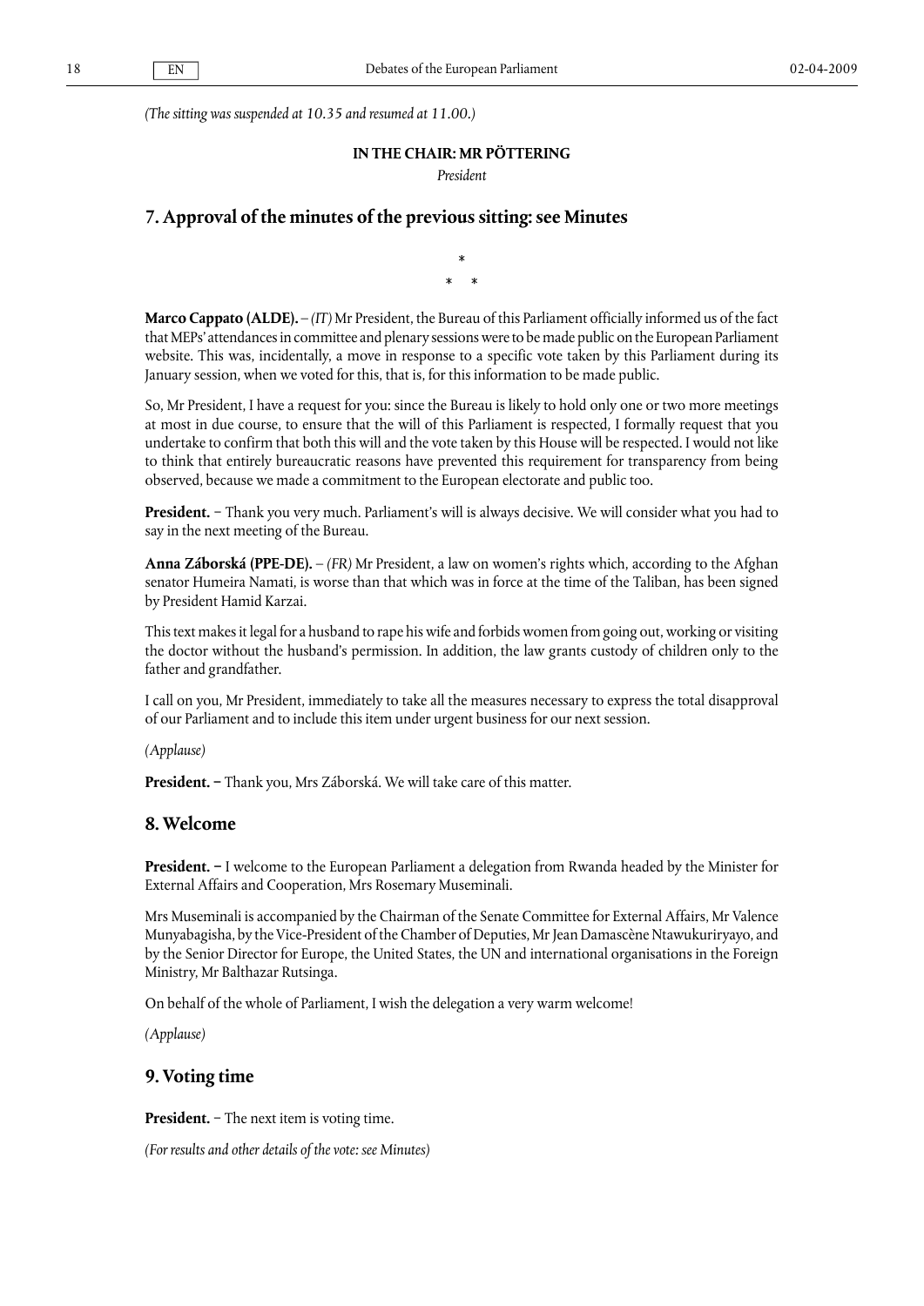*(The sitting was suspended at 10.35 and resumed at 11.00.)*

**IN THE CHAIR: MR PÖTTERING**

*President*

## 7. Approval of the minutes of the previous sitting: see Minutes

\*

\* \*

**Marco Cappato (ALDE).** – *(IT)* Mr President, the Bureau of this Parliament officially informed us of the fact that MEPs' attendances in committee and plenary sessions were to be made public on the European Parliament website. This was, incidentally, a move in response to a specific vote taken by this Parliament during its January session, when we voted for this, that is, for this information to be made public.

So, Mr President, I have a request for you: since the Bureau is likely to hold only one or two more meetings at most in due course, to ensure that the will of this Parliament is respected, I formally request that you undertake to confirm that both this will and the vote taken by this House will be respected. I would not like to think that entirely bureaucratic reasons have prevented this requirement for transparency from being observed, because we made a commitment to the European electorate and public too.

**President.** − Thank you very much. Parliament's will is always decisive. We will consider what you had to say in the next meeting of the Bureau.

**Anna Záborská (PPE-DE).** – *(FR)* Mr President, a law on women's rights which, according to the Afghan senator Humeira Namati, is worse than that which was in force at the time of the Taliban, has been signed by President Hamid Karzai.

This text makes it legal for a husband to rape his wife and forbids women from going out, working or visiting the doctor without the husband's permission. In addition, the law grants custody of children only to the father and grandfather.

I call on you, Mr President, immediately to take all the measures necessary to express the total disapproval of our Parliament and to include this item under urgent business for our next session.

*(Applause)*

**President.** − Thank you, Mrs Záborská. We will take care of this matter.

## 8. Welcome

**President.** − I welcome to the European Parliament a delegation from Rwanda headed by the Minister for External Affairs and Cooperation, Mrs Rosemary Museminali.

Mrs Museminali is accompanied by the Chairman of the Senate Committee for External Affairs, Mr Valence Munyabagisha, by the Vice-President of the Chamber of Deputies, Mr Jean Damascène Ntawukuriryayo, and by the Senior Director for Europe, the United States, the UN and international organisations in the Foreign Ministry, Mr Balthazar Rutsinga.

On behalf of the whole of Parliament, I wish the delegation a very warm welcome!

*(Applause)*

## 9. Voting time

**President.** − The next item is voting time.

*(For results and other details of the vote: see Minutes)*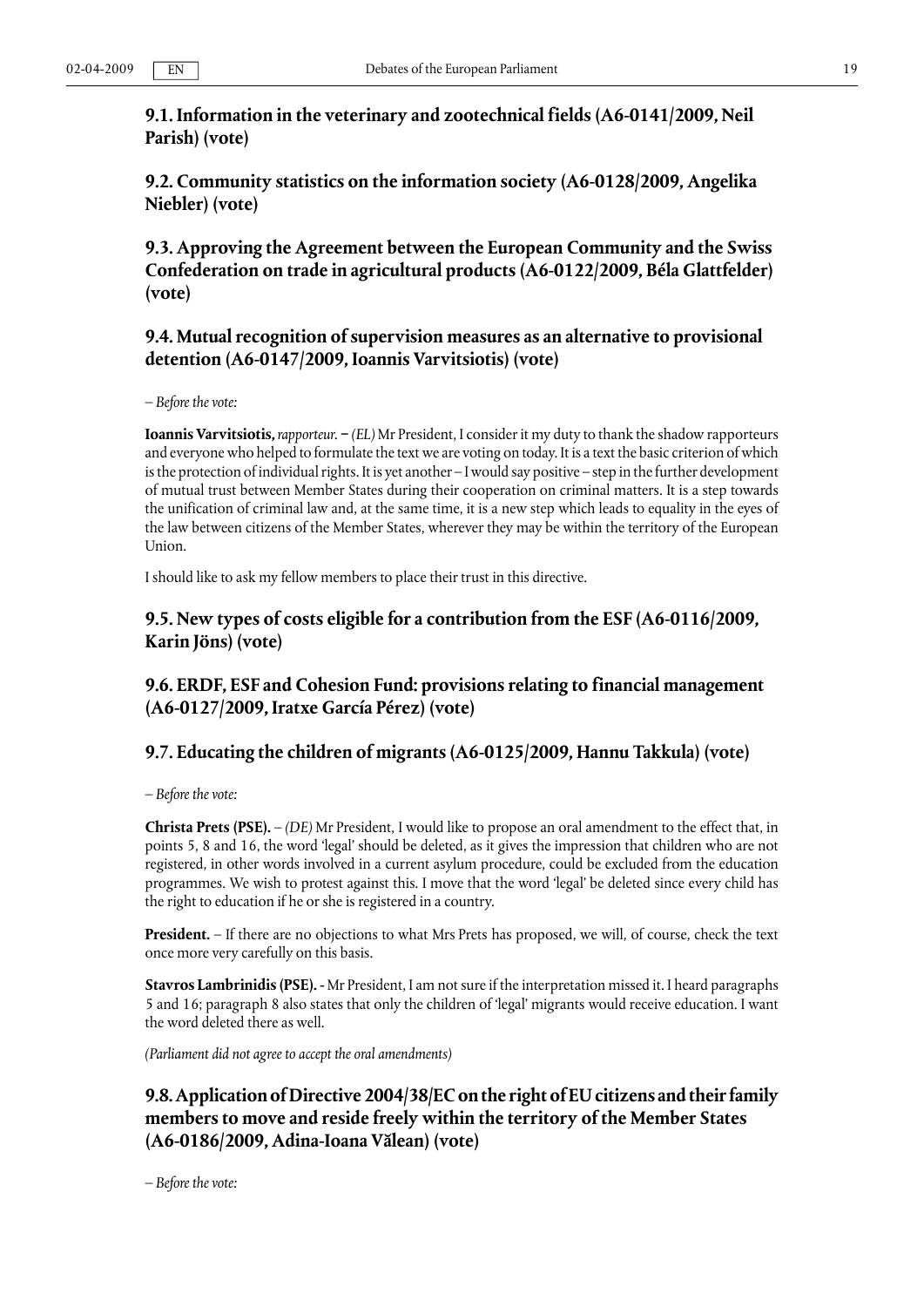## 9.1. Information in the veterinary and zootechnical fields (A6-0141/2009, Neil Parish) (vote)

## 9.2. Community statistics on the information society (A6-0128/2009, Angelika Niebler) (vote)

## 9.3. Approving the Agreement between the European Community and the Swiss Confederation on trade in agricultural products (A6-0122/2009, Béla Glattfelder) (vote)

## 9.4. Mutual recognition of supervision measures as an alternative to provisional detention (A6-0147/2009, Ioannis Varvitsiotis) (vote)

*– Before the vote:*

**Ioannis Varvitsiotis,** *rapporteur.* – *(EL)* Mr President, I consider it my duty to thank the shadow rapporteurs and everyone who helped to formulate the text we are voting on today. It is a text the basic criterion of which is the protection of individual rights. It is yet another – I would say positive – step in the further development of mutual trust between Member States during their cooperation on criminal matters. It is a step towards the unification of criminal law and, at the same time, it is a new step which leads to equality in the eyes of the law between citizens of the Member States, wherever they may be within the territory of the European Union.

I should like to ask my fellow members to place their trust in this directive.

## 9.5. New types of costs eligible for a contribution from the ESF (A6-0116/2009, Karin Jöns) (vote)

## 9.6. ERDF, ESF and Cohesion Fund: provisions relating to financial management (A6-0127/2009, Iratxe García Pérez) (vote)

## 9.7. Educating the children of migrants (A6-0125/2009, Hannu Takkula) (vote)

*– Before the vote:*

**Christa Prets (PSE).** – *(DE)* Mr President, I would like to propose an oral amendment to the effect that, in points 5, 8 and 16, the word 'legal' should be deleted, as it gives the impression that children who are not registered, in other words involved in a current asylum procedure, could be excluded from the education programmes. We wish to protest against this. I move that the word 'legal' be deleted since every child has the right to education if he or she is registered in a country.

**President.** – If there are no objections to what Mrs Prets has proposed, we will, of course, check the text once more very carefully on this basis.

**Stavros Lambrinidis (PSE).** - Mr President, I am not sure if the interpretation missed it. I heard paragraphs 5 and 16; paragraph 8 also states that only the children of 'legal' migrants would receive education. I want the word deleted there as well.

*(Parliament did not agree to accept the oral amendments)*

## 9.8. Application of Directive 2004/38/EC on the right of EU citizens and their family members to move and reside freely within the territory of the Member States (A6-0186/2009, Adina-Ioana Vălean) (vote)

*– Before the vote:*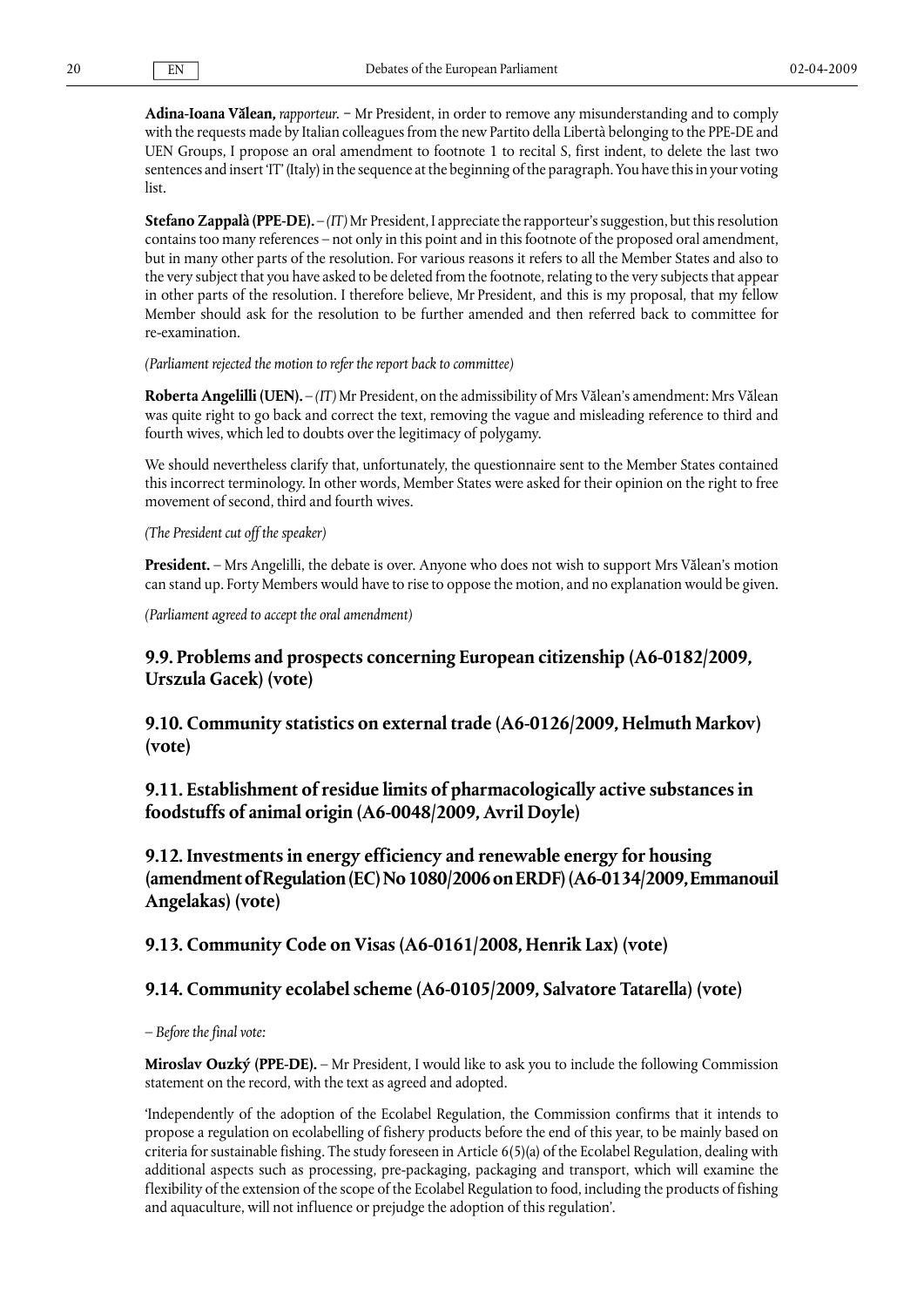**Adina-Ioana Vălean,** *rapporteur.* − Mr President, in order to remove any misunderstanding and to comply with the requests made by Italian colleagues from the new Partito della Libertà belonging to the PPE-DE and UEN Groups, I propose an oral amendment to footnote 1 to recital S, first indent, to delete the last two sentences and insert 'IT' (Italy) in the sequence at the beginning of the paragraph. You have this in your voting list.

**Stefano Zappalà (PPE-DE).** – *(IT)* Mr President, I appreciate the rapporteur's suggestion, but this resolution contains too many references – not only in this point and in this footnote of the proposed oral amendment, but in many other parts of the resolution. For various reasons it refers to all the Member States and also to the very subject that you have asked to be deleted from the footnote, relating to the very subjects that appear in other parts of the resolution. I therefore believe, Mr President, and this is my proposal, that my fellow Member should ask for the resolution to be further amended and then referred back to committee for re-examination.

*(Parliament rejected the motion to refer the report back to committee)*

**Roberta Angelilli (UEN).** – *(IT)* Mr President, on the admissibility of Mrs Vălean's amendment: Mrs Vălean was quite right to go back and correct the text, removing the vague and misleading reference to third and fourth wives, which led to doubts over the legitimacy of polygamy.

We should nevertheless clarify that, unfortunately, the questionnaire sent to the Member States contained this incorrect terminology. In other words, Member States were asked for their opinion on the right to free movement of second, third and fourth wives.

*(The President cut off the speaker)*

**President.** – Mrs Angelilli, the debate is over. Anyone who does not wish to support Mrs Vălean's motion can stand up. Forty Members would have to rise to oppose the motion, and no explanation would be given.

*(Parliament agreed to accept the oral amendment)*

## 9.9. Problems and prospects concerning European citizenship (A6-0182/2009, Urszula Gacek) (vote)

## 9.10. Community statistics on external trade (A6-0126/2009, Helmuth Markov) (vote)

## 9.11. Establishment of residue limits of pharmacologically active substances in foodstuffs of animal origin (A6-0048/2009, Avril Doyle)

## 9.12. Investments in energy efficiency and renewable energy for housing (amendment of Regulation (EC) No 1080/2006 on ERDF) (A6-0134/2009, Emmanouil Angelakas) (vote)

## 9.13. Community Code on Visas (A6-0161/2008, Henrik Lax) (vote)

## 9.14. Community ecolabel scheme (A6-0105/2009, Salvatore Tatarella) (vote)

*– Before the final vote:*

**Miroslav Ouzký (PPE-DE).** – Mr President, I would like to ask you to include the following Commission statement on the record, with the text as agreed and adopted.

'Independently of the adoption of the Ecolabel Regulation, the Commission confirms that it intends to propose a regulation on ecolabelling of fishery products before the end of this year, to be mainly based on criteria for sustainable fishing. The study foreseen in Article 6(5)(a) of the Ecolabel Regulation, dealing with additional aspects such as processing, pre-packaging, packaging and transport, which will examine the flexibility of the extension of the scope of the Ecolabel Regulation to food, including the products of fishing and aquaculture, will not influence or prejudge the adoption of this regulation'.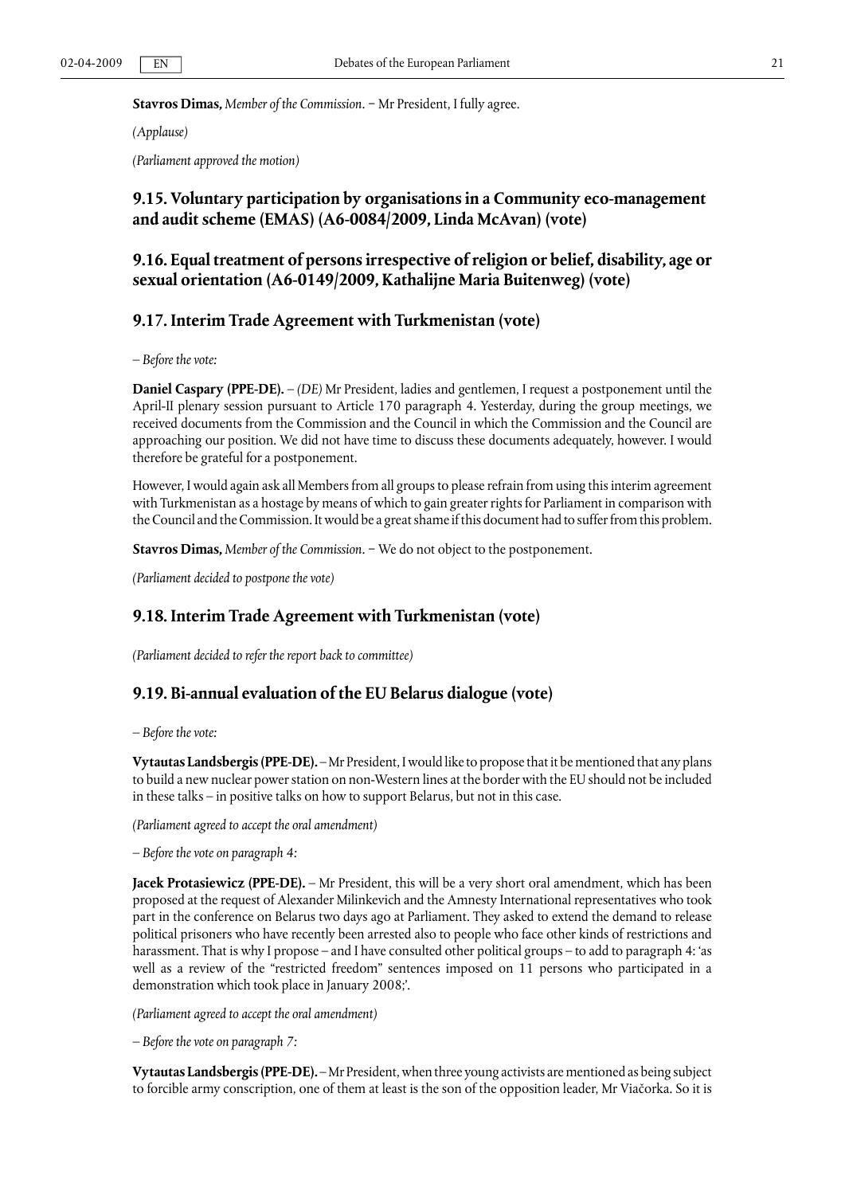**Stavros Dimas,** *Member of the Commission*. − Mr President, I fully agree.

*(Applause)*

*(Parliament approved the motion)*

## 9.15. Voluntary participation by organisations in a Community eco-management and audit scheme (EMAS) (A6-0084/2009, Linda McAvan) (vote)

## 9.16. Equal treatment of persons irrespective of religion or belief, disability, age or sexual orientation (A6-0149/2009, Kathalijne Maria Buitenweg) (vote)

## 9.17. Interim Trade Agreement with Turkmenistan (vote)

*– Before the vote:*

**Daniel Caspary (PPE-DE).** – *(DE)* Mr President, ladies and gentlemen, I request a postponement until the April-II plenary session pursuant to Article 170 paragraph 4. Yesterday, during the group meetings, we received documents from the Commission and the Council in which the Commission and the Council are approaching our position. We did not have time to discuss these documents adequately, however. I would therefore be grateful for a postponement.

However, I would again ask all Members from all groups to please refrain from using this interim agreement with Turkmenistan as a hostage by means of which to gain greater rights for Parliament in comparison with the Council and the Commission. It would be a great shame if this document had to suffer from this problem.

**Stavros Dimas,** *Member of the Commission*. − We do not object to the postponement.

*(Parliament decided to postpone the vote)*

## 9.18. Interim Trade Agreement with Turkmenistan (vote)

*(Parliament decided to refer the report back to committee)*

## 9.19. Bi-annual evaluation of the EU Belarus dialogue (vote)

*– Before the vote:*

**Vytautas Landsbergis (PPE-DE).** – Mr President, I would like to propose that it be mentioned that any plans to build a new nuclear power station on non-Western lines at the border with the EU should not be included in these talks – in positive talks on how to support Belarus, but not in this case.

*(Parliament agreed to accept the oral amendment)*

*– Before the vote on paragraph 4:*

**Jacek Protasiewicz (PPE-DE).** – Mr President, this will be a very short oral amendment, which has been proposed at the request of Alexander Milinkevich and the Amnesty International representatives who took part in the conference on Belarus two days ago at Parliament. They asked to extend the demand to release political prisoners who have recently been arrested also to people who face other kinds of restrictions and harassment. That is why I propose – and I have consulted other political groups – to add to paragraph 4: 'as well as a review of the "restricted freedom" sentences imposed on 11 persons who participated in a demonstration which took place in January 2008;'.

*(Parliament agreed to accept the oral amendment)*

*– Before the vote on paragraph 7:*

**Vytautas Landsbergis (PPE-DE).** – Mr President, when three young activists are mentioned as being subject to forcible army conscription, one of them at least is the son of the opposition leader, Mr Viačorka. So it is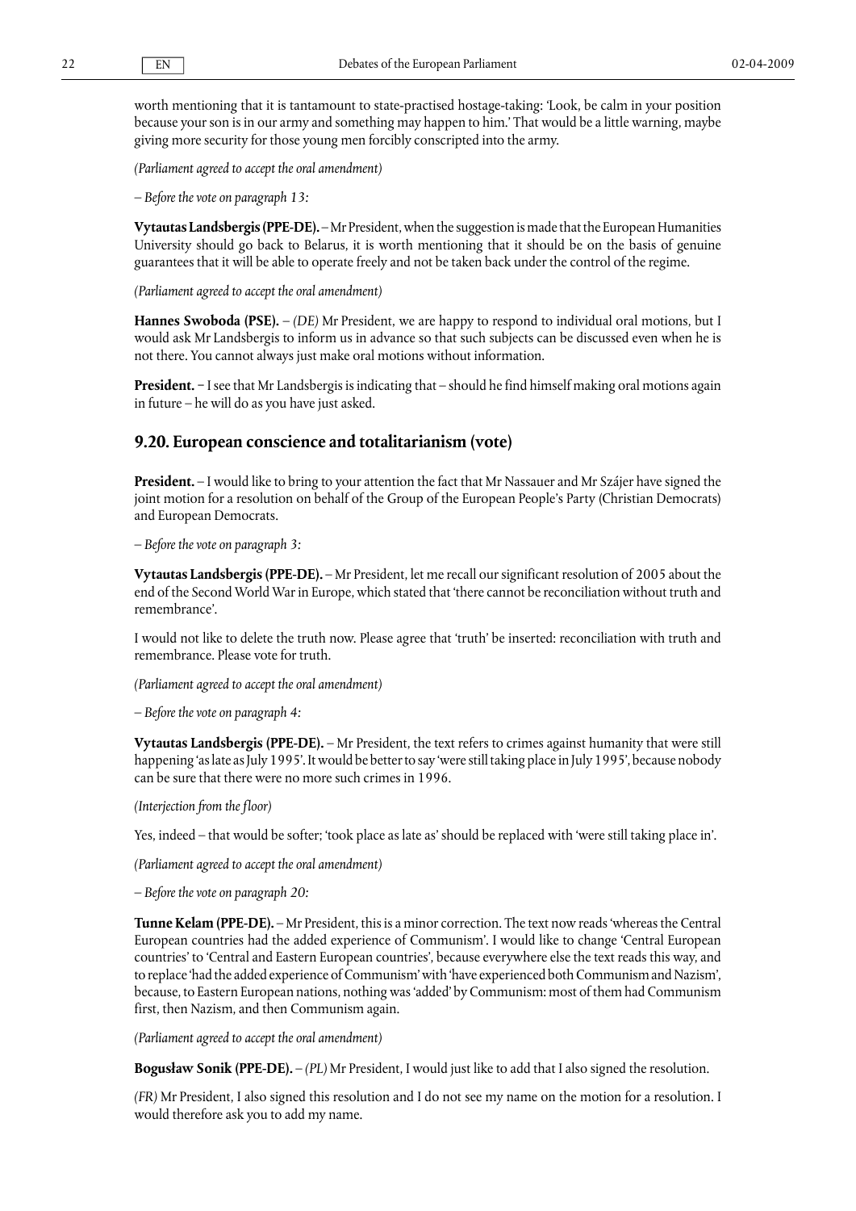worth mentioning that it is tantamount to state-practised hostage-taking: 'Look, be calm in your position because your son is in our army and something may happen to him.' That would be a little warning, maybe giving more security for those young men forcibly conscripted into the army.

*(Parliament agreed to accept the oral amendment)*

*– Before the vote on paragraph 13:*

**Vytautas Landsbergis (PPE-DE).** – Mr President, when the suggestion is made that the European Humanities University should go back to Belarus, it is worth mentioning that it should be on the basis of genuine guarantees that it will be able to operate freely and not be taken back under the control of the regime.

*(Parliament agreed to accept the oral amendment)*

**Hannes Swoboda (PSE).** – *(DE)* Mr President, we are happy to respond to individual oral motions, but I would ask Mr Landsbergis to inform us in advance so that such subjects can be discussed even when he is not there. You cannot always just make oral motions without information.

**President.** – I see that Mr Landsbergis is indicating that – should he find himself making oral motions again in future – he will do as you have just asked.

## 9.20. European conscience and totalitarianism (vote)

**President.** – I would like to bring to your attention the fact that Mr Nassauer and Mr Szájer have signed the joint motion for a resolution on behalf of the Group of the European People's Party (Christian Democrats) and European Democrats.

*– Before the vote on paragraph 3:*

**Vytautas Landsbergis (PPE-DE).** – Mr President, let me recall our significant resolution of 2005 about the end of the Second World War in Europe, which stated that 'there cannot be reconciliation without truth and remembrance'.

I would not like to delete the truth now. Please agree that 'truth' be inserted: reconciliation with truth and remembrance. Please vote for truth.

*(Parliament agreed to accept the oral amendment)*

*– Before the vote on paragraph 4:*

**Vytautas Landsbergis (PPE-DE).** – Mr President, the text refers to crimes against humanity that were still happening 'as late as July 1995'. It would be better to say 'were still taking place in July 1995', because nobody can be sure that there were no more such crimes in 1996.

*(Interjection from the floor)*

Yes, indeed – that would be softer; 'took place as late as' should be replaced with 'were still taking place in'.

*(Parliament agreed to accept the oral amendment)*

*– Before the vote on paragraph 20:*

**Tunne Kelam (PPE-DE).** – Mr President, this is a minor correction. The text now reads 'whereas the Central European countries had the added experience of Communism'. I would like to change 'Central European countries' to 'Central and Eastern European countries', because everywhere else the text reads this way, and to replace 'had the added experience of Communism' with 'have experienced both Communism and Nazism', because, to Eastern European nations, nothing was 'added' by Communism: most of them had Communism first, then Nazism, and then Communism again.

*(Parliament agreed to accept the oral amendment)*

**Bogusław Sonik (PPE-DE).** – *(PL)* Mr President, I would just like to add that I also signed the resolution.

*(FR)* Mr President, I also signed this resolution and I do not see my name on the motion for a resolution. I would therefore ask you to add my name.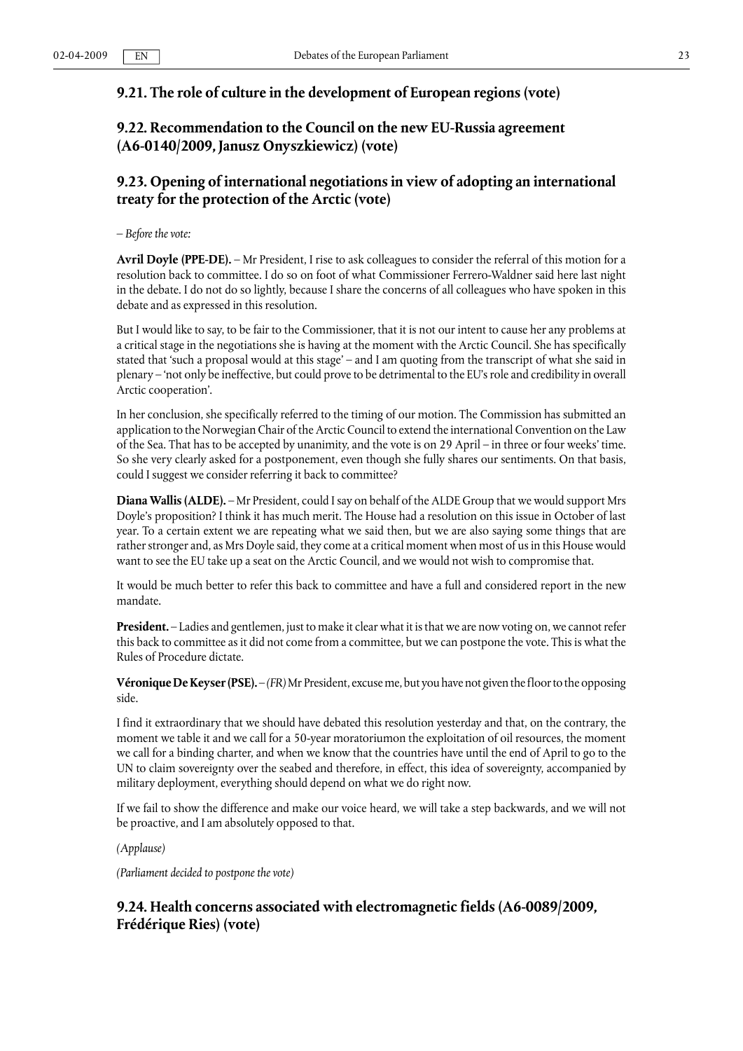## 9.21. The role of culture in the development of European regions (vote)

## 9.22. Recommendation to the Council on the new EU-Russia agreement (A6-0140/2009, Janusz Onyszkiewicz) (vote)

## 9.23. Opening of international negotiations in view of adopting an international treaty for the protection of the Arctic (vote)

*– Before the vote:*

**Avril Doyle (PPE-DE).** – Mr President, I rise to ask colleagues to consider the referral of this motion for a resolution back to committee. I do so on foot of what Commissioner Ferrero-Waldner said here last night in the debate. I do not do so lightly, because I share the concerns of all colleagues who have spoken in this debate and as expressed in this resolution.

But I would like to say, to be fair to the Commissioner, that it is not our intent to cause her any problems at a critical stage in the negotiations she is having at the moment with the Arctic Council. She has specifically stated that 'such a proposal would at this stage' – and I am quoting from the transcript of what she said in plenary – 'not only be ineffective, but could prove to be detrimental to the EU's role and credibility in overall Arctic cooperation'.

In her conclusion, she specifically referred to the timing of our motion. The Commission has submitted an application to the Norwegian Chair of the Arctic Council to extend the international Convention on the Law of the Sea. That has to be accepted by unanimity, and the vote is on 29 April – in three or four weeks' time. So she very clearly asked for a postponement, even though she fully shares our sentiments. On that basis, could I suggest we consider referring it back to committee?

**Diana Wallis (ALDE).** – Mr President, could I say on behalf of the ALDE Group that we would support Mrs Doyle's proposition? I think it has much merit. The House had a resolution on this issue in October of last year. To a certain extent we are repeating what we said then, but we are also saying some things that are rather stronger and, as Mrs Doyle said, they come at a critical moment when most of us in this House would want to see the EU take up a seat on the Arctic Council, and we would not wish to compromise that.

It would be much better to refer this back to committee and have a full and considered report in the new mandate.

**President.** – Ladies and gentlemen, just to make it clear what it is that we are now voting on, we cannot refer this back to committee as it did not come from a committee, but we can postpone the vote. This is what the Rules of Procedure dictate.

**Véronique De Keyser (PSE).** – *(FR)* Mr President, excuse me, but you have not given the floor to the opposing side.

I find it extraordinary that we should have debated this resolution yesterday and that, on the contrary, the moment we table it and we call for a 50-year moratoriumon the exploitation of oil resources, the moment we call for a binding charter, and when we know that the countries have until the end of April to go to the UN to claim sovereignty over the seabed and therefore, in effect, this idea of sovereignty, accompanied by military deployment, everything should depend on what we do right now.

If we fail to show the difference and make our voice heard, we will take a step backwards, and we will not be proactive, and I am absolutely opposed to that.

*(Applause)*

*(Parliament decided to postpone the vote)*

## 9.24. Health concerns associated with electromagnetic fields (A6-0089/2009, Frédérique Ries) (vote)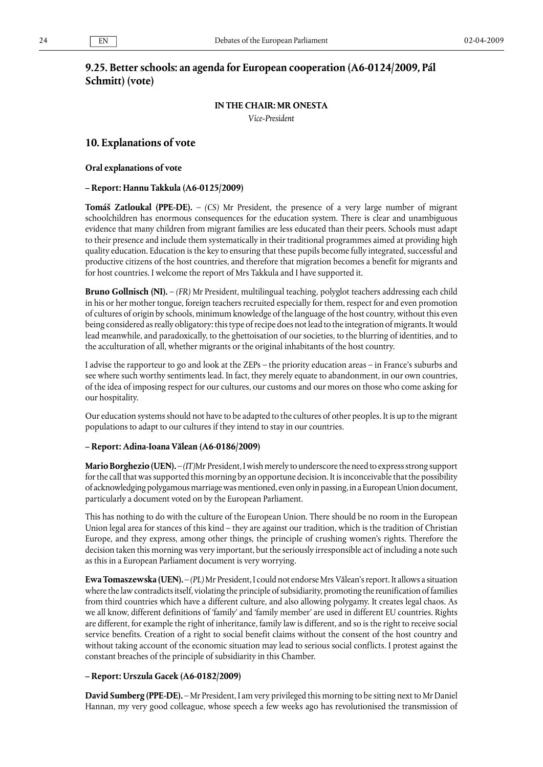## 9.25. Better schools: an agenda for European cooperation (A6-0124/2009, Pál Schmitt) (vote)

**IN THE CHAIR: MR ONESTA**

*Vice-President*

## 10. Explanations of vote

**Oral explanations of vote**

**– Report: Hannu Takkula (A6-0125/2009)**

**Tomáš Zatloukal (PPE-DE).** – *(CS)* Mr President, the presence of a very large number of migrant schoolchildren has enormous consequences for the education system. There is clear and unambiguous evidence that many children from migrant families are less educated than their peers. Schools must adapt to their presence and include them systematically in their traditional programmes aimed at providing high quality education. Education is the key to ensuring that these pupils become fully integrated, successful and productive citizens of the host countries, and therefore that migration becomes a benefit for migrants and for host countries. I welcome the report of Mrs Takkula and I have supported it.

**Bruno Gollnisch (NI).** – *(FR)* Mr President, multilingual teaching, polyglot teachers addressing each child in his or her mother tongue, foreign teachers recruited especially for them, respect for and even promotion of cultures of origin by schools, minimum knowledge of the language of the host country, without this even being considered as really obligatory: this type of recipe does not lead to the integration of migrants. It would lead meanwhile, and paradoxically, to the ghettoisation of our societies, to the blurring of identities, and to the acculturation of all, whether migrants or the original inhabitants of the host country.

I advise the rapporteur to go and look at the ZEPs – the priority education areas – in France's suburbs and see where such worthy sentiments lead. In fact, they merely equate to abandonment, in our own countries, of the idea of imposing respect for our cultures, our customs and our mores on those who come asking for our hospitality.

Our education systems should not have to be adapted to the cultures of other peoples. It is up to the migrant populations to adapt to our cultures if they intend to stay in our countries.

**– Report: Adina-Ioana Vălean (A6-0186/2009)**

**Mario Borghezio (UEN).** – *(IT)* Mr President, I wish merely to underscore the need to express strong support for the call that was supported this morning by an opportune decision. It is inconceivable that the possibility of acknowledging polygamous marriage was mentioned, even only in passing, in a European Union document, particularly a document voted on by the European Parliament.

This has nothing to do with the culture of the European Union. There should be no room in the European Union legal area for stances of this kind – they are against our tradition, which is the tradition of Christian Europe, and they express, among other things, the principle of crushing women's rights. Therefore the decision taken this morning was very important, but the seriously irresponsible act of including a note such as this in a European Parliament document is very worrying.

**Ewa Tomaszewska (UEN).** – *(PL)* Mr President, I could not endorse Mrs Vălean's report. It allows a situation where the law contradicts itself, violating the principle of subsidiarity, promoting the reunification of families from third countries which have a different culture, and also allowing polygamy. It creates legal chaos. As we all know, different definitions of 'family' and 'family member' are used in different EU countries. Rights are different, for example the right of inheritance, family law is different, and so is the right to receive social service benefits. Creation of a right to social benefit claims without the consent of the host country and without taking account of the economic situation may lead to serious social conflicts. I protest against the constant breaches of the principle of subsidiarity in this Chamber.

**– Report: Urszula Gacek (A6-0182/2009)**

**David Sumberg (PPE-DE).** – Mr President, I am very privileged this morning to be sitting next to Mr Daniel Hannan, my very good colleague, whose speech a few weeks ago has revolutionised the transmission of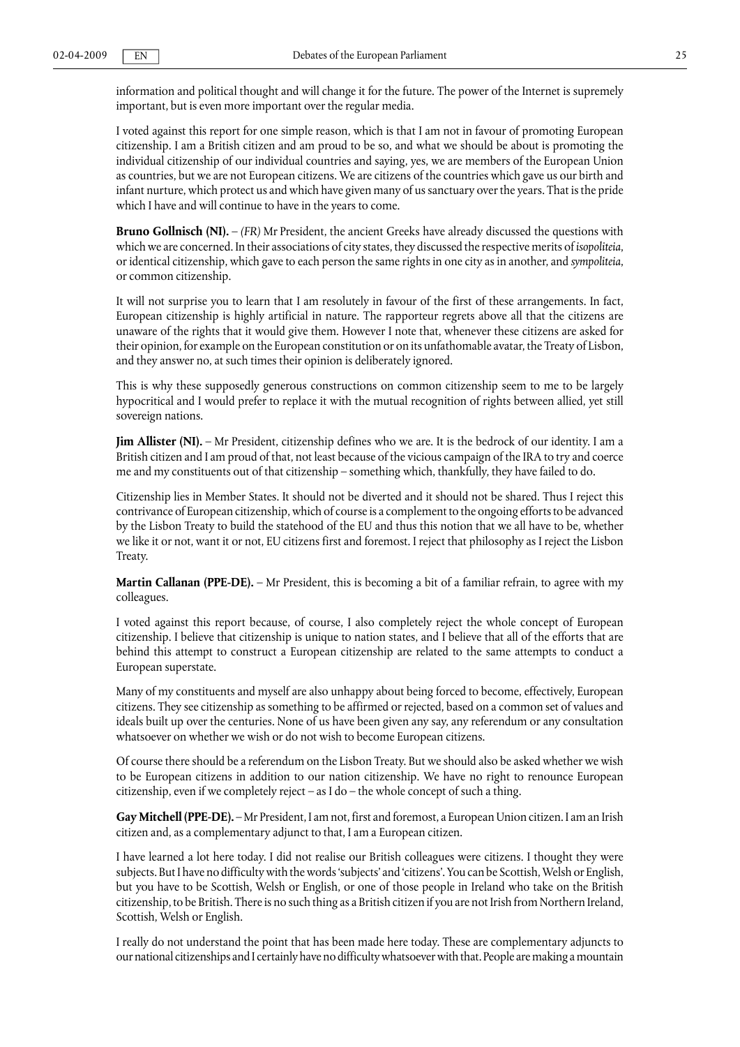information and political thought and will change it for the future. The power of the Internet is supremely important, but is even more important over the regular media.

I voted against this report for one simple reason, which is that I am not in favour of promoting European citizenship. I am a British citizen and am proud to be so, and what we should be about is promoting the individual citizenship of our individual countries and saying, yes, we are members of the European Union as countries, but we are not European citizens. We are citizens of the countries which gave us our birth and infant nurture, which protect us and which have given many of us sanctuary over the years. That is the pride which I have and will continue to have in the years to come.

**Bruno Gollnisch (NI).** – *(FR)* Mr President, the ancient Greeks have already discussed the questions with which we are concerned. In their associations of city states, they discussed the respective merits of *isopoliteia*, or identical citizenship, which gave to each person the same rights in one city as in another, and *sympoliteia*, or common citizenship.

It will not surprise you to learn that I am resolutely in favour of the first of these arrangements. In fact, European citizenship is highly artificial in nature. The rapporteur regrets above all that the citizens are unaware of the rights that it would give them. However I note that, whenever these citizens are asked for their opinion, for example on the European constitution or on its unfathomable avatar, the Treaty of Lisbon, and they answer no, at such times their opinion is deliberately ignored.

This is why these supposedly generous constructions on common citizenship seem to me to be largely hypocritical and I would prefer to replace it with the mutual recognition of rights between allied, yet still sovereign nations.

**Jim Allister (NI).** – Mr President, citizenship defines who we are. It is the bedrock of our identity. I am a British citizen and I am proud of that, not least because of the vicious campaign of the IRA to try and coerce me and my constituents out of that citizenship – something which, thankfully, they have failed to do.

Citizenship lies in Member States. It should not be diverted and it should not be shared. Thus I reject this contrivance of European citizenship, which of course is a complement to the ongoing efforts to be advanced by the Lisbon Treaty to build the statehood of the EU and thus this notion that we all have to be, whether we like it or not, want it or not, EU citizens first and foremost. I reject that philosophy as I reject the Lisbon Treaty.

**Martin Callanan (PPE-DE).** – Mr President, this is becoming a bit of a familiar refrain, to agree with my colleagues.

I voted against this report because, of course, I also completely reject the whole concept of European citizenship. I believe that citizenship is unique to nation states, and I believe that all of the efforts that are behind this attempt to construct a European citizenship are related to the same attempts to conduct a European superstate.

Many of my constituents and myself are also unhappy about being forced to become, effectively, European citizens. They see citizenship as something to be affirmed or rejected, based on a common set of values and ideals built up over the centuries. None of us have been given any say, any referendum or any consultation whatsoever on whether we wish or do not wish to become European citizens.

Of course there should be a referendum on the Lisbon Treaty. But we should also be asked whether we wish to be European citizens in addition to our nation citizenship. We have no right to renounce European citizenship, even if we completely reject – as I do – the whole concept of such a thing.

**Gay Mitchell (PPE-DE).** – Mr President, I am not, first and foremost, a European Union citizen. I am an Irish citizen and, as a complementary adjunct to that, I am a European citizen.

I have learned a lot here today. I did not realise our British colleagues were citizens. I thought they were subjects. But I have no difficulty with the words 'subjects' and 'citizens'. You can be Scottish, Welsh or English, but you have to be Scottish, Welsh or English, or one of those people in Ireland who take on the British citizenship, to be British. There is no such thing as a British citizen if you are not Irish from Northern Ireland, Scottish, Welsh or English.

I really do not understand the point that has been made here today. These are complementary adjuncts to our national citizenships and I certainly have no difficulty whatsoever with that. People are making a mountain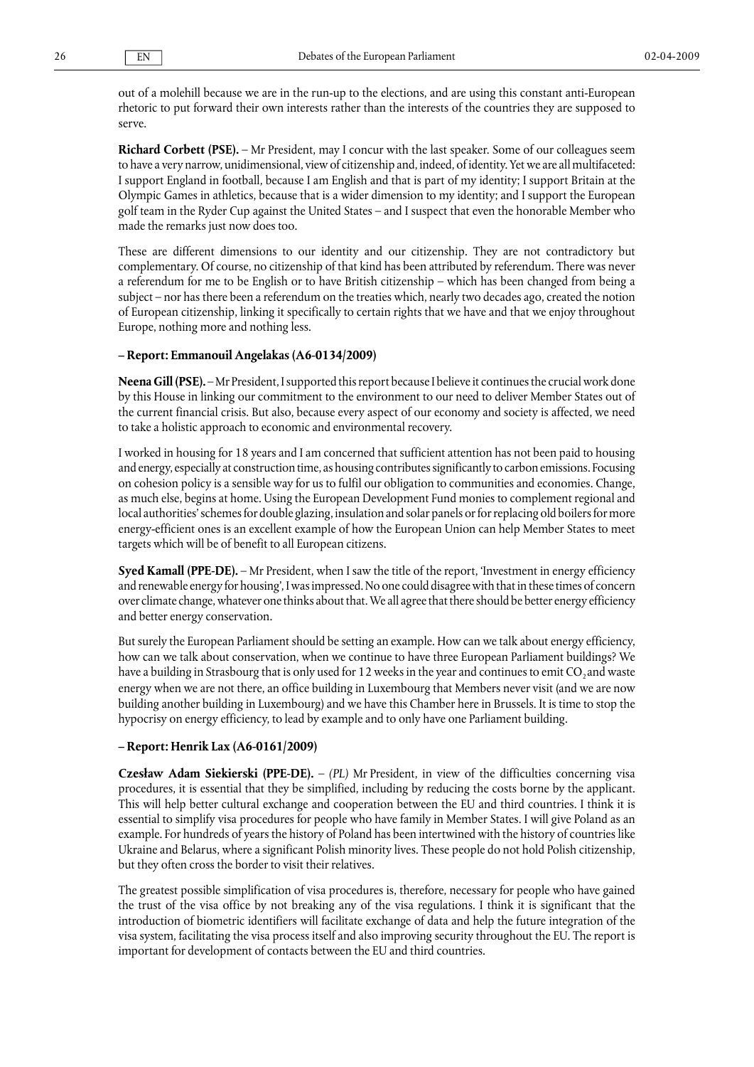out of a molehill because we are in the run-up to the elections, and are using this constant anti-European rhetoric to put forward their own interests rather than the interests of the countries they are supposed to serve.

**Richard Corbett (PSE).** – Mr President, may I concur with the last speaker. Some of our colleagues seem to have a very narrow, unidimensional, view of citizenship and, indeed, of identity. Yet we are all multifaceted: I support England in football, because I am English and that is part of my identity; I support Britain at the Olympic Games in athletics, because that is a wider dimension to my identity; and I support the European golf team in the Ryder Cup against the United States – and I suspect that even the honorable Member who made the remarks just now does too.

These are different dimensions to our identity and our citizenship. They are not contradictory but complementary. Of course, no citizenship of that kind has been attributed by referendum. There was never a referendum for me to be English or to have British citizenship – which has been changed from being a subject – nor has there been a referendum on the treaties which, nearly two decades ago, created the notion of European citizenship, linking it specifically to certain rights that we have and that we enjoy throughout Europe, nothing more and nothing less.

**– Report: Emmanouil Angelakas (A6-0134/2009)**

**Neena Gill (PSE).** – Mr President, I supported this report because I believe it continues the crucial work done by this House in linking our commitment to the environment to our need to deliver Member States out of the current financial crisis. But also, because every aspect of our economy and society is affected, we need to take a holistic approach to economic and environmental recovery.

I worked in housing for 18 years and I am concerned that sufficient attention has not been paid to housing and energy, especially at construction time, as housing contributes significantly to carbon emissions. Focusing on cohesion policy is a sensible way for us to fulfil our obligation to communities and economies. Change, as much else, begins at home. Using the European Development Fund monies to complement regional and local authorities' schemes for double glazing, insulation and solar panels or for replacing old boilers for more energy-efficient ones is an excellent example of how the European Union can help Member States to meet targets which will be of benefit to all European citizens.

**Syed Kamall (PPE-DE).** – Mr President, when I saw the title of the report, 'Investment in energy efficiency and renewable energy for housing', I was impressed. No one could disagree with that in these times of concern over climate change, whatever one thinks about that. We all agree that there should be better energy efficiency and better energy conservation.

But surely the European Parliament should be setting an example. How can we talk about energy efficiency, how can we talk about conservation, when we continue to have three European Parliament buildings? We have a building in Strasbourg that is only used for 12 weeks in the year and continues to emit $CO_2$ and waste energy when we are not there, an office building in Luxembourg that Members never visit (and we are now building another building in Luxembourg) and we have this Chamber here in Brussels. It is time to stop the hypocrisy on energy efficiency, to lead by example and to only have one Parliament building.

**– Report: Henrik Lax (A6-0161/2009)**

**Czesław Adam Siekierski (PPE-DE).** – *(PL)* Mr President, in view of the difficulties concerning visa procedures, it is essential that they be simplified, including by reducing the costs borne by the applicant. This will help better cultural exchange and cooperation between the EU and third countries. I think it is essential to simplify visa procedures for people who have family in Member States. I will give Poland as an example. For hundreds of years the history of Poland has been intertwined with the history of countries like Ukraine and Belarus, where a significant Polish minority lives. These people do not hold Polish citizenship, but they often cross the border to visit their relatives.

The greatest possible simplification of visa procedures is, therefore, necessary for people who have gained the trust of the visa office by not breaking any of the visa regulations. I think it is significant that the introduction of biometric identifiers will facilitate exchange of data and help the future integration of the visa system, facilitating the visa process itself and also improving security throughout the EU. The report is important for development of contacts between the EU and third countries.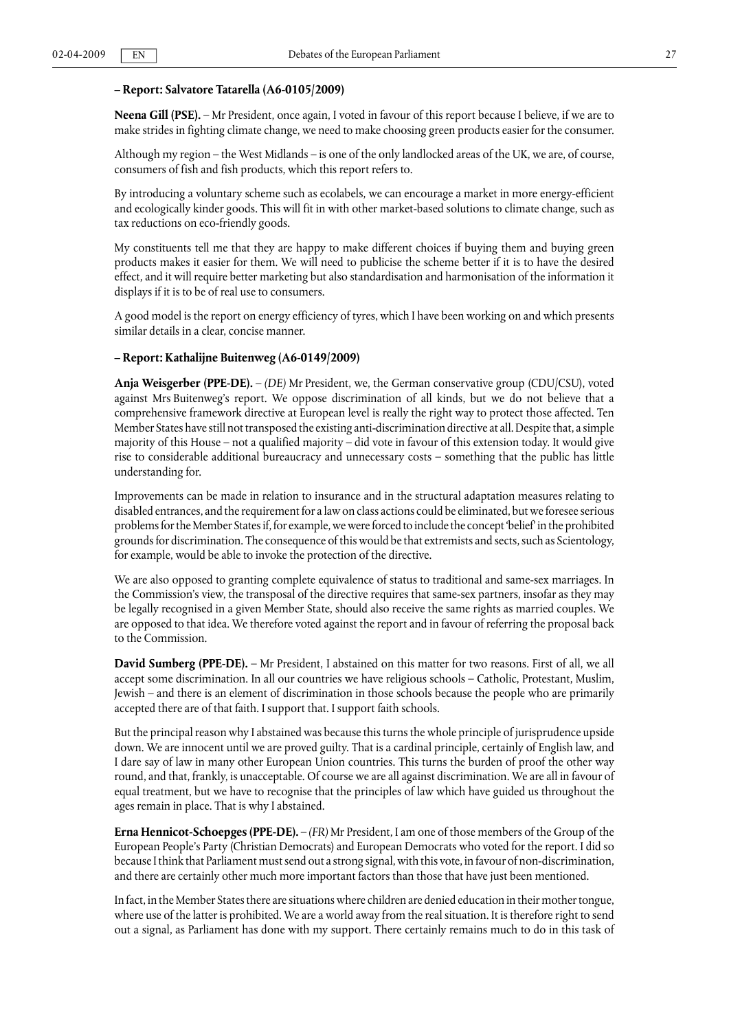**– Report: Salvatore Tatarella (A6-0105/2009)**

**Neena Gill (PSE).** – Mr President, once again, I voted in favour of this report because I believe, if we are to make strides in fighting climate change, we need to make choosing green products easier for the consumer.

Although my region – the West Midlands – is one of the only landlocked areas of the UK, we are, of course, consumers of fish and fish products, which this report refers to.

By introducing a voluntary scheme such as ecolabels, we can encourage a market in more energy-efficient and ecologically kinder goods. This will fit in with other market-based solutions to climate change, such as tax reductions on eco-friendly goods.

My constituents tell me that they are happy to make different choices if buying them and buying green products makes it easier for them. We will need to publicise the scheme better if it is to have the desired effect, and it will require better marketing but also standardisation and harmonisation of the information it displays if it is to be of real use to consumers.

A good model is the report on energy efficiency of tyres, which I have been working on and which presents similar details in a clear, concise manner.

**– Report: Kathalijne Buitenweg (A6-0149/2009)**

**Anja Weisgerber (PPE-DE).** – *(DE)* Mr President, we, the German conservative group (CDU/CSU), voted against Mrs Buitenweg's report. We oppose discrimination of all kinds, but we do not believe that a comprehensive framework directive at European level is really the right way to protect those affected. Ten Member States have still not transposed the existing anti-discrimination directive at all. Despite that, a simple majority of this House – not a qualified majority – did vote in favour of this extension today. It would give rise to considerable additional bureaucracy and unnecessary costs – something that the public has little understanding for.

Improvements can be made in relation to insurance and in the structural adaptation measures relating to disabled entrances, and the requirement for a law on class actions could be eliminated, but we foresee serious problems for the Member States if, for example, we were forced to include the concept 'belief' in the prohibited grounds for discrimination. The consequence of this would be that extremists and sects, such as Scientology, for example, would be able to invoke the protection of the directive.

We are also opposed to granting complete equivalence of status to traditional and same-sex marriages. In the Commission's view, the transposal of the directive requires that same-sex partners, insofar as they may be legally recognised in a given Member State, should also receive the same rights as married couples. We are opposed to that idea. We therefore voted against the report and in favour of referring the proposal back to the Commission.

**David Sumberg (PPE-DE).** – Mr President, I abstained on this matter for two reasons. First of all, we all accept some discrimination. In all our countries we have religious schools – Catholic, Protestant, Muslim, Jewish – and there is an element of discrimination in those schools because the people who are primarily accepted there are of that faith. I support that. I support faith schools.

But the principal reason why I abstained was because this turns the whole principle of jurisprudence upside down. We are innocent until we are proved guilty. That is a cardinal principle, certainly of English law, and I dare say of law in many other European Union countries. This turns the burden of proof the other way round, and that, frankly, is unacceptable. Of course we are all against discrimination. We are all in favour of equal treatment, but we have to recognise that the principles of law which have guided us throughout the ages remain in place. That is why I abstained.

**Erna Hennicot-Schoepges (PPE-DE).** – *(FR)* Mr President, I am one of those members of the Group of the European People's Party (Christian Democrats) and European Democrats who voted for the report. I did so because I think that Parliament must send out a strong signal, with this vote, in favour of non-discrimination, and there are certainly other much more important factors than those that have just been mentioned.

In fact, in the Member States there are situations where children are denied education in their mother tongue, where use of the latter is prohibited. We are a world away from the real situation. It is therefore right to send out a signal, as Parliament has done with my support. There certainly remains much to do in this task of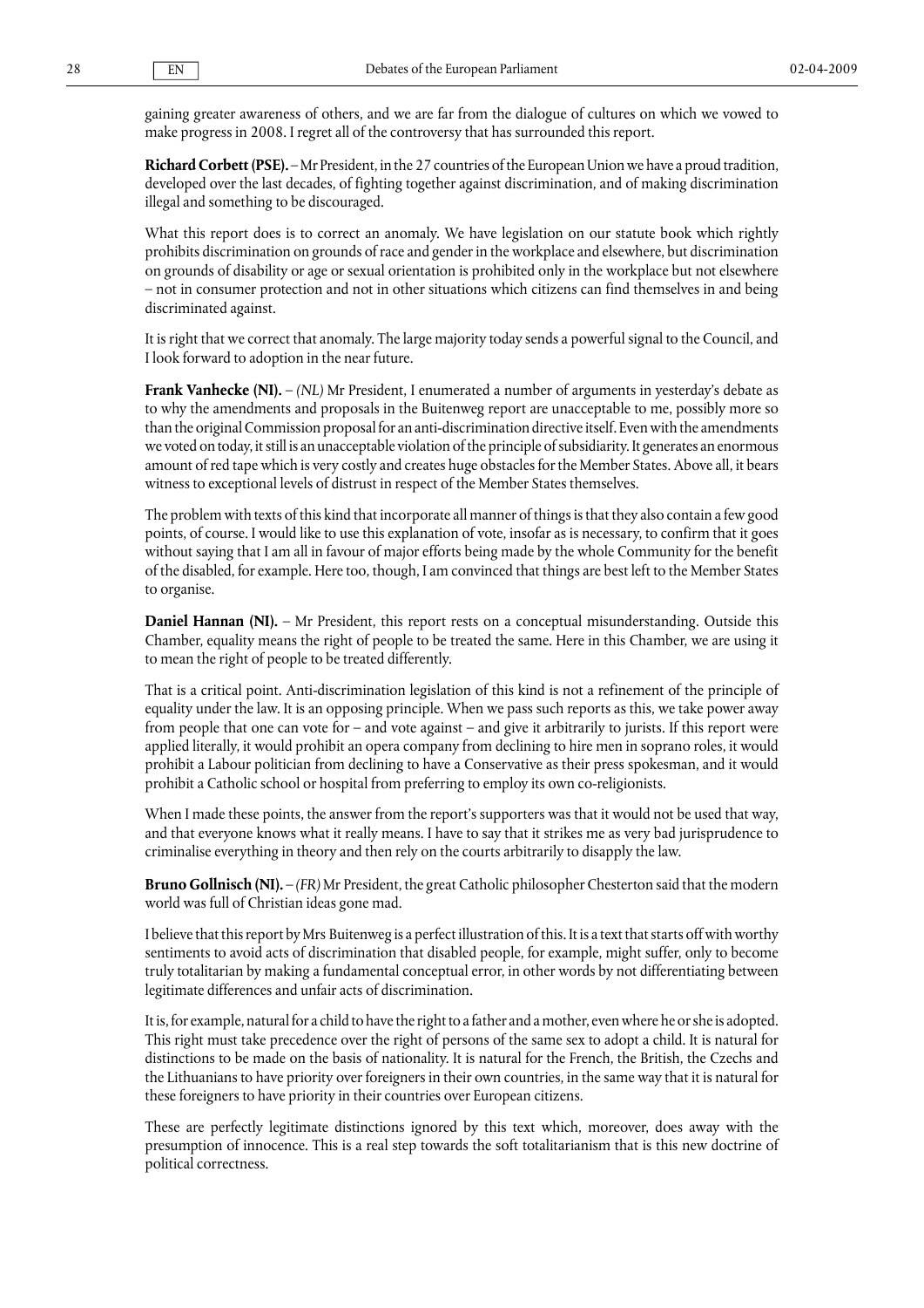gaining greater awareness of others, and we are far from the dialogue of cultures on which we vowed to make progress in 2008. I regret all of the controversy that has surrounded this report.

**Richard Corbett (PSE).** – Mr President, in the 27 countries of the European Union we have a proud tradition, developed over the last decades, of fighting together against discrimination, and of making discrimination illegal and something to be discouraged.

What this report does is to correct an anomaly. We have legislation on our statute book which rightly prohibits discrimination on grounds of race and gender in the workplace and elsewhere, but discrimination on grounds of disability or age or sexual orientation is prohibited only in the workplace but not elsewhere – not in consumer protection and not in other situations which citizens can find themselves in and being discriminated against.

It is right that we correct that anomaly. The large majority today sends a powerful signal to the Council, and I look forward to adoption in the near future.

**Frank Vanhecke (NI).** – *(NL)* Mr President, I enumerated a number of arguments in yesterday's debate as to why the amendments and proposals in the Buitenweg report are unacceptable to me, possibly more so than the original Commission proposal for an anti-discrimination directive itself. Even with the amendments we voted on today, it still is an unacceptable violation of the principle of subsidiarity. It generates an enormous amount of red tape which is very costly and creates huge obstacles for the Member States. Above all, it bears witness to exceptional levels of distrust in respect of the Member States themselves.

The problem with texts of this kind that incorporate all manner of things is that they also contain a few good points, of course. I would like to use this explanation of vote, insofar as is necessary, to confirm that it goes without saying that I am all in favour of major efforts being made by the whole Community for the benefit of the disabled, for example. Here too, though, I am convinced that things are best left to the Member States to organise.

**Daniel Hannan (NI).** – Mr President, this report rests on a conceptual misunderstanding. Outside this Chamber, equality means the right of people to be treated the same. Here in this Chamber, we are using it to mean the right of people to be treated differently.

That is a critical point. Anti-discrimination legislation of this kind is not a refinement of the principle of equality under the law. It is an opposing principle. When we pass such reports as this, we take power away from people that one can vote for – and vote against – and give it arbitrarily to jurists. If this report were applied literally, it would prohibit an opera company from declining to hire men in soprano roles, it would prohibit a Labour politician from declining to have a Conservative as their press spokesman, and it would prohibit a Catholic school or hospital from preferring to employ its own co-religionists.

When I made these points, the answer from the report's supporters was that it would not be used that way, and that everyone knows what it really means. I have to say that it strikes me as very bad jurisprudence to criminalise everything in theory and then rely on the courts arbitrarily to disapply the law.

**Bruno Gollnisch (NI).** – *(FR)* Mr President, the great Catholic philosopher Chesterton said that the modern world was full of Christian ideas gone mad.

I believe that this report by Mrs Buitenweg is a perfect illustration of this. It is a text that starts off with worthy sentiments to avoid acts of discrimination that disabled people, for example, might suffer, only to become truly totalitarian by making a fundamental conceptual error, in other words by not differentiating between legitimate differences and unfair acts of discrimination.

It is, for example, natural for a child to have the right to a father and a mother, even where he or she is adopted. This right must take precedence over the right of persons of the same sex to adopt a child. It is natural for distinctions to be made on the basis of nationality. It is natural for the French, the British, the Czechs and the Lithuanians to have priority over foreigners in their own countries, in the same way that it is natural for these foreigners to have priority in their countries over European citizens.

These are perfectly legitimate distinctions ignored by this text which, moreover, does away with the presumption of innocence. This is a real step towards the soft totalitarianism that is this new doctrine of political correctness.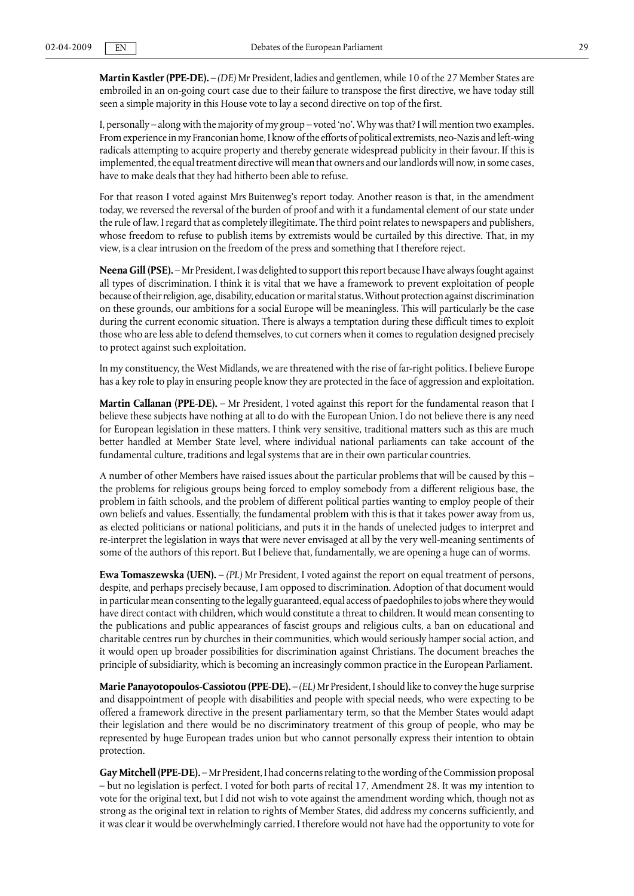**Martin Kastler (PPE-DE).** – *(DE)* Mr President, ladies and gentlemen, while 10 of the 27 Member States are embroiled in an on-going court case due to their failure to transpose the first directive, we have today still seen a simple majority in this House vote to lay a second directive on top of the first.

I, personally – along with the majority of my group – voted 'no'. Why was that? I will mention two examples. From experience in my Franconian home, I know of the efforts of political extremists, neo-Nazis and left-wing radicals attempting to acquire property and thereby generate widespread publicity in their favour. If this is implemented, the equal treatment directive will mean that owners and our landlords will now, in some cases, have to make deals that they had hitherto been able to refuse.

For that reason I voted against Mrs Buitenweg's report today. Another reason is that, in the amendment today, we reversed the reversal of the burden of proof and with it a fundamental element of our state under the rule of law. I regard that as completely illegitimate. The third point relates to newspapers and publishers, whose freedom to refuse to publish items by extremists would be curtailed by this directive. That, in my view, is a clear intrusion on the freedom of the press and something that I therefore reject.

**Neena Gill (PSE).** – Mr President, I was delighted to support this report because I have always fought against all types of discrimination. I think it is vital that we have a framework to prevent exploitation of people because of their religion, age, disability, education or marital status. Without protection against discrimination on these grounds, our ambitions for a social Europe will be meaningless. This will particularly be the case during the current economic situation. There is always a temptation during these difficult times to exploit those who are less able to defend themselves, to cut corners when it comes to regulation designed precisely to protect against such exploitation.

In my constituency, the West Midlands, we are threatened with the rise of far-right politics. I believe Europe has a key role to play in ensuring people know they are protected in the face of aggression and exploitation.

**Martin Callanan (PPE-DE).** – Mr President, I voted against this report for the fundamental reason that I believe these subjects have nothing at all to do with the European Union. I do not believe there is any need for European legislation in these matters. I think very sensitive, traditional matters such as this are much better handled at Member State level, where individual national parliaments can take account of the fundamental culture, traditions and legal systems that are in their own particular countries.

A number of other Members have raised issues about the particular problems that will be caused by this – the problems for religious groups being forced to employ somebody from a different religious base, the problem in faith schools, and the problem of different political parties wanting to employ people of their own beliefs and values. Essentially, the fundamental problem with this is that it takes power away from us, as elected politicians or national politicians, and puts it in the hands of unelected judges to interpret and re-interpret the legislation in ways that were never envisaged at all by the very well-meaning sentiments of some of the authors of this report. But I believe that, fundamentally, we are opening a huge can of worms.

**Ewa Tomaszewska (UEN).** – *(PL)* Mr President, I voted against the report on equal treatment of persons, despite, and perhaps precisely because, I am opposed to discrimination. Adoption of that document would in particular mean consenting to the legally guaranteed, equal access of paedophiles to jobs where they would have direct contact with children, which would constitute a threat to children. It would mean consenting to the publications and public appearances of fascist groups and religious cults, a ban on educational and charitable centres run by churches in their communities, which would seriously hamper social action, and it would open up broader possibilities for discrimination against Christians. The document breaches the principle of subsidiarity, which is becoming an increasingly common practice in the European Parliament.

**Marie Panayotopoulos-Cassiotou (PPE-DE).** – *(EL)* Mr President, I should like to convey the huge surprise and disappointment of people with disabilities and people with special needs, who were expecting to be offered a framework directive in the present parliamentary term, so that the Member States would adapt their legislation and there would be no discriminatory treatment of this group of people, who may be represented by huge European trades union but who cannot personally express their intention to obtain protection.

**Gay Mitchell (PPE-DE).** – Mr President, I had concerns relating to the wording of the Commission proposal – but no legislation is perfect. I voted for both parts of recital 17, Amendment 28. It was my intention to vote for the original text, but I did not wish to vote against the amendment wording which, though not as strong as the original text in relation to rights of Member States, did address my concerns sufficiently, and it was clear it would be overwhelmingly carried. I therefore would not have had the opportunity to vote for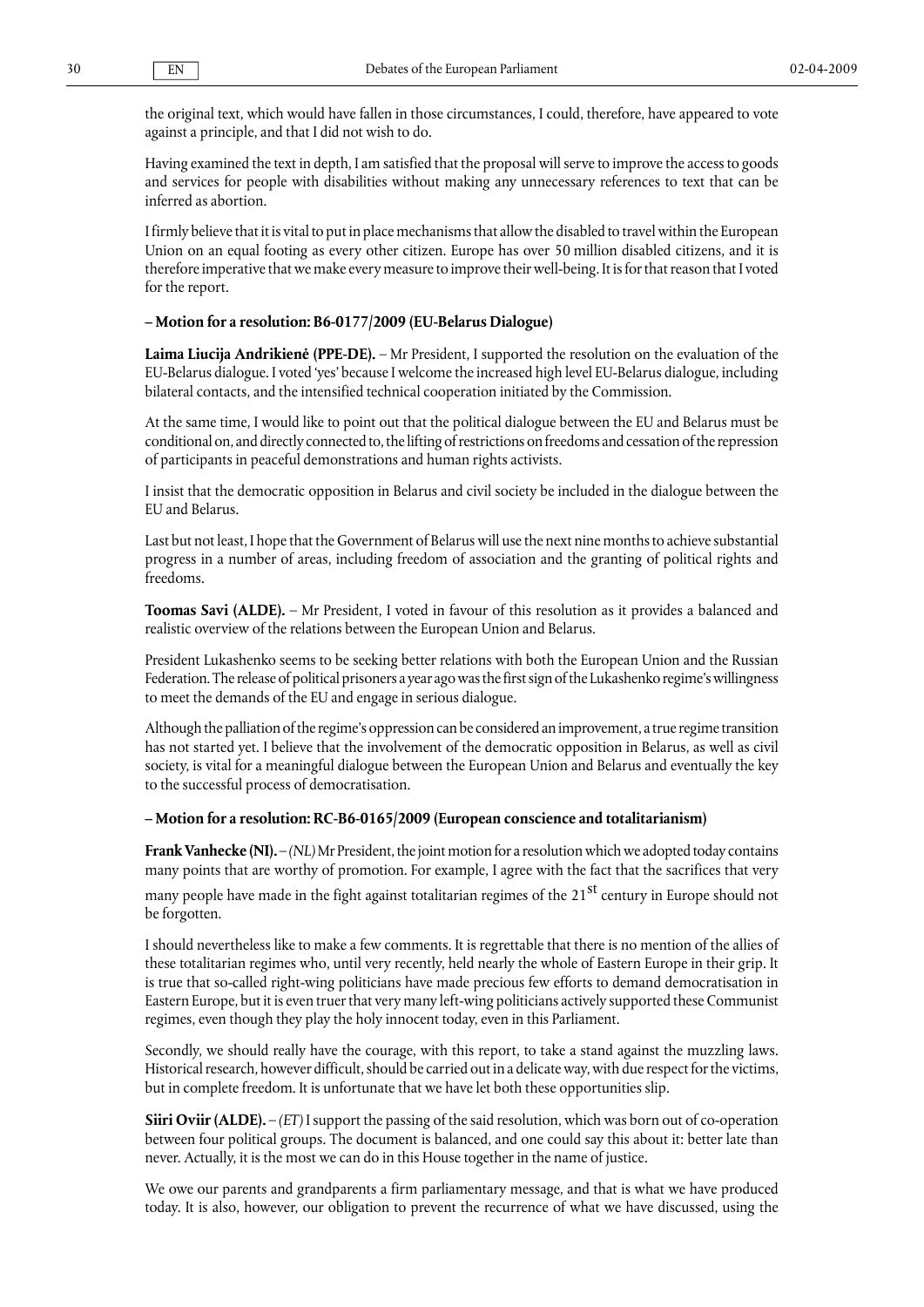the original text, which would have fallen in those circumstances, I could, therefore, have appeared to vote against a principle, and that I did not wish to do.

Having examined the text in depth, I am satisfied that the proposal will serve to improve the access to goods and services for people with disabilities without making any unnecessary references to text that can be inferred as abortion.

I firmly believe that it is vital to put in place mechanisms that allow the disabled to travel within the European Union on an equal footing as every other citizen. Europe has over 50 million disabled citizens, and it is therefore imperative that we make every measure to improve their well-being. It is for that reason that I voted for the report.

**– Motion for a resolution: B6-0177/2009 (EU-Belarus Dialogue)**

**Laima Liucija Andrikienė (PPE-DE).** – Mr President, I supported the resolution on the evaluation of the EU-Belarus dialogue. I voted 'yes' because I welcome the increased high level EU-Belarus dialogue, including bilateral contacts, and the intensified technical cooperation initiated by the Commission.

At the same time, I would like to point out that the political dialogue between the EU and Belarus must be conditional on, and directly connected to, the lifting of restrictions on freedoms and cessation of the repression of participants in peaceful demonstrations and human rights activists.

I insist that the democratic opposition in Belarus and civil society be included in the dialogue between the EU and Belarus.

Last but not least, I hope that the Government of Belarus will use the next nine months to achieve substantial progress in a number of areas, including freedom of association and the granting of political rights and freedoms.

**Toomas Savi (ALDE).** – Mr President, I voted in favour of this resolution as it provides a balanced and realistic overview of the relations between the European Union and Belarus.

President Lukashenko seems to be seeking better relations with both the European Union and the Russian Federation. The release of political prisoners a year ago was the first sign of the Lukashenko regime's willingness to meet the demands of the EU and engage in serious dialogue.

Although the palliation of the regime's oppression can be considered an improvement, a true regime transition has not started yet. I believe that the involvement of the democratic opposition in Belarus, as well as civil society, is vital for a meaningful dialogue between the European Union and Belarus and eventually the key to the successful process of democratisation.

**– Motion for a resolution: RC-B6-0165/2009 (European conscience and totalitarianism)**

**Frank Vanhecke (NI).** – *(NL)* Mr President, the joint motion for a resolution which we adopted today contains many points that are worthy of promotion. For example, I agree with the fact that the sacrifices that very many people have made in the fight against totalitarian regimes of the 21st century in Europe should not be forgotten.

I should nevertheless like to make a few comments. It is regrettable that there is no mention of the allies of these totalitarian regimes who, until very recently, held nearly the whole of Eastern Europe in their grip. It is true that so-called right-wing politicians have made precious few efforts to demand democratisation in Eastern Europe, but it is even truer that very many left-wing politicians actively supported these Communist regimes, even though they play the holy innocent today, even in this Parliament.

Secondly, we should really have the courage, with this report, to take a stand against the muzzling laws. Historical research, however difficult, should be carried out in a delicate way, with due respect for the victims, but in complete freedom. It is unfortunate that we have let both these opportunities slip.

**Siiri Oviir (ALDE).** – *(ET)* I support the passing of the said resolution, which was born out of co-operation between four political groups. The document is balanced, and one could say this about it: better late than never. Actually, it is the most we can do in this House together in the name of justice.

We owe our parents and grandparents a firm parliamentary message, and that is what we have produced today. It is also, however, our obligation to prevent the recurrence of what we have discussed, using the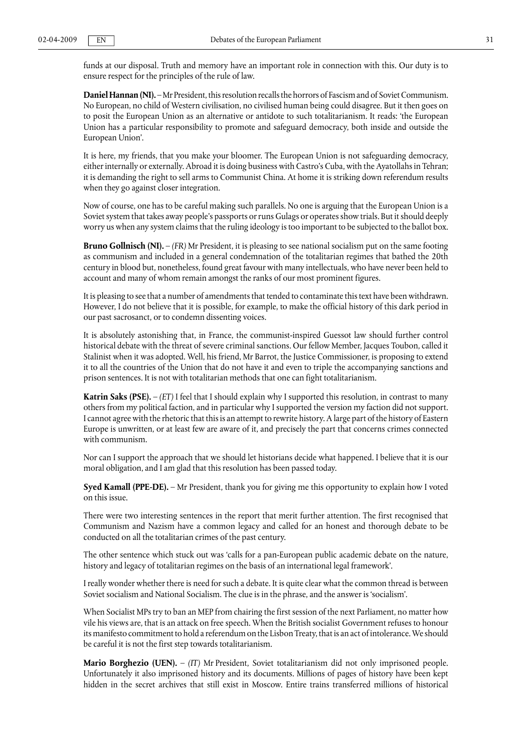funds at our disposal. Truth and memory have an important role in connection with this. Our duty is to ensure respect for the principles of the rule of law.

**Daniel Hannan (NI).** – Mr President, this resolution recalls the horrors of Fascism and of Soviet Communism. No European, no child of Western civilisation, no civilised human being could disagree. But it then goes on to posit the European Union as an alternative or antidote to such totalitarianism. It reads: 'the European Union has a particular responsibility to promote and safeguard democracy, both inside and outside the European Union'.

It is here, my friends, that you make your bloomer. The European Union is not safeguarding democracy, either internally or externally. Abroad it is doing business with Castro's Cuba, with the Ayatollahs in Tehran; it is demanding the right to sell arms to Communist China. At home it is striking down referendum results when they go against closer integration.

Now of course, one has to be careful making such parallels. No one is arguing that the European Union is a Soviet system that takes away people's passports or runs Gulags or operates show trials. But it should deeply worry us when any system claims that the ruling ideology is too important to be subjected to the ballot box.

**Bruno Gollnisch (NI).** – *(FR)* Mr President, it is pleasing to see national socialism put on the same footing as communism and included in a general condemnation of the totalitarian regimes that bathed the 20th century in blood but, nonetheless, found great favour with many intellectuals, who have never been held to account and many of whom remain amongst the ranks of our most prominent figures.

It is pleasing to see that a number of amendments that tended to contaminate this text have been withdrawn. However, I do not believe that it is possible, for example, to make the official history of this dark period in our past sacrosanct, or to condemn dissenting voices.

It is absolutely astonishing that, in France, the communist-inspired Guessot law should further control historical debate with the threat of severe criminal sanctions. Our fellow Member, Jacques Toubon, called it Stalinist when it was adopted. Well, his friend, Mr Barrot, the Justice Commissioner, is proposing to extend it to all the countries of the Union that do not have it and even to triple the accompanying sanctions and prison sentences. It is not with totalitarian methods that one can fight totalitarianism.

**Katrin Saks (PSE).** – *(ET)* I feel that I should explain why I supported this resolution, in contrast to many others from my political faction, and in particular why I supported the version my faction did not support. I cannot agree with the rhetoric that this is an attempt to rewrite history. A large part of the history of Eastern Europe is unwritten, or at least few are aware of it, and precisely the part that concerns crimes connected with communism.

Nor can I support the approach that we should let historians decide what happened. I believe that it is our moral obligation, and I am glad that this resolution has been passed today.

**Syed Kamall (PPE-DE).** – Mr President, thank you for giving me this opportunity to explain how I voted on this issue.

There were two interesting sentences in the report that merit further attention. The first recognised that Communism and Nazism have a common legacy and called for an honest and thorough debate to be conducted on all the totalitarian crimes of the past century.

The other sentence which stuck out was 'calls for a pan-European public academic debate on the nature, history and legacy of totalitarian regimes on the basis of an international legal framework'.

I really wonder whether there is need for such a debate. It is quite clear what the common thread is between Soviet socialism and National Socialism. The clue is in the phrase, and the answer is 'socialism'.

When Socialist MPs try to ban an MEP from chairing the first session of the next Parliament, no matter how vile his views are, that is an attack on free speech. When the British socialist Government refuses to honour its manifesto commitment to hold a referendum on the Lisbon Treaty, that is an act of intolerance. We should be careful it is not the first step towards totalitarianism.

**Mario Borghezio (UEN).** – *(IT)* Mr President, Soviet totalitarianism did not only imprisoned people. Unfortunately it also imprisoned history and its documents. Millions of pages of history have been kept hidden in the secret archives that still exist in Moscow. Entire trains transferred millions of historical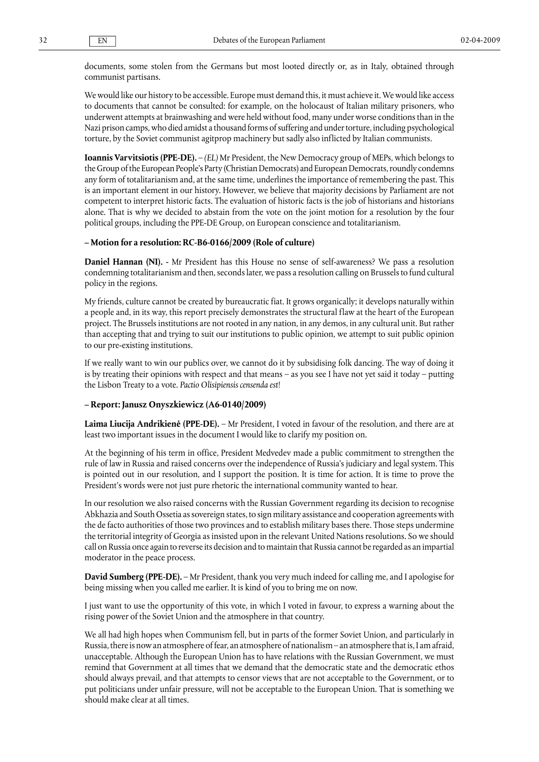documents, some stolen from the Germans but most looted directly or, as in Italy, obtained through communist partisans.

We would like our history to be accessible. Europe must demand this, it must achieve it. We would like access to documents that cannot be consulted: for example, on the holocaust of Italian military prisoners, who underwent attempts at brainwashing and were held without food, many under worse conditions than in the Nazi prison camps, who died amidst a thousand forms of suffering and under torture, including psychological torture, by the Soviet communist agitprop machinery but sadly also inflicted by Italian communists.

**Ioannis Varvitsiotis (PPE-DE).** – *(EL)* Mr President, the New Democracy group of MEPs, which belongs to the Group of the European People's Party (Christian Democrats) and European Democrats, roundly condemns any form of totalitarianism and, at the same time, underlines the importance of remembering the past. This is an important element in our history. However, we believe that majority decisions by Parliament are not competent to interpret historic facts. The evaluation of historic facts is the job of historians and historians alone. That is why we decided to abstain from the vote on the joint motion for a resolution by the four political groups, including the PPE-DE Group, on European conscience and totalitarianism.

**– Motion for a resolution: RC-B6-0166/2009 (Role of culture)**

**Daniel Hannan (NI).** - Mr President has this House no sense of self-awareness? We pass a resolution condemning totalitarianism and then, seconds later, we pass a resolution calling on Brussels to fund cultural policy in the regions.

My friends, culture cannot be created by bureaucratic fiat. It grows organically; it develops naturally within a people and, in its way, this report precisely demonstrates the structural flaw at the heart of the European project. The Brussels institutions are not rooted in any nation, in any demos, in any cultural unit. But rather than accepting that and trying to suit our institutions to public opinion, we attempt to suit public opinion to our pre-existing institutions.

If we really want to win our publics over, we cannot do it by subsidising folk dancing. The way of doing it is by treating their opinions with respect and that means – as you see I have not yet said it today – putting the Lisbon Treaty to a vote. *Pactio Olisipiensis censenda est!*

**– Report: Janusz Onyszkiewicz (A6-0140/2009)**

**Laima Liucija Andrikienė (PPE-DE).** – Mr President, I voted in favour of the resolution, and there are at least two important issues in the document I would like to clarify my position on.

At the beginning of his term in office, President Medvedev made a public commitment to strengthen the rule of law in Russia and raised concerns over the independence of Russia's judiciary and legal system. This is pointed out in our resolution, and I support the position. It is time for action. It is time to prove the President's words were not just pure rhetoric the international community wanted to hear.

In our resolution we also raised concerns with the Russian Government regarding its decision to recognise Abkhazia and South Ossetia as sovereign states, to sign military assistance and cooperation agreements with the de facto authorities of those two provinces and to establish military bases there. Those steps undermine the territorial integrity of Georgia as insisted upon in the relevant United Nations resolutions. So we should call on Russia once again to reverse its decision and to maintain that Russia cannot be regarded as an impartial moderator in the peace process.

**David Sumberg (PPE-DE).** – Mr President, thank you very much indeed for calling me, and I apologise for being missing when you called me earlier. It is kind of you to bring me on now.

I just want to use the opportunity of this vote, in which I voted in favour, to express a warning about the rising power of the Soviet Union and the atmosphere in that country.

We all had high hopes when Communism fell, but in parts of the former Soviet Union, and particularly in Russia, there is now an atmosphere of fear, an atmosphere of nationalism – an atmosphere that is, I am afraid, unacceptable. Although the European Union has to have relations with the Russian Government, we must remind that Government at all times that we demand that the democratic state and the democratic ethos should always prevail, and that attempts to censor views that are not acceptable to the Government, or to put politicians under unfair pressure, will not be acceptable to the European Union. That is something we should make clear at all times.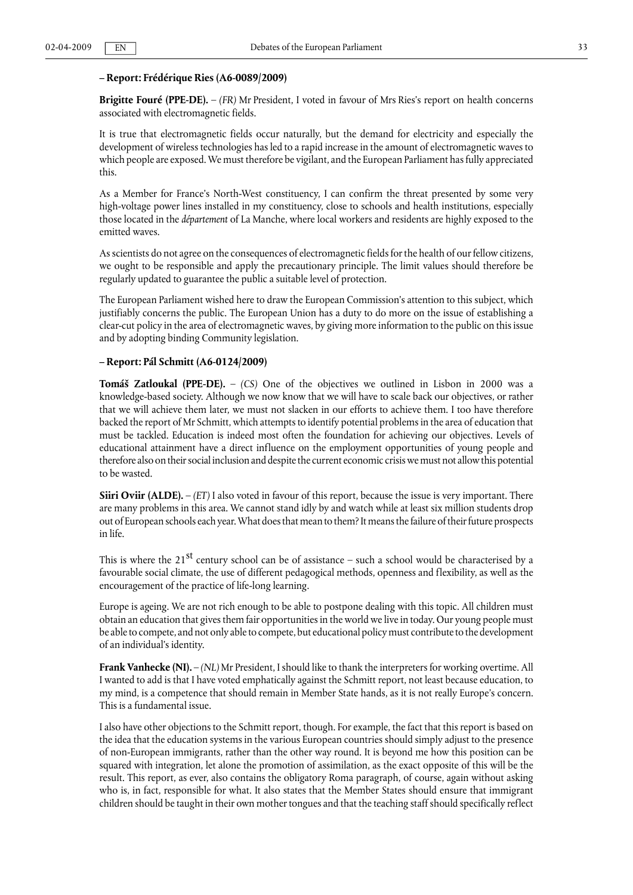**– Report: Frédérique Ries (A6-0089/2009)**

**Brigitte Fouré (PPE-DE).** – *(FR)* Mr President, I voted in favour of Mrs Ries's report on health concerns associated with electromagnetic fields.

It is true that electromagnetic fields occur naturally, but the demand for electricity and especially the development of wireless technologies has led to a rapid increase in the amount of electromagnetic waves to which people are exposed. We must therefore be vigilant, and the European Parliament has fully appreciated this.

As a Member for France's North-West constituency, I can confirm the threat presented by some very high-voltage power lines installed in my constituency, close to schools and health institutions, especially those located in the *département* of La Manche, where local workers and residents are highly exposed to the emitted waves.

As scientists do not agree on the consequences of electromagnetic fields for the health of our fellow citizens, we ought to be responsible and apply the precautionary principle. The limit values should therefore be regularly updated to guarantee the public a suitable level of protection.

The European Parliament wished here to draw the European Commission's attention to this subject, which justifiably concerns the public. The European Union has a duty to do more on the issue of establishing a clear-cut policy in the area of electromagnetic waves, by giving more information to the public on this issue and by adopting binding Community legislation.

**– Report: Pál Schmitt (A6-0124/2009)**

**Tomáš Zatloukal (PPE-DE).** – *(CS)* One of the objectives we outlined in Lisbon in 2000 was a knowledge-based society. Although we now know that we will have to scale back our objectives, or rather that we will achieve them later, we must not slacken in our efforts to achieve them. I too have therefore backed the report of Mr Schmitt, which attempts to identify potential problems in the area of education that must be tackled. Education is indeed most often the foundation for achieving our objectives. Levels of educational attainment have a direct influence on the employment opportunities of young people and therefore also on their social inclusion and despite the current economic crisis we must not allow this potential to be wasted.

**Siiri Oviir (ALDE).** – *(ET)* I also voted in favour of this report, because the issue is very important. There are many problems in this area. We cannot stand idly by and watch while at least six million students drop out of European schools each year. What does that mean to them? It means the failure of their future prospects in life.

This is where the 21st century school can be of assistance – such a school would be characterised by a favourable social climate, the use of different pedagogical methods, openness and flexibility, as well as the encouragement of the practice of life-long learning.

Europe is ageing. We are not rich enough to be able to postpone dealing with this topic. All children must obtain an education that gives them fair opportunities in the world we live in today. Our young people must be able to compete, and not only able to compete, but educational policy must contribute to the development of an individual's identity.

**Frank Vanhecke (NI).** – *(NL)* Mr President, I should like to thank the interpreters for working overtime. All I wanted to add is that I have voted emphatically against the Schmitt report, not least because education, to my mind, is a competence that should remain in Member State hands, as it is not really Europe's concern. This is a fundamental issue.

I also have other objections to the Schmitt report, though. For example, the fact that this report is based on the idea that the education systems in the various European countries should simply adjust to the presence of non-European immigrants, rather than the other way round. It is beyond me how this position can be squared with integration, let alone the promotion of assimilation, as the exact opposite of this will be the result. This report, as ever, also contains the obligatory Roma paragraph, of course, again without asking who is, in fact, responsible for what. It also states that the Member States should ensure that immigrant children should be taught in their own mother tongues and that the teaching staff should specifically reflect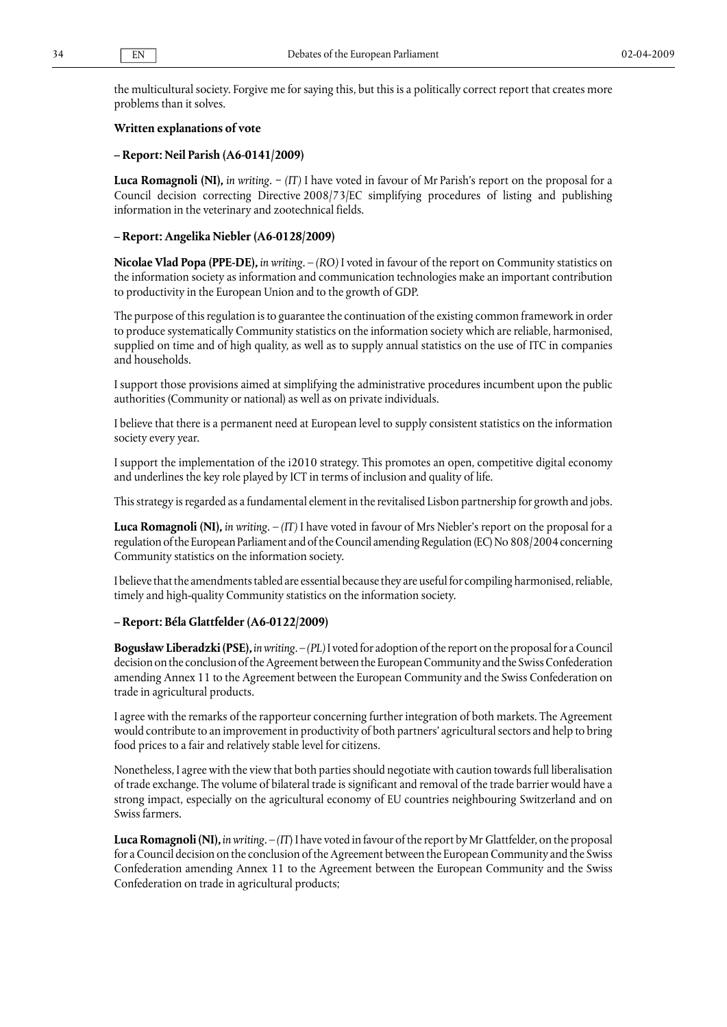the multicultural society. Forgive me for saying this, but this is a politically correct report that creates more problems than it solves.

**Written explanations of vote**

**– Report: Neil Parish (A6-0141/2009)**

**Luca Romagnoli (NI),** *in writing*. − *(IT)* I have voted in favour of Mr Parish's report on the proposal for a Council decision correcting Directive 2008/73/EC simplifying procedures of listing and publishing information in the veterinary and zootechnical fields.

**– Report: Angelika Niebler (A6-0128/2009)**

**Nicolae Vlad Popa (PPE-DE),** *in writing*. – *(RO)* I voted in favour of the report on Community statistics on the information society as information and communication technologies make an important contribution to productivity in the European Union and to the growth of GDP.

The purpose of this regulation is to guarantee the continuation of the existing common framework in order to produce systematically Community statistics on the information society which are reliable, harmonised, supplied on time and of high quality, as well as to supply annual statistics on the use of ITC in companies and households.

I support those provisions aimed at simplifying the administrative procedures incumbent upon the public authorities (Community or national) as well as on private individuals.

I believe that there is a permanent need at European level to supply consistent statistics on the information society every year.

I support the implementation of the i2010 strategy. This promotes an open, competitive digital economy and underlines the key role played by ICT in terms of inclusion and quality of life.

This strategy is regarded as a fundamental element in the revitalised Lisbon partnership for growth and jobs.

**Luca Romagnoli (NI),** *in writing*. – *(IT)* I have voted in favour of Mrs Niebler's report on the proposal for a regulation of the European Parliament and of the Council amending Regulation (EC) No 808/2004 concerning Community statistics on the information society.

I believe that the amendments tabled are essential because they are useful for compiling harmonised, reliable, timely and high-quality Community statistics on the information society.

**– Report: Béla Glattfelder (A6-0122/2009)**

**Bogusław Liberadzki (PSE),** *in writing*. – *(PL)* I voted for adoption of the report on the proposal for a Council decision on the conclusion of the Agreement between the European Community and the Swiss Confederation amending Annex 11 to the Agreement between the European Community and the Swiss Confederation on trade in agricultural products.

I agree with the remarks of the rapporteur concerning further integration of both markets. The Agreement would contribute to an improvement in productivity of both partners' agricultural sectors and help to bring food prices to a fair and relatively stable level for citizens.

Nonetheless, I agree with the view that both parties should negotiate with caution towards full liberalisation of trade exchange. The volume of bilateral trade is significant and removal of the trade barrier would have a strong impact, especially on the agricultural economy of EU countries neighbouring Switzerland and on Swiss farmers.

**Luca Romagnoli (NI),** *in writing*. – *(IT)* I have voted in favour of the report by Mr Glattfelder, on the proposal for a Council decision on the conclusion of the Agreement between the European Community and the Swiss Confederation amending Annex 11 to the Agreement between the European Community and the Swiss Confederation on trade in agricultural products;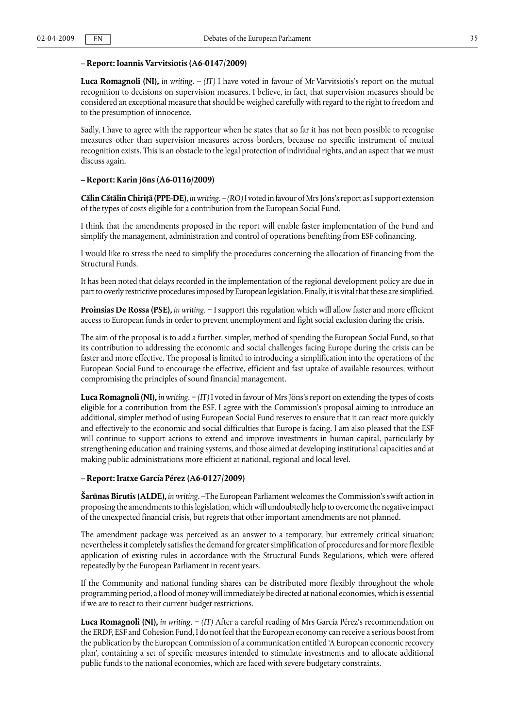**– Report: Ioannis Varvitsiotis (A6-0147/2009)**

**Luca Romagnoli (NI),** *in writing*. – *(IT)* I have voted in favour of Mr Varvitsiotis's report on the mutual recognition to decisions on supervision measures. I believe, in fact, that supervision measures should be considered an exceptional measure that should be weighed carefully with regard to the right to freedom and to the presumption of innocence.

Sadly, I have to agree with the rapporteur when he states that so far it has not been possible to recognise measures other than supervision measures across borders, because no specific instrument of mutual recognition exists. This is an obstacle to the legal protection of individual rights, and an aspect that we must discuss again.

**– Report: Karin Jöns (A6-0116/2009)**

**Călin Cătălin Chiriță (PPE-DE),** *in writing*. – *(RO)* I voted in favour of Mrs Jöns's report as I support extension of the types of costs eligible for a contribution from the European Social Fund.

I think that the amendments proposed in the report will enable faster implementation of the Fund and simplify the management, administration and control of operations benefiting from ESF cofinancing.

I would like to stress the need to simplify the procedures concerning the allocation of financing from the Structural Funds.

It has been noted that delays recorded in the implementation of the regional development policy are due in part to overly restrictive procedures imposed by European legislation. Finally, it is vital that these are simplified.

**Proinsias De Rossa (PSE),** *in writing*. − I support this regulation which will allow faster and more efficient access to European funds in order to prevent unemployment and fight social exclusion during the crisis.

The aim of the proposal is to add a further, simpler, method of spending the European Social Fund, so that its contribution to addressing the economic and social challenges facing Europe during the crisis can be faster and more effective. The proposal is limited to introducing a simplification into the operations of the European Social Fund to encourage the effective, efficient and fast uptake of available resources, without compromising the principles of sound financial management.

**Luca Romagnoli (NI),** *in writing*. − *(IT)* I voted in favour of Mrs Jöns's report on extending the types of costs eligible for a contribution from the ESF. I agree with the Commission's proposal aiming to introduce an additional, simpler method of using European Social Fund reserves to ensure that it can react more quickly and effectively to the economic and social difficulties that Europe is facing. I am also pleased that the ESF will continue to support actions to extend and improve investments in human capital, particularly by strengthening education and training systems, and those aimed at developing institutional capacities and at making public administrations more efficient at national, regional and local level.

**– Report: Iratxe García Pérez (A6-0127/2009)**

**Šarūnas Birutis (ALDE),** *in writing*. –The European Parliament welcomes the Commission's swift action in proposing the amendments to this legislation, which will undoubtedly help to overcome the negative impact of the unexpected financial crisis, but regrets that other important amendments are not planned.

The amendment package was perceived as an answer to a temporary, but extremely critical situation; nevertheless it completely satisfies the demand for greater simplification of procedures and for more flexible application of existing rules in accordance with the Structural Funds Regulations, which were offered repeatedly by the European Parliament in recent years.

If the Community and national funding shares can be distributed more flexibly throughout the whole programming period, a flood of money will immediately be directed at national economies, which is essential if we are to react to their current budget restrictions.

**Luca Romagnoli (NI),** *in writing*. − *(IT)* After a careful reading of Mrs García Pérez's recommendation on the ERDF, ESF and Cohesion Fund, I do not feel that the European economy can receive a serious boost from the publication by the European Commission of a communication entitled 'A European economic recovery plan', containing a set of specific measures intended to stimulate investments and to allocate additional public funds to the national economies, which are faced with severe budgetary constraints.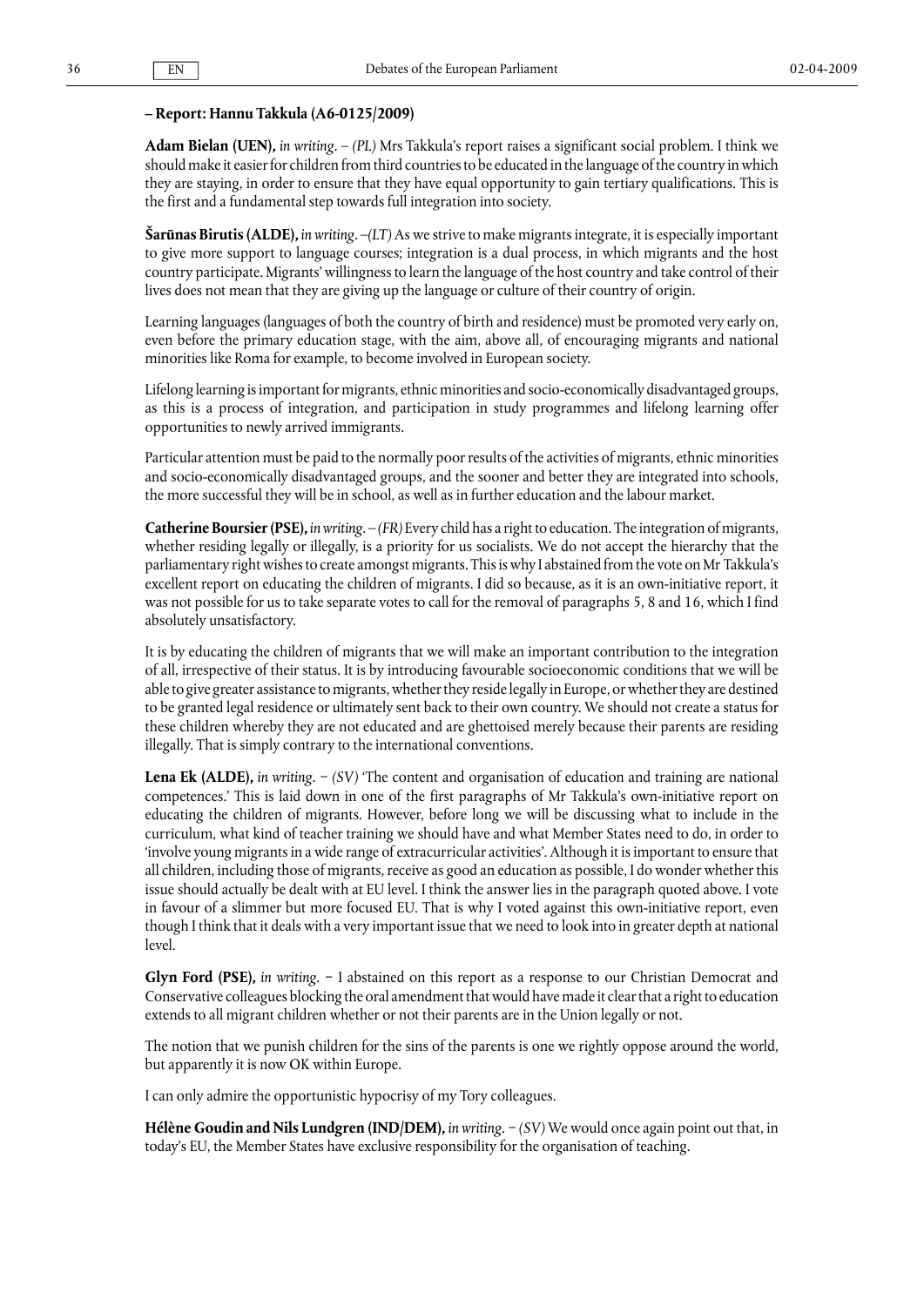**– Report: Hannu Takkula (A6-0125/2009)**

**Adam Bielan (UEN),** *in writing*. – *(PL)* Mrs Takkula's report raises a significant social problem. I think we should make it easier for children from third countries to be educated in the language of the country in which they are staying, in order to ensure that they have equal opportunity to gain tertiary qualifications. This is the first and a fundamental step towards full integration into society.

**Šarūnas Birutis (ALDE),** *in writing*. –*(LT)* As we strive to make migrants integrate, it is especially important to give more support to language courses; integration is a dual process, in which migrants and the host country participate. Migrants' willingness to learn the language of the host country and take control of their lives does not mean that they are giving up the language or culture of their country of origin.

Learning languages (languages of both the country of birth and residence) must be promoted very early on, even before the primary education stage, with the aim, above all, of encouraging migrants and national minorities like Roma for example, to become involved in European society.

Lifelong learning is important for migrants, ethnic minorities and socio-economically disadvantaged groups, as this is a process of integration, and participation in study programmes and lifelong learning offer opportunities to newly arrived immigrants.

Particular attention must be paid to the normally poor results of the activities of migrants, ethnic minorities and socio-economically disadvantaged groups, and the sooner and better they are integrated into schools, the more successful they will be in school, as well as in further education and the labour market.

**Catherine Boursier (PSE),** *in writing*. – *(FR)* Every child has a right to education. The integration of migrants, whether residing legally or illegally, is a priority for us socialists. We do not accept the hierarchy that the parliamentary right wishes to create amongst migrants. This is why I abstained from the vote on Mr Takkula's excellent report on educating the children of migrants. I did so because, as it is an own-initiative report, it was not possible for us to take separate votes to call for the removal of paragraphs 5, 8 and 16, which I find absolutely unsatisfactory.

It is by educating the children of migrants that we will make an important contribution to the integration of all, irrespective of their status. It is by introducing favourable socioeconomic conditions that we will be able to give greater assistance to migrants, whether they reside legally in Europe, or whether they are destined to be granted legal residence or ultimately sent back to their own country. We should not create a status for these children whereby they are not educated and are ghettoised merely because their parents are residing illegally. That is simply contrary to the international conventions.

**Lena Ek (ALDE),** *in writing*. − *(SV)* 'The content and organisation of education and training are national competences.' This is laid down in one of the first paragraphs of Mr Takkula's own-initiative report on educating the children of migrants. However, before long we will be discussing what to include in the curriculum, what kind of teacher training we should have and what Member States need to do, in order to 'involve young migrants in a wide range of extracurricular activities'. Although it is important to ensure that all children, including those of migrants, receive as good an education as possible, I do wonder whether this issue should actually be dealt with at EU level. I think the answer lies in the paragraph quoted above. I vote in favour of a slimmer but more focused EU. That is why I voted against this own-initiative report, even though I think that it deals with a very important issue that we need to look into in greater depth at national level.

**Glyn Ford (PSE),** *in writing*. − I abstained on this report as a response to our Christian Democrat and Conservative colleagues blocking the oral amendment that would have made it clear that a right to education extends to all migrant children whether or not their parents are in the Union legally or not.

The notion that we punish children for the sins of the parents is one we rightly oppose around the world, but apparently it is now OK within Europe.

I can only admire the opportunistic hypocrisy of my Tory colleagues.

**Hélène Goudin and Nils Lundgren (IND/DEM),** *in writing*. − *(SV)* We would once again point out that, in today's EU, the Member States have exclusive responsibility for the organisation of teaching.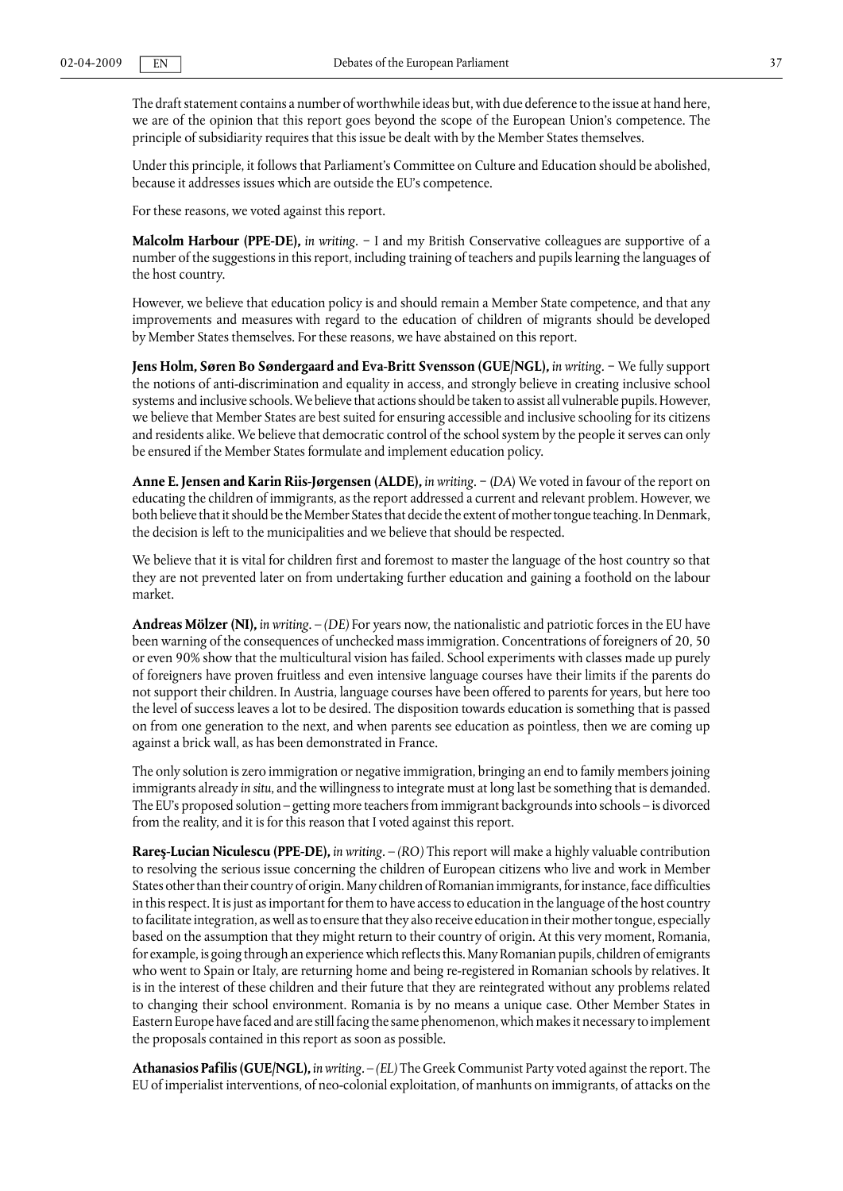The draft statement contains a number of worthwhile ideas but, with due deference to the issue at hand here, we are of the opinion that this report goes beyond the scope of the European Union's competence. The principle of subsidiarity requires that this issue be dealt with by the Member States themselves.

Under this principle, it follows that Parliament's Committee on Culture and Education should be abolished, because it addresses issues which are outside the EU's competence.

For these reasons, we voted against this report.

**Malcolm Harbour (PPE-DE),** *in writing*. − I and my British Conservative colleagues are supportive of a number of the suggestions in this report, including training of teachers and pupils learning the languages of the host country.

However, we believe that education policy is and should remain a Member State competence, and that any improvements and measures with regard to the education of children of migrants should be developed by Member States themselves. For these reasons, we have abstained on this report.

**Jens Holm, Søren Bo Søndergaard and Eva-Britt Svensson (GUE/NGL),** *in writing*. − We fully support the notions of anti-discrimination and equality in access, and strongly believe in creating inclusive school systems and inclusive schools. We believe that actions should be taken to assist all vulnerable pupils. However, we believe that Member States are best suited for ensuring accessible and inclusive schooling for its citizens and residents alike. We believe that democratic control of the school system by the people it serves can only be ensured if the Member States formulate and implement education policy.

**Anne E. Jensen and Karin Riis-Jørgensen (ALDE),** *in writing*. − (*DA*) We voted in favour of the report on educating the children of immigrants, as the report addressed a current and relevant problem. However, we both believe that it should be the Member States that decide the extent of mother tongue teaching. In Denmark, the decision is left to the municipalities and we believe that should be respected.

We believe that it is vital for children first and foremost to master the language of the host country so that they are not prevented later on from undertaking further education and gaining a foothold on the labour market.

**Andreas Mölzer (NI),** *in writing*. – *(DE)* For years now, the nationalistic and patriotic forces in the EU have been warning of the consequences of unchecked mass immigration. Concentrations of foreigners of 20, 50 or even 90% show that the multicultural vision has failed. School experiments with classes made up purely of foreigners have proven fruitless and even intensive language courses have their limits if the parents do not support their children. In Austria, language courses have been offered to parents for years, but here too the level of success leaves a lot to be desired. The disposition towards education is something that is passed on from one generation to the next, and when parents see education as pointless, then we are coming up against a brick wall, as has been demonstrated in France.

The only solution is zero immigration or negative immigration, bringing an end to family members joining immigrants already *in situ*, and the willingness to integrate must at long last be something that is demanded. The EU's proposed solution – getting more teachers from immigrant backgrounds into schools – is divorced from the reality, and it is for this reason that I voted against this report.

**Rareş-Lucian Niculescu (PPE-DE),** *in writing*. – *(RO)* This report will make a highly valuable contribution to resolving the serious issue concerning the children of European citizens who live and work in Member States other than their country of origin. Many children of Romanian immigrants, for instance, face difficulties in this respect. It is just as important for them to have access to education in the language of the host country to facilitate integration, as well as to ensure that they also receive education in their mother tongue, especially based on the assumption that they might return to their country of origin. At this very moment, Romania, for example, is going through an experience which reflects this. Many Romanian pupils, children of emigrants who went to Spain or Italy, are returning home and being re-registered in Romanian schools by relatives. It is in the interest of these children and their future that they are reintegrated without any problems related to changing their school environment. Romania is by no means a unique case. Other Member States in Eastern Europe have faced and are still facing the same phenomenon, which makes it necessary to implement the proposals contained in this report as soon as possible.

**Athanasios Pafilis (GUE/NGL),** *in writing*. – *(EL)* The Greek Communist Party voted against the report. The EU of imperialist interventions, of neo-colonial exploitation, of manhunts on immigrants, of attacks on the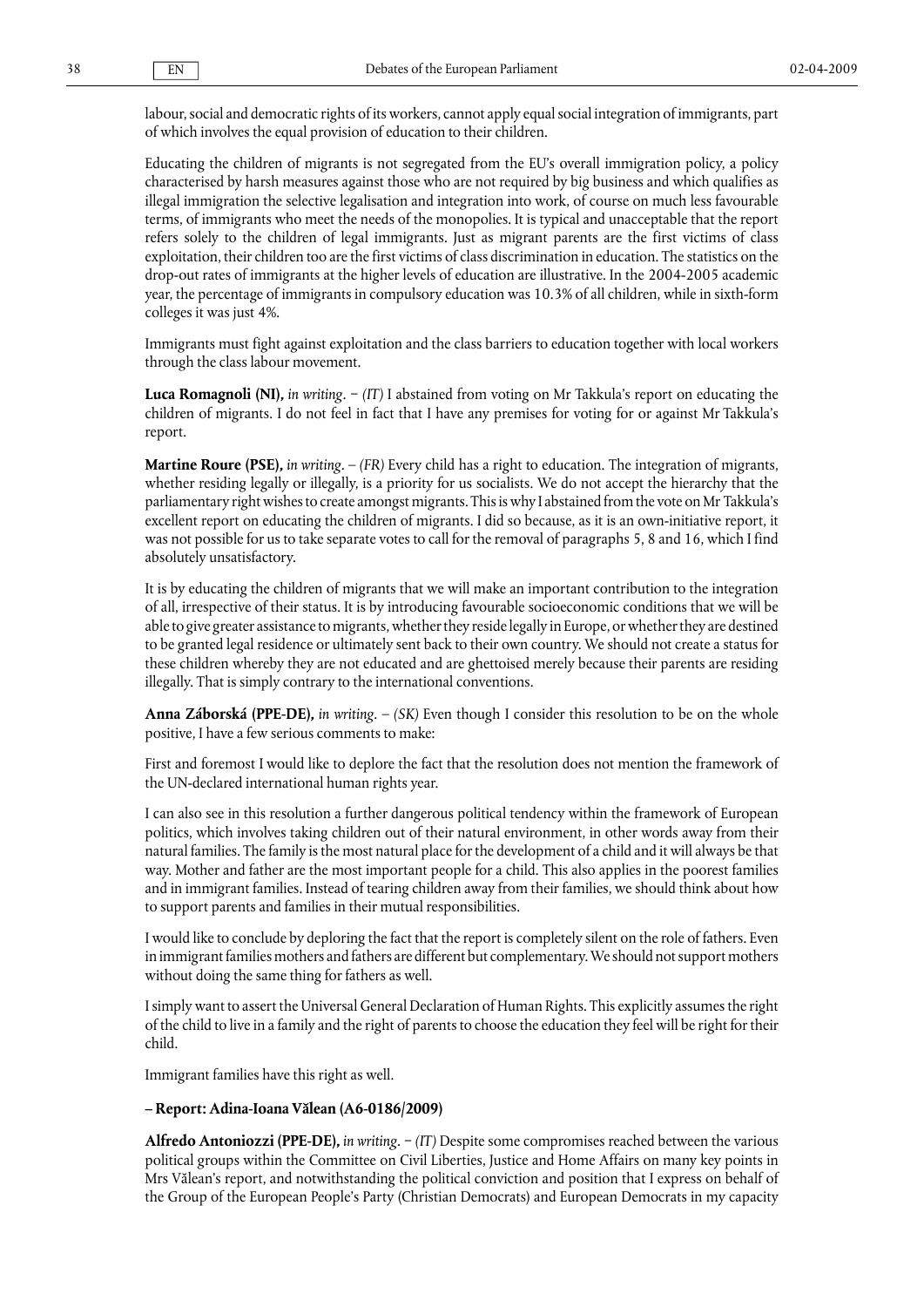labour, social and democratic rights of its workers, cannot apply equal social integration of immigrants, part of which involves the equal provision of education to their children.

Educating the children of migrants is not segregated from the EU's overall immigration policy, a policy characterised by harsh measures against those who are not required by big business and which qualifies as illegal immigration the selective legalisation and integration into work, of course on much less favourable terms, of immigrants who meet the needs of the monopolies. It is typical and unacceptable that the report refers solely to the children of legal immigrants. Just as migrant parents are the first victims of class exploitation, their children too are the first victims of class discrimination in education. The statistics on the drop-out rates of immigrants at the higher levels of education are illustrative. In the 2004-2005 academic year, the percentage of immigrants in compulsory education was 10.3% of all children, while in sixth-form colleges it was just 4%.

Immigrants must fight against exploitation and the class barriers to education together with local workers through the class labour movement.

**Luca Romagnoli (NI),** *in writing*. − *(IT)* I abstained from voting on Mr Takkula's report on educating the children of migrants. I do not feel in fact that I have any premises for voting for or against Mr Takkula's report.

**Martine Roure (PSE),** *in writing*. – *(FR)* Every child has a right to education. The integration of migrants, whether residing legally or illegally, is a priority for us socialists. We do not accept the hierarchy that the parliamentary right wishes to create amongst migrants. This is why I abstained from the vote on Mr Takkula's excellent report on educating the children of migrants. I did so because, as it is an own-initiative report, it was not possible for us to take separate votes to call for the removal of paragraphs 5, 8 and 16, which I find absolutely unsatisfactory.

It is by educating the children of migrants that we will make an important contribution to the integration of all, irrespective of their status. It is by introducing favourable socioeconomic conditions that we will be able to give greater assistance to migrants, whether they reside legally in Europe, or whether they are destined to be granted legal residence or ultimately sent back to their own country. We should not create a status for these children whereby they are not educated and are ghettoised merely because their parents are residing illegally. That is simply contrary to the international conventions.

**Anna Záborská (PPE-DE),** *in writing*. – *(SK)* Even though I consider this resolution to be on the whole positive, I have a few serious comments to make:

First and foremost I would like to deplore the fact that the resolution does not mention the framework of the UN-declared international human rights year.

I can also see in this resolution a further dangerous political tendency within the framework of European politics, which involves taking children out of their natural environment, in other words away from their natural families. The family is the most natural place for the development of a child and it will always be that way. Mother and father are the most important people for a child. This also applies in the poorest families and in immigrant families. Instead of tearing children away from their families, we should think about how to support parents and families in their mutual responsibilities.

I would like to conclude by deploring the fact that the report is completely silent on the role of fathers. Even in immigrant families mothers and fathers are different but complementary. We should not support mothers without doing the same thing for fathers as well.

I simply want to assert the Universal General Declaration of Human Rights. This explicitly assumes the right of the child to live in a family and the right of parents to choose the education they feel will be right for their child.

Immigrant families have this right as well.

**– Report: Adina-Ioana Vălean (A6-0186/2009)**

**Alfredo Antoniozzi (PPE-DE),** *in writing*. − *(IT)* Despite some compromises reached between the various political groups within the Committee on Civil Liberties, Justice and Home Affairs on many key points in Mrs Vălean's report, and notwithstanding the political conviction and position that I express on behalf of the Group of the European People's Party (Christian Democrats) and European Democrats in my capacity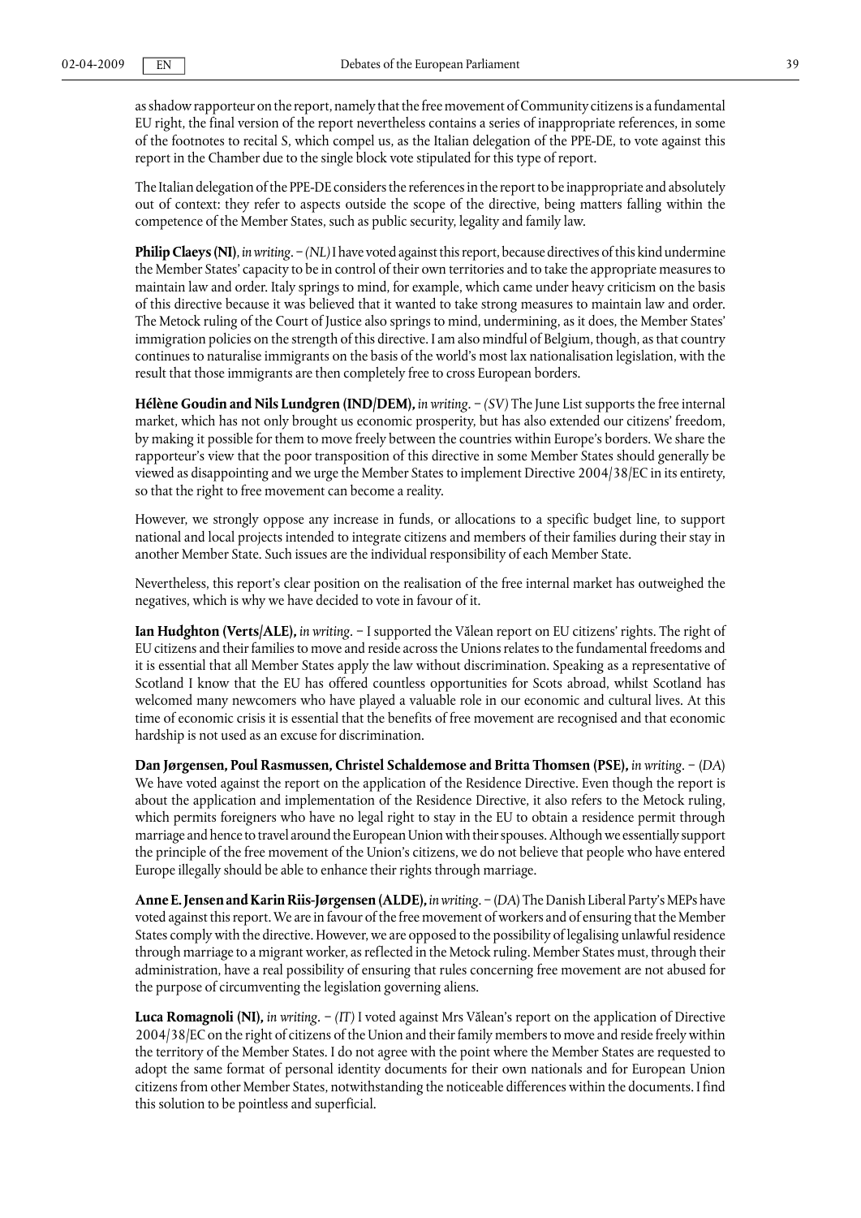as shadow rapporteur on the report, namely that the free movement of Community citizens is a fundamental EU right, the final version of the report nevertheless contains a series of inappropriate references, in some of the footnotes to recital S, which compel us, as the Italian delegation of the PPE-DE, to vote against this report in the Chamber due to the single block vote stipulated for this type of report.

The Italian delegation of the PPE-DE considers the references in the report to be inappropriate and absolutely out of context: they refer to aspects outside the scope of the directive, being matters falling within the competence of the Member States, such as public security, legality and family law.

**Philip Claeys (NI)**, *in writing*. – *(NL)* I have voted against this report, because directives of this kind undermine the Member States' capacity to be in control of their own territories and to take the appropriate measures to maintain law and order. Italy springs to mind, for example, which came under heavy criticism on the basis of this directive because it was believed that it wanted to take strong measures to maintain law and order. The Metock ruling of the Court of Justice also springs to mind, undermining, as it does, the Member States' immigration policies on the strength of this directive. I am also mindful of Belgium, though, as that country continues to naturalise immigrants on the basis of the world's most lax nationalisation legislation, with the result that those immigrants are then completely free to cross European borders.

**Hélène Goudin and Nils Lundgren (IND/DEM),** *in writing*. – *(SV)* The June List supports the free internal market, which has not only brought us economic prosperity, but has also extended our citizens' freedom, by making it possible for them to move freely between the countries within Europe's borders. We share the rapporteur's view that the poor transposition of this directive in some Member States should generally be viewed as disappointing and we urge the Member States to implement Directive 2004/38/EC in its entirety, so that the right to free movement can become a reality.

However, we strongly oppose any increase in funds, or allocations to a specific budget line, to support national and local projects intended to integrate citizens and members of their families during their stay in another Member State. Such issues are the individual responsibility of each Member State.

Nevertheless, this report's clear position on the realisation of the free internal market has outweighed the negatives, which is why we have decided to vote in favour of it.

**Ian Hudghton (Verts/ALE),** *in writing*. – I supported the Vălean report on EU citizens' rights. The right of EU citizens and their families to move and reside across the Unions relates to the fundamental freedoms and it is essential that all Member States apply the law without discrimination. Speaking as a representative of Scotland I know that the EU has offered countless opportunities for Scots abroad, whilst Scotland has welcomed many newcomers who have played a valuable role in our economic and cultural lives. At this time of economic crisis it is essential that the benefits of free movement are recognised and that economic hardship is not used as an excuse for discrimination.

**Dan Jørgensen, Poul Rasmussen, Christel Schaldemose and Britta Thomsen (PSE),** *in writing*. – (*DA*) We have voted against the report on the application of the Residence Directive. Even though the report is about the application and implementation of the Residence Directive, it also refers to the Metock ruling, which permits foreigners who have no legal right to stay in the EU to obtain a residence permit through marriage and hence to travel around the European Union with their spouses. Although we essentially support the principle of the free movement of the Union's citizens, we do not believe that people who have entered Europe illegally should be able to enhance their rights through marriage.

**Anne E. Jensen and Karin Riis-Jørgensen (ALDE),** *in writing*. – (*DA*) The Danish Liberal Party's MEPs have voted against this report. We are in favour of the free movement of workers and of ensuring that the Member States comply with the directive. However, we are opposed to the possibility of legalising unlawful residence through marriage to a migrant worker, as reflected in the Metock ruling. Member States must, through their administration, have a real possibility of ensuring that rules concerning free movement are not abused for the purpose of circumventing the legislation governing aliens.

**Luca Romagnoli (NI),** *in writing*. – *(IT)* I voted against Mrs Vălean's report on the application of Directive 2004/38/EC on the right of citizens of the Union and their family members to move and reside freely within the territory of the Member States. I do not agree with the point where the Member States are requested to adopt the same format of personal identity documents for their own nationals and for European Union citizens from other Member States, notwithstanding the noticeable differences within the documents. I find this solution to be pointless and superficial.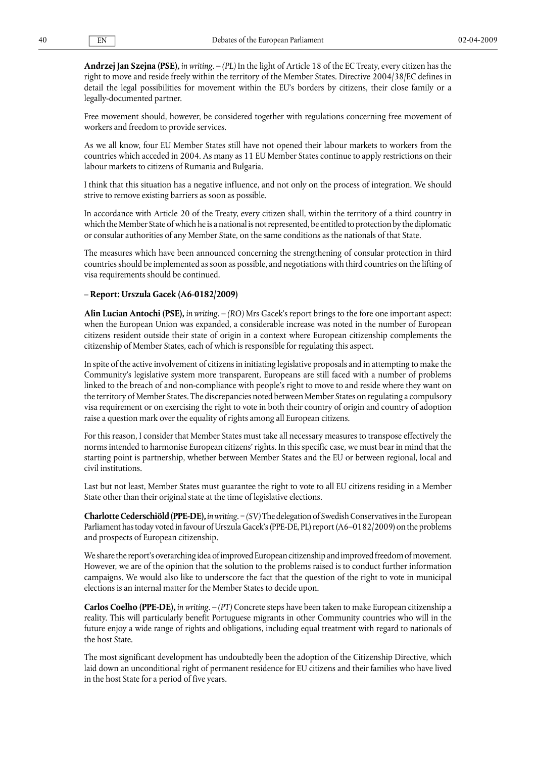**Andrzej Jan Szejna (PSE),** *in writing*. – *(PL)* In the light of Article 18 of the EC Treaty, every citizen has the right to move and reside freely within the territory of the Member States. Directive 2004/38/EC defines in detail the legal possibilities for movement within the EU's borders by citizens, their close family or a legally-documented partner.

Free movement should, however, be considered together with regulations concerning free movement of workers and freedom to provide services.

As we all know, four EU Member States still have not opened their labour markets to workers from the countries which acceded in 2004. As many as 11 EU Member States continue to apply restrictions on their labour markets to citizens of Rumania and Bulgaria.

I think that this situation has a negative influence, and not only on the process of integration. We should strive to remove existing barriers as soon as possible.

In accordance with Article 20 of the Treaty, every citizen shall, within the territory of a third country in which the Member State of which he is a national is not represented, be entitled to protection by the diplomatic or consular authorities of any Member State, on the same conditions as the nationals of that State.

The measures which have been announced concerning the strengthening of consular protection in third countries should be implemented as soon as possible, and negotiations with third countries on the lifting of visa requirements should be continued.

**– Report: Urszula Gacek (A6-0182/2009)**

**Alin Lucian Antochi (PSE),** *in writing*. – *(RO)* Mrs Gacek's report brings to the fore one important aspect: when the European Union was expanded, a considerable increase was noted in the number of European citizens resident outside their state of origin in a context where European citizenship complements the citizenship of Member States, each of which is responsible for regulating this aspect.

In spite of the active involvement of citizens in initiating legislative proposals and in attempting to make the Community's legislative system more transparent, Europeans are still faced with a number of problems linked to the breach of and non-compliance with people's right to move to and reside where they want on the territory of Member States. The discrepancies noted between Member States on regulating a compulsory visa requirement or on exercising the right to vote in both their country of origin and country of adoption raise a question mark over the equality of rights among all European citizens.

For this reason, I consider that Member States must take all necessary measures to transpose effectively the norms intended to harmonise European citizens' rights. In this specific case, we must bear in mind that the starting point is partnership, whether between Member States and the EU or between regional, local and civil institutions.

Last but not least, Member States must guarantee the right to vote to all EU citizens residing in a Member State other than their original state at the time of legislative elections.

**Charlotte Cederschiöld (PPE-DE),** *in writing*. − *(SV)* The delegation of Swedish Conservatives in the European Parliament has today voted in favour of Urszula Gacek's (PPE-DE, PL) report (A6–0182/2009) on the problems and prospects of European citizenship.

We share the report's overarching idea of improved European citizenship and improved freedom of movement. However, we are of the opinion that the solution to the problems raised is to conduct further information campaigns. We would also like to underscore the fact that the question of the right to vote in municipal elections is an internal matter for the Member States to decide upon.

**Carlos Coelho (PPE-DE),** *in writing*. – *(PT)* Concrete steps have been taken to make European citizenship a reality. This will particularly benefit Portuguese migrants in other Community countries who will in the future enjoy a wide range of rights and obligations, including equal treatment with regard to nationals of the host State.

The most significant development has undoubtedly been the adoption of the Citizenship Directive, which laid down an unconditional right of permanent residence for EU citizens and their families who have lived in the host State for a period of five years.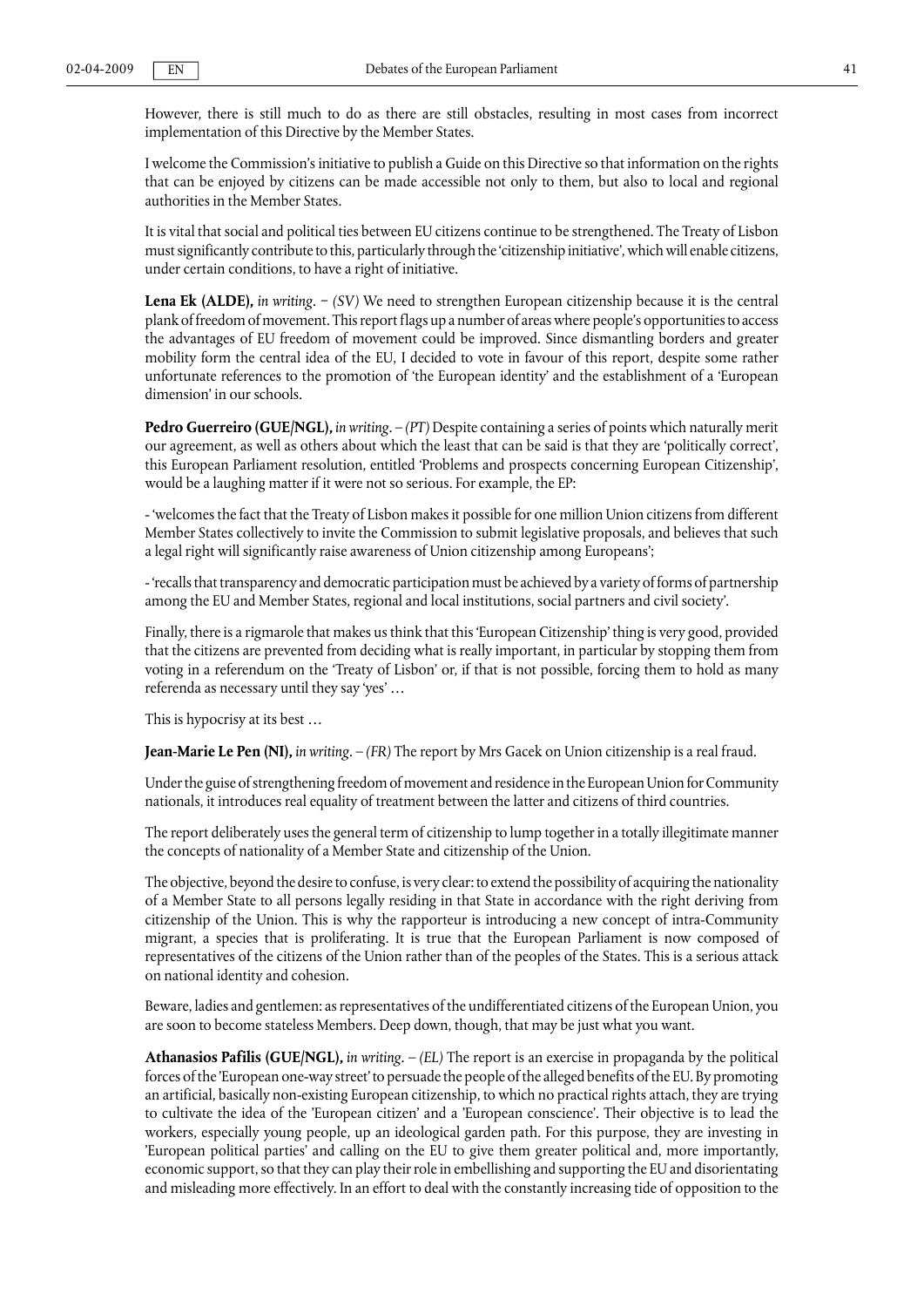However, there is still much to do as there are still obstacles, resulting in most cases from incorrect implementation of this Directive by the Member States.

I welcome the Commission's initiative to publish a Guide on this Directive so that information on the rights that can be enjoyed by citizens can be made accessible not only to them, but also to local and regional authorities in the Member States.

It is vital that social and political ties between EU citizens continue to be strengthened. The Treaty of Lisbon must significantly contribute to this, particularly through the 'citizenship initiative', which will enable citizens, under certain conditions, to have a right of initiative.

**Lena Ek (ALDE),** *in writing.* − *(SV)* We need to strengthen European citizenship because it is the central plank of freedom of movement. This report flags up a number of areas where people's opportunities to access the advantages of EU freedom of movement could be improved. Since dismantling borders and greater mobility form the central idea of the EU, I decided to vote in favour of this report, despite some rather unfortunate references to the promotion of 'the European identity' and the establishment of a 'European dimension' in our schools.

**Pedro Guerreiro (GUE/NGL),** *in writing.* – *(PT)* Despite containing a series of points which naturally merit our agreement, as well as others about which the least that can be said is that they are 'politically correct', this European Parliament resolution, entitled 'Problems and prospects concerning European Citizenship', would be a laughing matter if it were not so serious. For example, the EP:

- 'welcomes the fact that the Treaty of Lisbon makes it possible for one million Union citizens from different Member States collectively to invite the Commission to submit legislative proposals, and believes that such a legal right will significantly raise awareness of Union citizenship among Europeans';

- 'recalls that transparency and democratic participation must be achieved by a variety of forms of partnership among the EU and Member States, regional and local institutions, social partners and civil society'.

Finally, there is a rigmarole that makes us think that this 'European Citizenship' thing is very good, provided that the citizens are prevented from deciding what is really important, in particular by stopping them from voting in a referendum on the 'Treaty of Lisbon' or, if that is not possible, forcing them to hold as many referenda as necessary until they say 'yes' …

This is hypocrisy at its best …

**Jean-Marie Le Pen (NI),** *in writing.* – *(FR)* The report by Mrs Gacek on Union citizenship is a real fraud.

Under the guise of strengthening freedom of movement and residence in the European Union for Community nationals, it introduces real equality of treatment between the latter and citizens of third countries.

The report deliberately uses the general term of citizenship to lump together in a totally illegitimate manner the concepts of nationality of a Member State and citizenship of the Union.

The objective, beyond the desire to confuse, is very clear: to extend the possibility of acquiring the nationality of a Member State to all persons legally residing in that State in accordance with the right deriving from citizenship of the Union. This is why the rapporteur is introducing a new concept of intra-Community migrant, a species that is proliferating. It is true that the European Parliament is now composed of representatives of the citizens of the Union rather than of the peoples of the States. This is a serious attack on national identity and cohesion.

Beware, ladies and gentlemen: as representatives of the undifferentiated citizens of the European Union, you are soon to become stateless Members. Deep down, though, that may be just what you want.

**Athanasios Pafilis (GUE/NGL),** *in writing.* – *(EL)* The report is an exercise in propaganda by the political forces of the 'European one-way street' to persuade the people of the alleged benefits of the EU. By promoting an artificial, basically non-existing European citizenship, to which no practical rights attach, they are trying to cultivate the idea of the 'European citizen' and a 'European conscience'. Their objective is to lead the workers, especially young people, up an ideological garden path. For this purpose, they are investing in 'European political parties' and calling on the EU to give them greater political and, more importantly, economic support, so that they can play their role in embellishing and supporting the EU and disorientating and misleading more effectively. In an effort to deal with the constantly increasing tide of opposition to the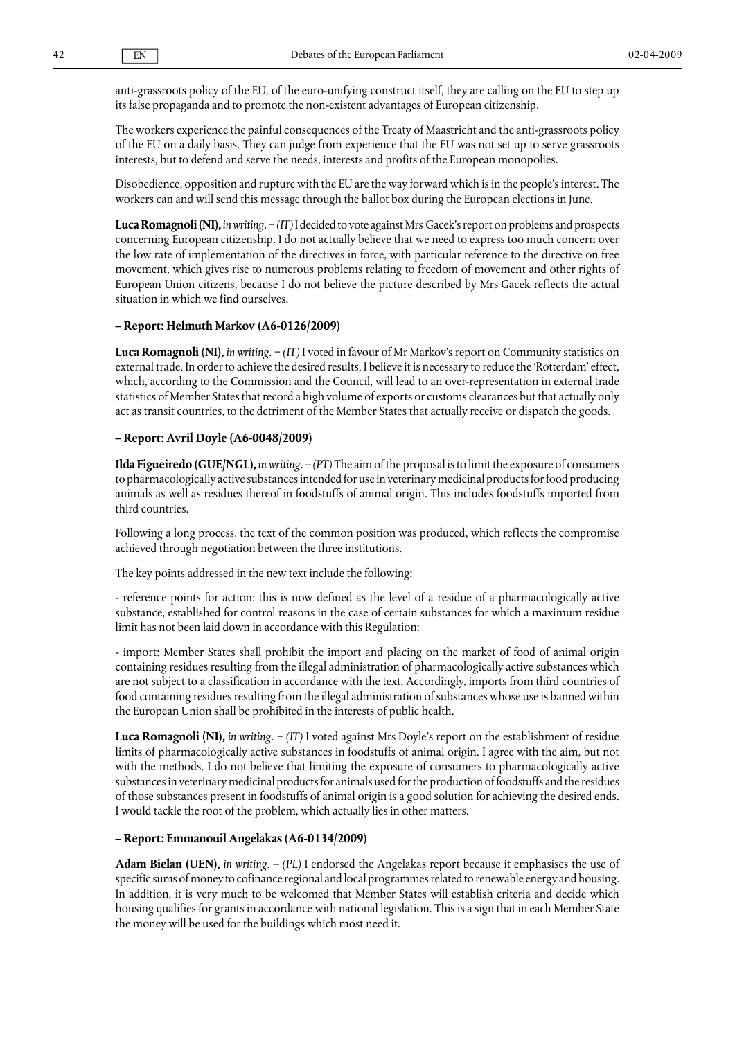anti-grassroots policy of the EU, of the euro-unifying construct itself, they are calling on the EU to step up its false propaganda and to promote the non-existent advantages of European citizenship.

The workers experience the painful consequences of the Treaty of Maastricht and the anti-grassroots policy of the EU on a daily basis. They can judge from experience that the EU was not set up to serve grassroots interests, but to defend and serve the needs, interests and profits of the European monopolies.

Disobedience, opposition and rupture with the EU are the way forward which is in the people's interest. The workers can and will send this message through the ballot box during the European elections in June.

**Luca Romagnoli (NI),** *in writing*. − *(IT)* I decided to vote against Mrs Gacek's report on problems and prospects concerning European citizenship. I do not actually believe that we need to express too much concern over the low rate of implementation of the directives in force, with particular reference to the directive on free movement, which gives rise to numerous problems relating to freedom of movement and other rights of European Union citizens, because I do not believe the picture described by Mrs Gacek reflects the actual situation in which we find ourselves.

**– Report: Helmuth Markov (A6-0126/2009)**

**Luca Romagnoli (NI),** *in writing*. − *(IT)* I voted in favour of Mr Markov's report on Community statistics on external trade. In order to achieve the desired results, I believe it is necessary to reduce the 'Rotterdam' effect, which, according to the Commission and the Council, will lead to an over-representation in external trade statistics of Member States that record a high volume of exports or customs clearances but that actually only act as transit countries, to the detriment of the Member States that actually receive or dispatch the goods.

**– Report: Avril Doyle (A6-0048/2009)**

**Ilda Figueiredo (GUE/NGL),** *in writing*. – *(PT)* The aim of the proposal is to limit the exposure of consumers to pharmacologically active substances intended for use in veterinary medicinal products for food producing animals as well as residues thereof in foodstuffs of animal origin. This includes foodstuffs imported from third countries.

Following a long process, the text of the common position was produced, which reflects the compromise achieved through negotiation between the three institutions.

The key points addressed in the new text include the following:

- reference points for action: this is now defined as the level of a residue of a pharmacologically active substance, established for control reasons in the case of certain substances for which a maximum residue limit has not been laid down in accordance with this Regulation;

- import: Member States shall prohibit the import and placing on the market of food of animal origin containing residues resulting from the illegal administration of pharmacologically active substances which are not subject to a classification in accordance with the text. Accordingly, imports from third countries of food containing residues resulting from the illegal administration of substances whose use is banned within the European Union shall be prohibited in the interests of public health.

**Luca Romagnoli (NI),** *in writing*. − *(IT)* I voted against Mrs Doyle's report on the establishment of residue limits of pharmacologically active substances in foodstuffs of animal origin. I agree with the aim, but not with the methods. I do not believe that limiting the exposure of consumers to pharmacologically active substances in veterinary medicinal products for animals used for the production of foodstuffs and the residues of those substances present in foodstuffs of animal origin is a good solution for achieving the desired ends. I would tackle the root of the problem, which actually lies in other matters.

**– Report: Emmanouil Angelakas (A6-0134/2009)**

**Adam Bielan (UEN),** *in writing*. – *(PL)* I endorsed the Angelakas report because it emphasises the use of specific sums of money to cofinance regional and local programmes related to renewable energy and housing. In addition, it is very much to be welcomed that Member States will establish criteria and decide which housing qualifies for grants in accordance with national legislation. This is a sign that in each Member State the money will be used for the buildings which most need it.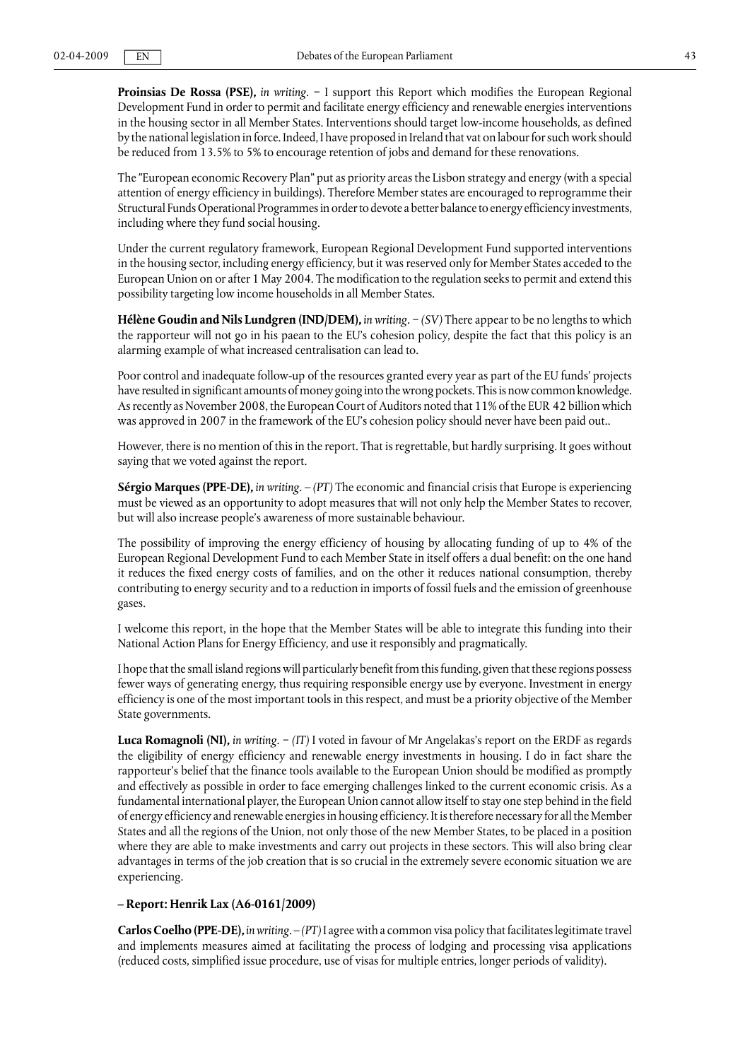**Proinsias De Rossa (PSE),** *in writing*. − I support this Report which modifies the European Regional Development Fund in order to permit and facilitate energy efficiency and renewable energies interventions in the housing sector in all Member States. Interventions should target low-income households, as defined by the national legislation in force. Indeed, I have proposed in Ireland that vat on labour for such work should be reduced from 13.5% to 5% to encourage retention of jobs and demand for these renovations.

The "European economic Recovery Plan" put as priority areas the Lisbon strategy and energy (with a special attention of energy efficiency in buildings). Therefore Member states are encouraged to reprogramme their Structural Funds Operational Programmes in order to devote a better balance to energy efficiency investments, including where they fund social housing.

Under the current regulatory framework, European Regional Development Fund supported interventions in the housing sector, including energy efficiency, but it was reserved only for Member States acceded to the European Union on or after 1 May 2004. The modification to the regulation seeks to permit and extend this possibility targeting low income households in all Member States.

**Hélène Goudin and Nils Lundgren (IND/DEM),** *in writing*. − *(SV)* There appear to be no lengths to which the rapporteur will not go in his paean to the EU's cohesion policy, despite the fact that this policy is an alarming example of what increased centralisation can lead to.

Poor control and inadequate follow-up of the resources granted every year as part of the EU funds' projects have resulted in significant amounts of money going into the wrong pockets. This is now common knowledge. As recently as November 2008, the European Court of Auditors noted that 11% of the EUR 42 billion which was approved in 2007 in the framework of the EU's cohesion policy should never have been paid out..

However, there is no mention of this in the report. That is regrettable, but hardly surprising. It goes without saying that we voted against the report.

**Sérgio Marques (PPE-DE),** *in writing*. – *(PT)* The economic and financial crisis that Europe is experiencing must be viewed as an opportunity to adopt measures that will not only help the Member States to recover, but will also increase people's awareness of more sustainable behaviour.

The possibility of improving the energy efficiency of housing by allocating funding of up to 4% of the European Regional Development Fund to each Member State in itself offers a dual benefit: on the one hand it reduces the fixed energy costs of families, and on the other it reduces national consumption, thereby contributing to energy security and to a reduction in imports of fossil fuels and the emission of greenhouse gases.

I welcome this report, in the hope that the Member States will be able to integrate this funding into their National Action Plans for Energy Efficiency, and use it responsibly and pragmatically.

I hope that the small island regions will particularly benefit from this funding, given that these regions possess fewer ways of generating energy, thus requiring responsible energy use by everyone. Investment in energy efficiency is one of the most important tools in this respect, and must be a priority objective of the Member State governments.

**Luca Romagnoli (NI),** *in writing*. − *(IT)* I voted in favour of Mr Angelakas's report on the ERDF as regards the eligibility of energy efficiency and renewable energy investments in housing. I do in fact share the rapporteur's belief that the finance tools available to the European Union should be modified as promptly and effectively as possible in order to face emerging challenges linked to the current economic crisis. As a fundamental international player, the European Union cannot allow itself to stay one step behind in the field of energy efficiency and renewable energies in housing efficiency. It is therefore necessary for all the Member States and all the regions of the Union, not only those of the new Member States, to be placed in a position where they are able to make investments and carry out projects in these sectors. This will also bring clear advantages in terms of the job creation that is so crucial in the extremely severe economic situation we are experiencing.

**– Report: Henrik Lax (A6-0161/2009)**

**Carlos Coelho (PPE-DE),** *in writing*. – *(PT)* I agree with a common visa policy that facilitates legitimate travel and implements measures aimed at facilitating the process of lodging and processing visa applications (reduced costs, simplified issue procedure, use of visas for multiple entries, longer periods of validity).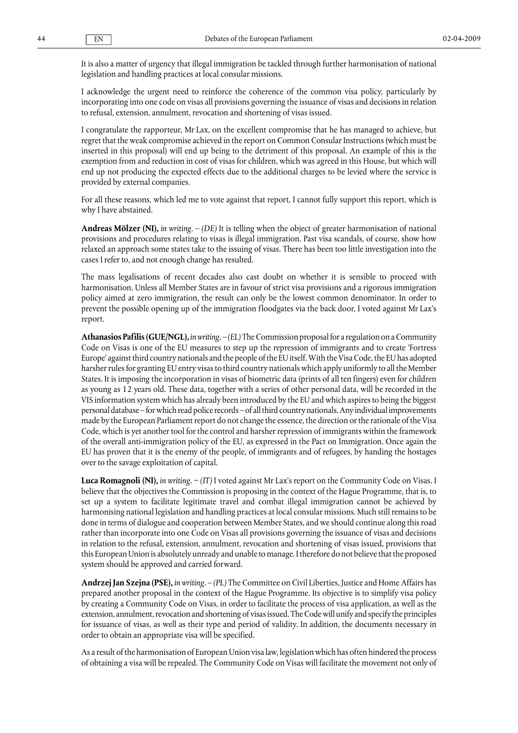It is also a matter of urgency that illegal immigration be tackled through further harmonisation of national legislation and handling practices at local consular missions.

I acknowledge the urgent need to reinforce the coherence of the common visa policy, particularly by incorporating into one code on visas all provisions governing the issuance of visas and decisions in relation to refusal, extension, annulment, revocation and shortening of visas issued.

I congratulate the rapporteur, Mr Lax, on the excellent compromise that he has managed to achieve, but regret that the weak compromise achieved in the report on Common Consular Instructions (which must be inserted in this proposal) will end up being to the detriment of this proposal. An example of this is the exemption from and reduction in cost of visas for children, which was agreed in this House, but which will end up not producing the expected effects due to the additional charges to be levied where the service is provided by external companies.

For all these reasons, which led me to vote against that report, I cannot fully support this report, which is why I have abstained.

**Andreas Mölzer (NI),** *in writing*. – *(DE)* It is telling when the object of greater harmonisation of national provisions and procedures relating to visas is illegal immigration. Past visa scandals, of course, show how relaxed an approach some states take to the issuing of visas. There has been too little investigation into the cases I refer to, and not enough change has resulted.

The mass legalisations of recent decades also cast doubt on whether it is sensible to proceed with harmonisation. Unless all Member States are in favour of strict visa provisions and a rigorous immigration policy aimed at zero immigration, the result can only be the lowest common denominator. In order to prevent the possible opening up of the immigration floodgates via the back door, I voted against Mr Lax's report.

**Athanasios Pafilis (GUE/NGL),** *in writing*. – *(EL)* The Commission proposal for a regulation on a Community Code on Visas is one of the EU measures to step up the repression of immigrants and to create 'Fortress Europe' against third country nationals and the people of the EU itself. With the Visa Code, the EU has adopted harsher rules for granting EU entry visas to third country nationals which apply uniformly to all the Member States. It is imposing the incorporation in visas of biometric data (prints of all ten fingers) even for children as young as 12 years old. These data, together with a series of other personal data, will be recorded in the VIS information system which has already been introduced by the EU and which aspires to being the biggest personal database – for which read police records – of all third country nationals. Any individual improvements made by the European Parliament report do not change the essence, the direction or the rationale of the Visa Code, which is yet another tool for the control and harsher repression of immigrants within the framework of the overall anti-immigration policy of the EU, as expressed in the Pact on Immigration. Once again the EU has proven that it is the enemy of the people, of immigrants and of refugees, by handing the hostages over to the savage exploitation of capital.

**Luca Romagnoli (NI),** *in writing*. − *(IT)* I voted against Mr Lax's report on the Community Code on Visas. I believe that the objectives the Commission is proposing in the context of the Hague Programme, that is, to set up a system to facilitate legitimate travel and combat illegal immigration cannot be achieved by harmonising national legislation and handling practices at local consular missions. Much still remains to be done in terms of dialogue and cooperation between Member States, and we should continue along this road rather than incorporate into one Code on Visas all provisions governing the issuance of visas and decisions in relation to the refusal, extension, annulment, revocation and shortening of visas issued, provisions that this European Union is absolutely unready and unable to manage. I therefore do not believe that the proposed system should be approved and carried forward.

**Andrzej Jan Szejna (PSE),** *in writing*. – *(PL)* The Committee on Civil Liberties, Justice and Home Affairs has prepared another proposal in the context of the Hague Programme. Its objective is to simplify visa policy by creating a Community Code on Visas, in order to facilitate the process of visa application, as well as the extension, annulment, revocation and shortening of visas issued. The Code will unify and specify the principles for issuance of visas, as well as their type and period of validity. In addition, the documents necessary in order to obtain an appropriate visa will be specified.

As a result of the harmonisation of European Union visa law, legislation which has often hindered the process of obtaining a visa will be repealed. The Community Code on Visas will facilitate the movement not only of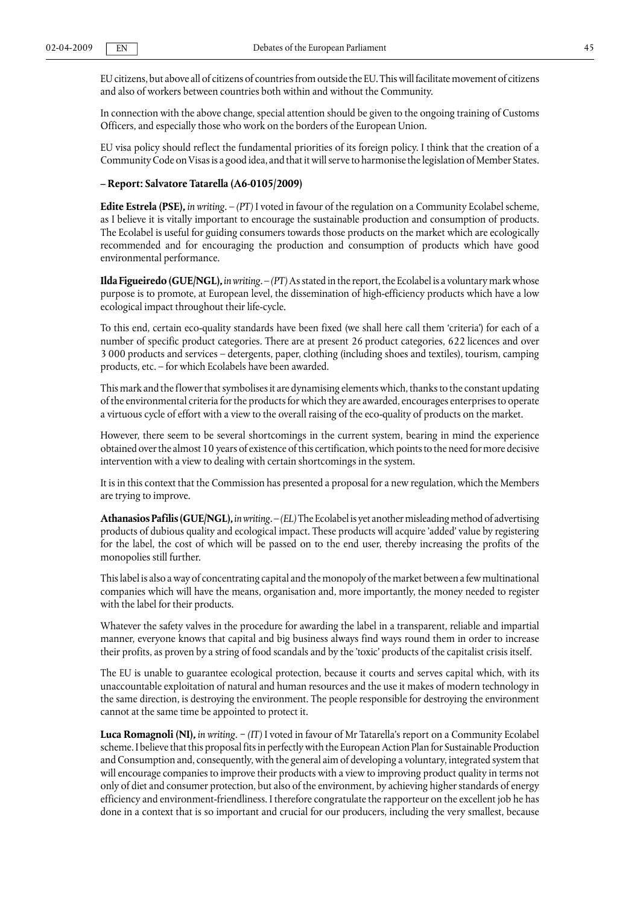EU citizens, but above all of citizens of countries from outside the EU. This will facilitate movement of citizens and also of workers between countries both within and without the Community.

In connection with the above change, special attention should be given to the ongoing training of Customs Officers, and especially those who work on the borders of the European Union.

EU visa policy should reflect the fundamental priorities of its foreign policy. I think that the creation of a Community Code on Visas is a good idea, and that it will serve to harmonise the legislation of Member States.

**– Report: Salvatore Tatarella (A6-0105/2009)**

**Edite Estrela (PSE),** *in writing*. – *(PT)* I voted in favour of the regulation on a Community Ecolabel scheme, as I believe it is vitally important to encourage the sustainable production and consumption of products. The Ecolabel is useful for guiding consumers towards those products on the market which are ecologically recommended and for encouraging the production and consumption of products which have good environmental performance.

**Ilda Figueiredo (GUE/NGL),** *in writing*. – *(PT)* As stated in the report, the Ecolabel is a voluntary mark whose purpose is to promote, at European level, the dissemination of high-efficiency products which have a low ecological impact throughout their life-cycle.

To this end, certain eco-quality standards have been fixed (we shall here call them 'criteria') for each of a number of specific product categories. There are at present 26 product categories, 622 licences and over 3 000 products and services – detergents, paper, clothing (including shoes and textiles), tourism, camping products, etc. – for which Ecolabels have been awarded.

This mark and the flower that symbolises it are dynamising elements which, thanks to the constant updating of the environmental criteria for the products for which they are awarded, encourages enterprises to operate a virtuous cycle of effort with a view to the overall raising of the eco-quality of products on the market.

However, there seem to be several shortcomings in the current system, bearing in mind the experience obtained over the almost 10 years of existence of this certification, which points to the need for more decisive intervention with a view to dealing with certain shortcomings in the system.

It is in this context that the Commission has presented a proposal for a new regulation, which the Members are trying to improve.

**Athanasios Pafilis (GUE/NGL),** *in writing*. – *(EL)* The Ecolabel is yet another misleading method of advertising products of dubious quality and ecological impact. These products will acquire 'added' value by registering for the label, the cost of which will be passed on to the end user, thereby increasing the profits of the monopolies still further.

This label is also a way of concentrating capital and the monopoly of the market between a few multinational companies which will have the means, organisation and, more importantly, the money needed to register with the label for their products.

Whatever the safety valves in the procedure for awarding the label in a transparent, reliable and impartial manner, everyone knows that capital and big business always find ways round them in order to increase their profits, as proven by a string of food scandals and by the 'toxic' products of the capitalist crisis itself.

The EU is unable to guarantee ecological protection, because it courts and serves capital which, with its unaccountable exploitation of natural and human resources and the use it makes of modern technology in the same direction, is destroying the environment. The people responsible for destroying the environment cannot at the same time be appointed to protect it.

**Luca Romagnoli (NI),** *in writing*. − *(IT)* I voted in favour of Mr Tatarella's report on a Community Ecolabel scheme. I believe that this proposal fits in perfectly with the European Action Plan for Sustainable Production and Consumption and, consequently, with the general aim of developing a voluntary, integrated system that will encourage companies to improve their products with a view to improving product quality in terms not only of diet and consumer protection, but also of the environment, by achieving higher standards of energy efficiency and environment-friendliness. I therefore congratulate the rapporteur on the excellent job he has done in a context that is so important and crucial for our producers, including the very smallest, because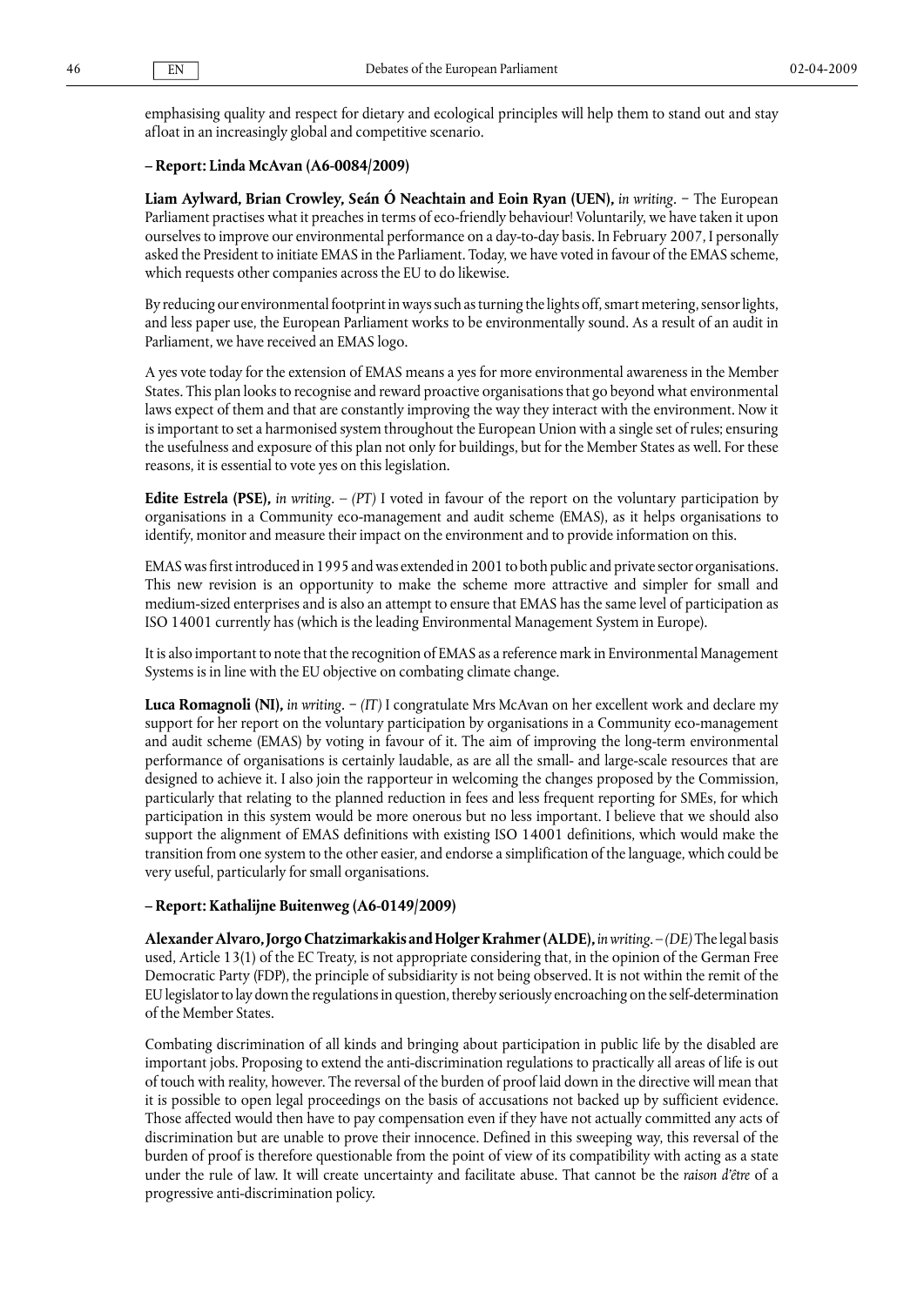emphasising quality and respect for dietary and ecological principles will help them to stand out and stay afloat in an increasingly global and competitive scenario.

**– Report: Linda McAvan (A6-0084/2009)**

**Liam Aylward, Brian Crowley, Seán Ó Neachtain and Eoin Ryan (UEN),** *in writing*. − The European Parliament practises what it preaches in terms of eco-friendly behaviour! Voluntarily, we have taken it upon ourselves to improve our environmental performance on a day-to-day basis. In February 2007, I personally asked the President to initiate EMAS in the Parliament. Today, we have voted in favour of the EMAS scheme, which requests other companies across the EU to do likewise.

By reducing our environmental footprint in ways such as turning the lights off, smart metering, sensor lights, and less paper use, the European Parliament works to be environmentally sound. As a result of an audit in Parliament, we have received an EMAS logo.

A yes vote today for the extension of EMAS means a yes for more environmental awareness in the Member States. This plan looks to recognise and reward proactive organisations that go beyond what environmental laws expect of them and that are constantly improving the way they interact with the environment. Now it is important to set a harmonised system throughout the European Union with a single set of rules; ensuring the usefulness and exposure of this plan not only for buildings, but for the Member States as well. For these reasons, it is essential to vote yes on this legislation.

**Edite Estrela (PSE),** *in writing*. – *(PT)* I voted in favour of the report on the voluntary participation by organisations in a Community eco-management and audit scheme (EMAS), as it helps organisations to identify, monitor and measure their impact on the environment and to provide information on this.

EMAS was first introduced in 1995 and was extended in 2001 to both public and private sector organisations. This new revision is an opportunity to make the scheme more attractive and simpler for small and medium-sized enterprises and is also an attempt to ensure that EMAS has the same level of participation as ISO 14001 currently has (which is the leading Environmental Management System in Europe).

It is also important to note that the recognition of EMAS as a reference mark in Environmental Management Systems is in line with the EU objective on combating climate change.

**Luca Romagnoli (NI),** *in writing*. − *(IT)* I congratulate Mrs McAvan on her excellent work and declare my support for her report on the voluntary participation by organisations in a Community eco-management and audit scheme (EMAS) by voting in favour of it. The aim of improving the long-term environmental performance of organisations is certainly laudable, as are all the small- and large-scale resources that are designed to achieve it. I also join the rapporteur in welcoming the changes proposed by the Commission, particularly that relating to the planned reduction in fees and less frequent reporting for SMEs, for which participation in this system would be more onerous but no less important. I believe that we should also support the alignment of EMAS definitions with existing ISO 14001 definitions, which would make the transition from one system to the other easier, and endorse a simplification of the language, which could be very useful, particularly for small organisations.

**– Report: Kathalijne Buitenweg (A6-0149/2009)**

**Alexander Alvaro, Jorgo Chatzimarkakis and Holger Krahmer (ALDE),** *in writing*. – *(DE)* The legal basis used, Article 13(1) of the EC Treaty, is not appropriate considering that, in the opinion of the German Free Democratic Party (FDP), the principle of subsidiarity is not being observed. It is not within the remit of the EU legislator to lay down the regulations in question, thereby seriously encroaching on the self-determination of the Member States.

Combating discrimination of all kinds and bringing about participation in public life by the disabled are important jobs. Proposing to extend the anti-discrimination regulations to practically all areas of life is out of touch with reality, however. The reversal of the burden of proof laid down in the directive will mean that it is possible to open legal proceedings on the basis of accusations not backed up by sufficient evidence. Those affected would then have to pay compensation even if they have not actually committed any acts of discrimination but are unable to prove their innocence. Defined in this sweeping way, this reversal of the burden of proof is therefore questionable from the point of view of its compatibility with acting as a state under the rule of law. It will create uncertainty and facilitate abuse. That cannot be the *raison d'être* of a progressive anti-discrimination policy.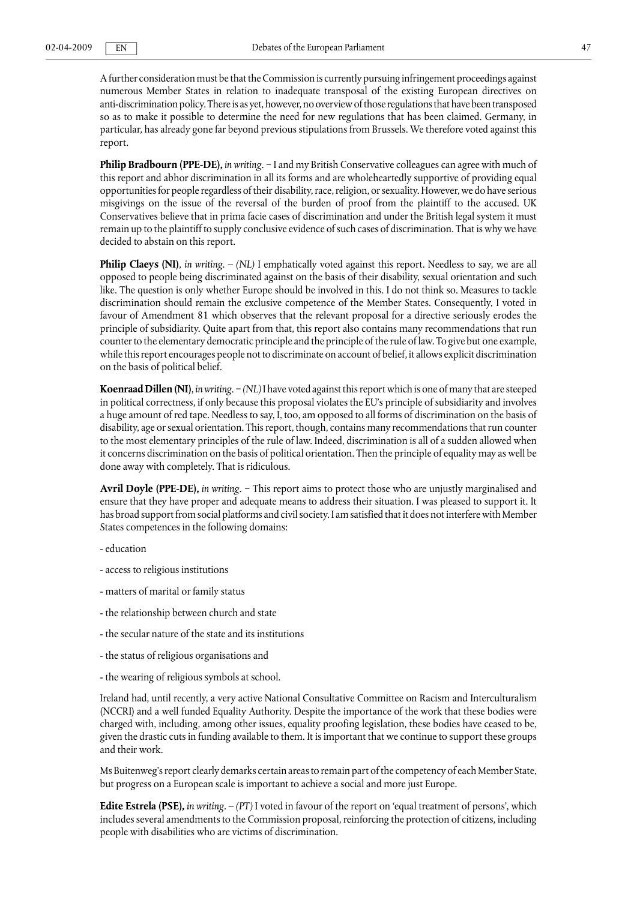A further consideration must be that the Commission is currently pursuing infringement proceedings against numerous Member States in relation to inadequate transposal of the existing European directives on anti-discrimination policy. There is as yet, however, no overview of those regulations that have been transposed so as to make it possible to determine the need for new regulations that has been claimed. Germany, in particular, has already gone far beyond previous stipulations from Brussels. We therefore voted against this report.

**Philip Bradbourn (PPE-DE),** *in writing*. − I and my British Conservative colleagues can agree with much of this report and abhor discrimination in all its forms and are wholeheartedly supportive of providing equal opportunities for people regardless of their disability, race, religion, or sexuality. However, we do have serious misgivings on the issue of the reversal of the burden of proof from the plaintiff to the accused. UK Conservatives believe that in prima facie cases of discrimination and under the British legal system it must remain up to the plaintiff to supply conclusive evidence of such cases of discrimination. That is why we have decided to abstain on this report.

**Philip Claeys (NI)**, *in writing*. – *(NL)* I emphatically voted against this report. Needless to say, we are all opposed to people being discriminated against on the basis of their disability, sexual orientation and such like. The question is only whether Europe should be involved in this. I do not think so. Measures to tackle discrimination should remain the exclusive competence of the Member States. Consequently, I voted in favour of Amendment 81 which observes that the relevant proposal for a directive seriously erodes the principle of subsidiarity. Quite apart from that, this report also contains many recommendations that run counter to the elementary democratic principle and the principle of the rule of law. To give but one example, while this report encourages people not to discriminate on account of belief, it allows explicit discrimination on the basis of political belief.

**Koenraad Dillen (NI)**, *in writing*. − *(NL)* I have voted against this report which is one of many that are steeped in political correctness, if only because this proposal violates the EU's principle of subsidiarity and involves a huge amount of red tape. Needless to say, I, too, am opposed to all forms of discrimination on the basis of disability, age or sexual orientation. This report, though, contains many recommendations that run counter to the most elementary principles of the rule of law. Indeed, discrimination is all of a sudden allowed when it concerns discrimination on the basis of political orientation. Then the principle of equality may as well be done away with completely. That is ridiculous.

**Avril Doyle (PPE-DE),** *in writing*. − This report aims to protect those who are unjustly marginalised and ensure that they have proper and adequate means to address their situation. I was pleased to support it. It has broad support from social platforms and civil society. I am satisfied that it does not interfere with Member States competences in the following domains:

- education

- access to religious institutions

- matters of marital or family status

- the relationship between church and state

- the secular nature of the state and its institutions

- the status of religious organisations and

- the wearing of religious symbols at school.

Ireland had, until recently, a very active National Consultative Committee on Racism and Interculturalism (NCCRI) and a well funded Equality Authority. Despite the importance of the work that these bodies were charged with, including, among other issues, equality proofing legislation, these bodies have ceased to be, given the drastic cuts in funding available to them. It is important that we continue to support these groups and their work.

Ms Buitenweg's report clearly demarks certain areas to remain part of the competency of each Member State, but progress on a European scale is important to achieve a social and more just Europe.

**Edite Estrela (PSE),** *in writing*. – *(PT)* I voted in favour of the report on 'equal treatment of persons', which includes several amendments to the Commission proposal, reinforcing the protection of citizens, including people with disabilities who are victims of discrimination.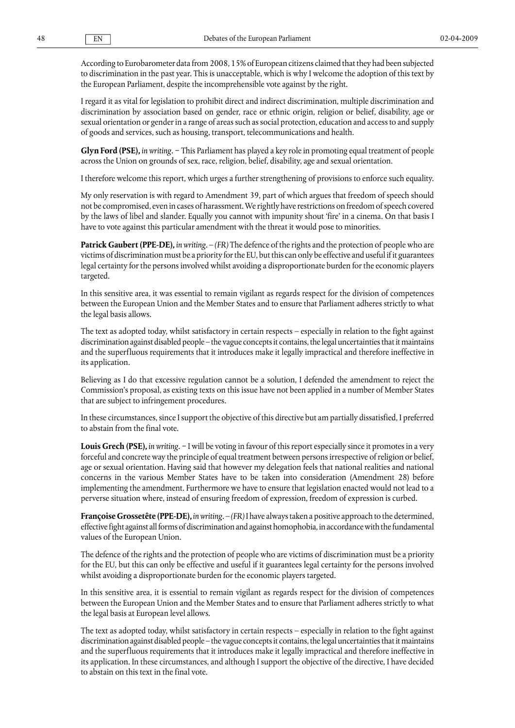According to Eurobarometer data from 2008, 15% of European citizens claimed that they had been subjected to discrimination in the past year. This is unacceptable, which is why I welcome the adoption of this text by the European Parliament, despite the incomprehensible vote against by the right.

I regard it as vital for legislation to prohibit direct and indirect discrimination, multiple discrimination and discrimination by association based on gender, race or ethnic origin, religion or belief, disability, age or sexual orientation or gender in a range of areas such as social protection, education and access to and supply of goods and services, such as housing, transport, telecommunications and health.

**Glyn Ford (PSE),** *in writing*. − This Parliament has played a key role in promoting equal treatment of people across the Union on grounds of sex, race, religion, belief, disability, age and sexual orientation.

I therefore welcome this report, which urges a further strengthening of provisions to enforce such equality.

My only reservation is with regard to Amendment 39, part of which argues that freedom of speech should not be compromised, even in cases of harassment. We rightly have restrictions on freedom of speech covered by the laws of libel and slander. Equally you cannot with impunity shout 'fire' in a cinema. On that basis I have to vote against this particular amendment with the threat it would pose to minorities.

**Patrick Gaubert (PPE-DE),** *in writing*. – *(FR)* The defence of the rights and the protection of people who are victims of discrimination must be a priority for the EU, but this can only be effective and useful if it guarantees legal certainty for the persons involved whilst avoiding a disproportionate burden for the economic players targeted.

In this sensitive area, it was essential to remain vigilant as regards respect for the division of competences between the European Union and the Member States and to ensure that Parliament adheres strictly to what the legal basis allows.

The text as adopted today, whilst satisfactory in certain respects – especially in relation to the fight against discrimination against disabled people – the vague concepts it contains, the legal uncertainties that it maintains and the superfluous requirements that it introduces make it legally impractical and therefore ineffective in its application.

Believing as I do that excessive regulation cannot be a solution, I defended the amendment to reject the Commission's proposal, as existing texts on this issue have not been applied in a number of Member States that are subject to infringement procedures.

In these circumstances, since I support the objective of this directive but am partially dissatisfied, I preferred to abstain from the final vote.

**Louis Grech (PSE),** *in writing*. − I will be voting in favour of this report especially since it promotes in a very forceful and concrete way the principle of equal treatment between persons irrespective of religion or belief, age or sexual orientation. Having said that however my delegation feels that national realities and national concerns in the various Member States have to be taken into consideration (Amendment 28) before implementing the amendment. Furthermore we have to ensure that legislation enacted would not lead to a perverse situation where, instead of ensuring freedom of expression, freedom of expression is curbed.

**Françoise Grossetête (PPE-DE),** *in writing*. – *(FR)* I have always taken a positive approach to the determined, effective fight against all forms of discrimination and against homophobia, in accordance with the fundamental values of the European Union.

The defence of the rights and the protection of people who are victims of discrimination must be a priority for the EU, but this can only be effective and useful if it guarantees legal certainty for the persons involved whilst avoiding a disproportionate burden for the economic players targeted.

In this sensitive area, it is essential to remain vigilant as regards respect for the division of competences between the European Union and the Member States and to ensure that Parliament adheres strictly to what the legal basis at European level allows.

The text as adopted today, whilst satisfactory in certain respects – especially in relation to the fight against discrimination against disabled people – the vague concepts it contains, the legal uncertainties that it maintains and the superfluous requirements that it introduces make it legally impractical and therefore ineffective in its application. In these circumstances, and although I support the objective of the directive, I have decided to abstain on this text in the final vote.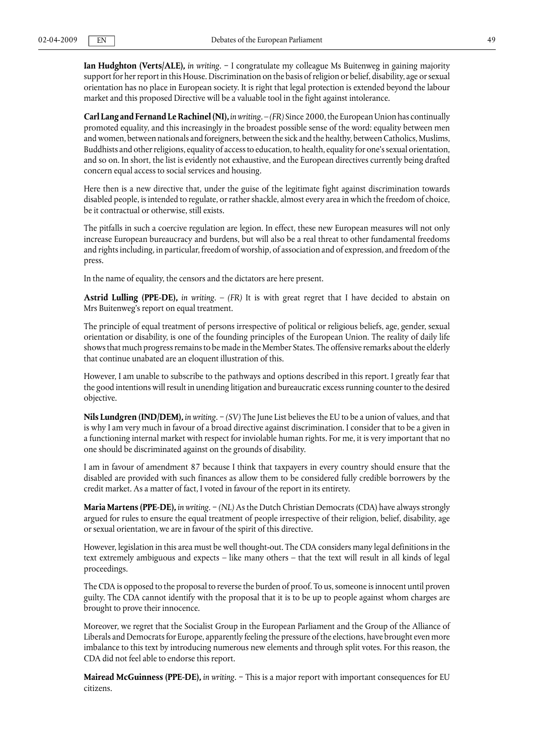**Ian Hudghton (Verts/ALE),** *in writing*. − I congratulate my colleague Ms Buitenweg in gaining majority support for her report in this House. Discrimination on the basis of religion or belief, disability, age or sexual orientation has no place in European society. It is right that legal protection is extended beyond the labour market and this proposed Directive will be a valuable tool in the fight against intolerance.

**Carl Lang and Fernand Le Rachinel (NI),** *in writing*. – *(FR)* Since 2000, the European Union has continually promoted equality, and this increasingly in the broadest possible sense of the word: equality between men and women, between nationals and foreigners, between the sick and the healthy, between Catholics, Muslims, Buddhists and other religions, equality of access to education, to health, equality for one's sexual orientation, and so on. In short, the list is evidently not exhaustive, and the European directives currently being drafted concern equal access to social services and housing.

Here then is a new directive that, under the guise of the legitimate fight against discrimination towards disabled people, is intended to regulate, or rather shackle, almost every area in which the freedom of choice, be it contractual or otherwise, still exists.

The pitfalls in such a coercive regulation are legion. In effect, these new European measures will not only increase European bureaucracy and burdens, but will also be a real threat to other fundamental freedoms and rights including, in particular, freedom of worship, of association and of expression, and freedom of the press.

In the name of equality, the censors and the dictators are here present.

**Astrid Lulling (PPE-DE),** *in writing*. – *(FR)* It is with great regret that I have decided to abstain on Mrs Buitenweg's report on equal treatment.

The principle of equal treatment of persons irrespective of political or religious beliefs, age, gender, sexual orientation or disability, is one of the founding principles of the European Union. The reality of daily life shows that much progress remains to be made in the Member States. The offensive remarks about the elderly that continue unabated are an eloquent illustration of this.

However, I am unable to subscribe to the pathways and options described in this report. I greatly fear that the good intentions will result in unending litigation and bureaucratic excess running counter to the desired objective.

**Nils Lundgren (IND/DEM),** *in writing*. − *(SV)* The June List believes the EU to be a union of values, and that is why I am very much in favour of a broad directive against discrimination. I consider that to be a given in a functioning internal market with respect for inviolable human rights. For me, it is very important that no one should be discriminated against on the grounds of disability.

I am in favour of amendment 87 because I think that taxpayers in every country should ensure that the disabled are provided with such finances as allow them to be considered fully credible borrowers by the credit market. As a matter of fact, I voted in favour of the report in its entirety.

**Maria Martens (PPE-DE),** *in writing*. − *(NL)* As the Dutch Christian Democrats (CDA) have always strongly argued for rules to ensure the equal treatment of people irrespective of their religion, belief, disability, age or sexual orientation, we are in favour of the spirit of this directive.

However, legislation in this area must be well thought-out. The CDA considers many legal definitions in the text extremely ambiguous and expects – like many others – that the text will result in all kinds of legal proceedings.

The CDA is opposed to the proposal to reverse the burden of proof. To us, someone is innocent until proven guilty. The CDA cannot identify with the proposal that it is to be up to people against whom charges are brought to prove their innocence.

Moreover, we regret that the Socialist Group in the European Parliament and the Group of the Alliance of Liberals and Democrats for Europe, apparently feeling the pressure of the elections, have brought even more imbalance to this text by introducing numerous new elements and through split votes. For this reason, the CDA did not feel able to endorse this report.

**Mairead McGuinness (PPE-DE),** *in writing*. − This is a major report with important consequences for EU citizens.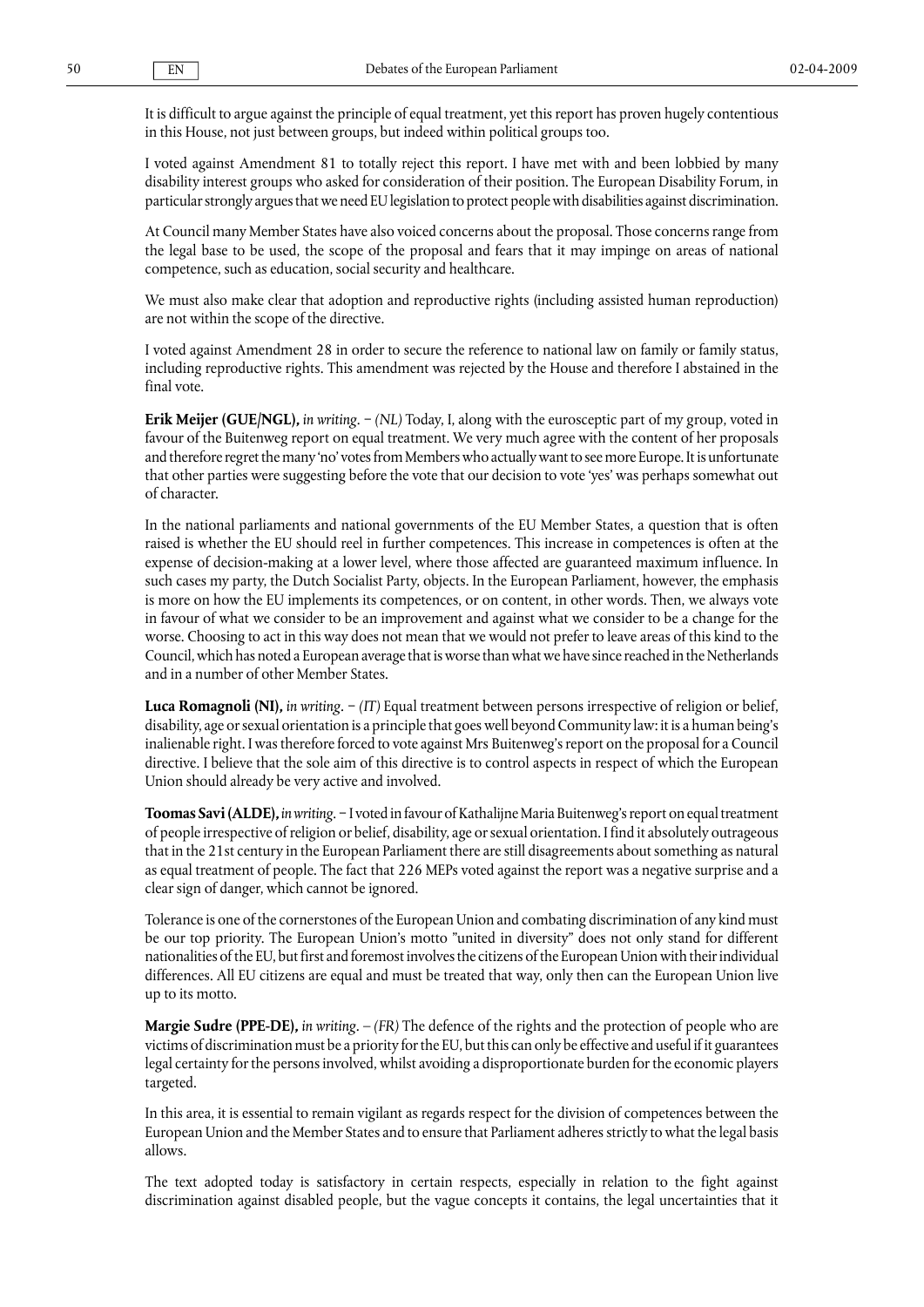It is difficult to argue against the principle of equal treatment, yet this report has proven hugely contentious in this House, not just between groups, but indeed within political groups too.

I voted against Amendment 81 to totally reject this report. I have met with and been lobbied by many disability interest groups who asked for consideration of their position. The European Disability Forum, in particular strongly argues that we need EU legislation to protect people with disabilities against discrimination.

At Council many Member States have also voiced concerns about the proposal. Those concerns range from the legal base to be used, the scope of the proposal and fears that it may impinge on areas of national competence, such as education, social security and healthcare.

We must also make clear that adoption and reproductive rights (including assisted human reproduction) are not within the scope of the directive.

I voted against Amendment 28 in order to secure the reference to national law on family or family status, including reproductive rights. This amendment was rejected by the House and therefore I abstained in the final vote.

**Erik Meijer (GUE/NGL),** *in writing*. − *(NL)* Today, I, along with the eurosceptic part of my group, voted in favour of the Buitenweg report on equal treatment. We very much agree with the content of her proposals and therefore regret the many 'no' votes from Members who actually want to see more Europe. It is unfortunate that other parties were suggesting before the vote that our decision to vote 'yes' was perhaps somewhat out of character.

In the national parliaments and national governments of the EU Member States, a question that is often raised is whether the EU should reel in further competences. This increase in competences is often at the expense of decision-making at a lower level, where those affected are guaranteed maximum influence. In such cases my party, the Dutch Socialist Party, objects. In the European Parliament, however, the emphasis is more on how the EU implements its competences, or on content, in other words. Then, we always vote in favour of what we consider to be an improvement and against what we consider to be a change for the worse. Choosing to act in this way does not mean that we would not prefer to leave areas of this kind to the Council, which has noted a European average that is worse than what we have since reached in the Netherlands and in a number of other Member States.

**Luca Romagnoli (NI),** *in writing*. − *(IT)* Equal treatment between persons irrespective of religion or belief, disability, age or sexual orientation is a principle that goes well beyond Community law: it is a human being's inalienable right. I was therefore forced to vote against Mrs Buitenweg's report on the proposal for a Council directive. I believe that the sole aim of this directive is to control aspects in respect of which the European Union should already be very active and involved.

**Toomas Savi (ALDE),** *in writing*. − I voted in favour of Kathalijne Maria Buitenweg's report on equal treatment of people irrespective of religion or belief, disability, age or sexual orientation. I find it absolutely outrageous that in the 21st century in the European Parliament there are still disagreements about something as natural as equal treatment of people. The fact that 226 MEPs voted against the report was a negative surprise and a clear sign of danger, which cannot be ignored.

Tolerance is one of the cornerstones of the European Union and combating discrimination of any kind must be our top priority. The European Union's motto "united in diversity" does not only stand for different nationalities of the EU, but first and foremost involves the citizens of the European Union with their individual differences. All EU citizens are equal and must be treated that way, only then can the European Union live up to its motto.

**Margie Sudre (PPE-DE),** *in writing*. – *(FR)* The defence of the rights and the protection of people who are victims of discrimination must be a priority for the EU, but this can only be effective and useful if it guarantees legal certainty for the persons involved, whilst avoiding a disproportionate burden for the economic players targeted.

In this area, it is essential to remain vigilant as regards respect for the division of competences between the European Union and the Member States and to ensure that Parliament adheres strictly to what the legal basis allows.

The text adopted today is satisfactory in certain respects, especially in relation to the fight against discrimination against disabled people, but the vague concepts it contains, the legal uncertainties that it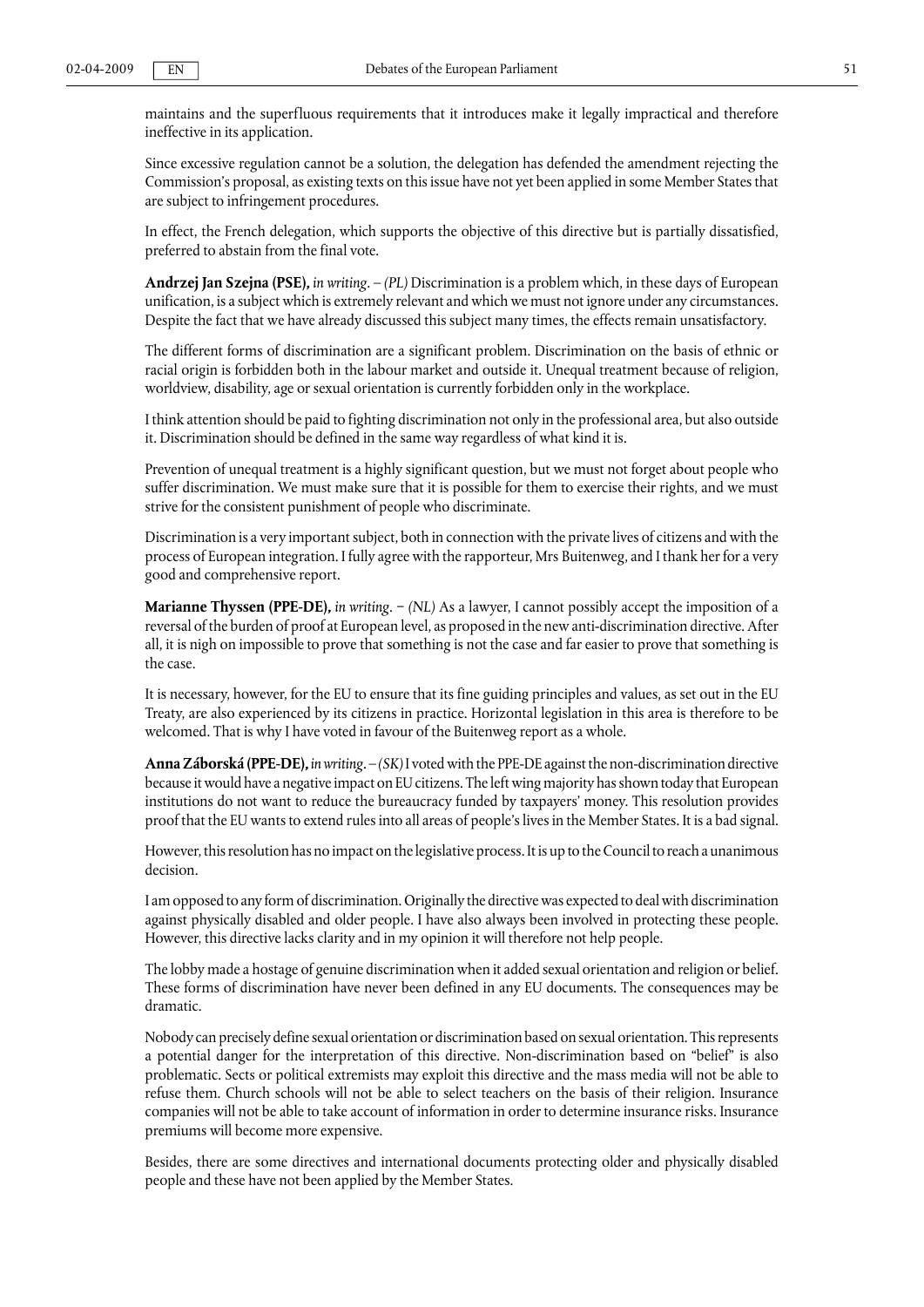maintains and the superfluous requirements that it introduces make it legally impractical and therefore ineffective in its application.

Since excessive regulation cannot be a solution, the delegation has defended the amendment rejecting the Commission's proposal, as existing texts on this issue have not yet been applied in some Member States that are subject to infringement procedures.

In effect, the French delegation, which supports the objective of this directive but is partially dissatisfied, preferred to abstain from the final vote.

**Andrzej Jan Szejna (PSE),** *in writing*. – *(PL)* Discrimination is a problem which, in these days of European unification, is a subject which is extremely relevant and which we must not ignore under any circumstances. Despite the fact that we have already discussed this subject many times, the effects remain unsatisfactory.

The different forms of discrimination are a significant problem. Discrimination on the basis of ethnic or racial origin is forbidden both in the labour market and outside it. Unequal treatment because of religion, worldview, disability, age or sexual orientation is currently forbidden only in the workplace.

I think attention should be paid to fighting discrimination not only in the professional area, but also outside it. Discrimination should be defined in the same way regardless of what kind it is.

Prevention of unequal treatment is a highly significant question, but we must not forget about people who suffer discrimination. We must make sure that it is possible for them to exercise their rights, and we must strive for the consistent punishment of people who discriminate.

Discrimination is a very important subject, both in connection with the private lives of citizens and with the process of European integration. I fully agree with the rapporteur, Mrs Buitenweg, and I thank her for a very good and comprehensive report.

**Marianne Thyssen (PPE-DE),** *in writing*. – *(NL)* As a lawyer, I cannot possibly accept the imposition of a reversal of the burden of proof at European level, as proposed in the new anti-discrimination directive. After all, it is nigh on impossible to prove that something is not the case and far easier to prove that something is the case.

It is necessary, however, for the EU to ensure that its fine guiding principles and values, as set out in the EU Treaty, are also experienced by its citizens in practice. Horizontal legislation in this area is therefore to be welcomed. That is why I have voted in favour of the Buitenweg report as a whole.

**Anna Záborská (PPE-DE),** *in writing*. – *(SK)* I voted with the PPE-DE against the non-discrimination directive because it would have a negative impact on EU citizens. The left wing majority has shown today that European institutions do not want to reduce the bureaucracy funded by taxpayers' money. This resolution provides proof that the EU wants to extend rules into all areas of people's lives in the Member States. It is a bad signal.

However, this resolution has no impact on the legislative process. It is up to the Council to reach a unanimous decision.

I am opposed to any form of discrimination. Originally the directive was expected to deal with discrimination against physically disabled and older people. I have also always been involved in protecting these people. However, this directive lacks clarity and in my opinion it will therefore not help people.

The lobby made a hostage of genuine discrimination when it added sexual orientation and religion or belief. These forms of discrimination have never been defined in any EU documents. The consequences may be dramatic.

Nobody can precisely define sexual orientation or discrimination based on sexual orientation. This represents a potential danger for the interpretation of this directive. Non-discrimination based on "belief" is also problematic. Sects or political extremists may exploit this directive and the mass media will not be able to refuse them. Church schools will not be able to select teachers on the basis of their religion. Insurance companies will not be able to take account of information in order to determine insurance risks. Insurance premiums will become more expensive.

Besides, there are some directives and international documents protecting older and physically disabled people and these have not been applied by the Member States.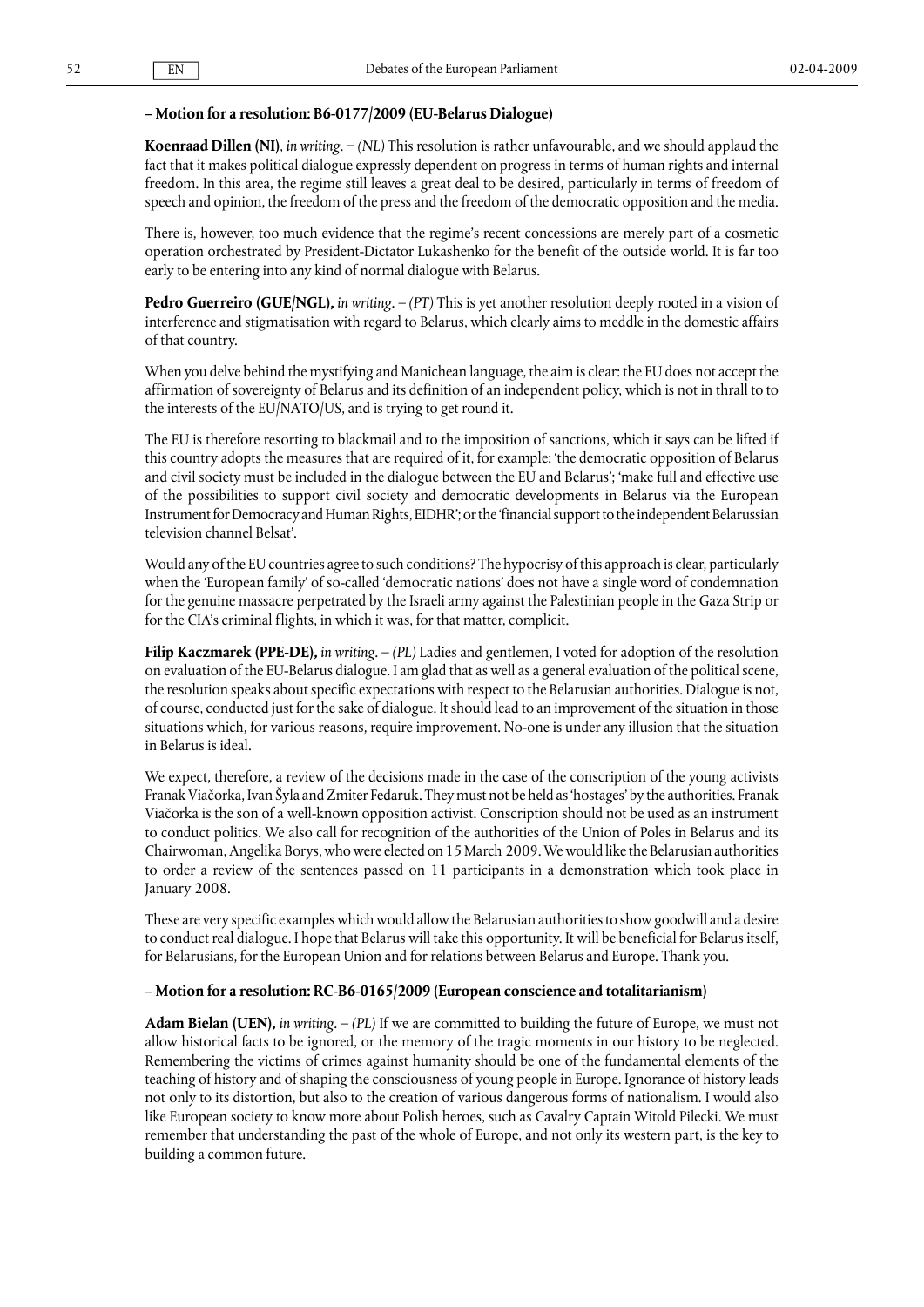**– Motion for a resolution: B6-0177/2009 (EU-Belarus Dialogue)**

**Koenraad Dillen (NI)**, *in writing*. − *(NL)* This resolution is rather unfavourable, and we should applaud the fact that it makes political dialogue expressly dependent on progress in terms of human rights and internal freedom. In this area, the regime still leaves a great deal to be desired, particularly in terms of freedom of speech and opinion, the freedom of the press and the freedom of the democratic opposition and the media.

There is, however, too much evidence that the regime's recent concessions are merely part of a cosmetic operation orchestrated by President-Dictator Lukashenko for the benefit of the outside world. It is far too early to be entering into any kind of normal dialogue with Belarus.

**Pedro Guerreiro (GUE/NGL),** *in writing*. – *(PT)* This is yet another resolution deeply rooted in a vision of interference and stigmatisation with regard to Belarus, which clearly aims to meddle in the domestic affairs of that country.

When you delve behind the mystifying and Manichean language, the aim is clear: the EU does not accept the affirmation of sovereignty of Belarus and its definition of an independent policy, which is not in thrall to to the interests of the EU/NATO/US, and is trying to get round it.

The EU is therefore resorting to blackmail and to the imposition of sanctions, which it says can be lifted if this country adopts the measures that are required of it, for example: 'the democratic opposition of Belarus and civil society must be included in the dialogue between the EU and Belarus'; 'make full and effective use of the possibilities to support civil society and democratic developments in Belarus via the European Instrument for Democracy and Human Rights, EIDHR'; or the 'financial support to the independent Belarussian television channel Belsat'.

Would any of the EU countries agree to such conditions? The hypocrisy of this approach is clear, particularly when the 'European family' of so-called 'democratic nations' does not have a single word of condemnation for the genuine massacre perpetrated by the Israeli army against the Palestinian people in the Gaza Strip or for the CIA's criminal flights, in which it was, for that matter, complicit.

**Filip Kaczmarek (PPE-DE),** *in writing*. – *(PL)* Ladies and gentlemen, I voted for adoption of the resolution on evaluation of the EU-Belarus dialogue. I am glad that as well as a general evaluation of the political scene, the resolution speaks about specific expectations with respect to the Belarusian authorities. Dialogue is not, of course, conducted just for the sake of dialogue. It should lead to an improvement of the situation in those situations which, for various reasons, require improvement. No-one is under any illusion that the situation in Belarus is ideal.

We expect, therefore, a review of the decisions made in the case of the conscription of the young activists Franak Viačorka, Ivan Šyla and Zmiter Fedaruk. They must not be held as 'hostages' by the authorities. Franak Viačorka is the son of a well-known opposition activist. Conscription should not be used as an instrument to conduct politics. We also call for recognition of the authorities of the Union of Poles in Belarus and its Chairwoman, Angelika Borys, who were elected on 15 March 2009. We would like the Belarusian authorities to order a review of the sentences passed on 11 participants in a demonstration which took place in January 2008.

These are very specific examples which would allow the Belarusian authorities to show goodwill and a desire to conduct real dialogue. I hope that Belarus will take this opportunity. It will be beneficial for Belarus itself, for Belarusians, for the European Union and for relations between Belarus and Europe. Thank you.

**– Motion for a resolution: RC-B6-0165/2009 (European conscience and totalitarianism)**

**Adam Bielan (UEN),** *in writing*. – *(PL)* If we are committed to building the future of Europe, we must not allow historical facts to be ignored, or the memory of the tragic moments in our history to be neglected. Remembering the victims of crimes against humanity should be one of the fundamental elements of the teaching of history and of shaping the consciousness of young people in Europe. Ignorance of history leads not only to its distortion, but also to the creation of various dangerous forms of nationalism. I would also like European society to know more about Polish heroes, such as Cavalry Captain Witold Pilecki. We must remember that understanding the past of the whole of Europe, and not only its western part, is the key to building a common future.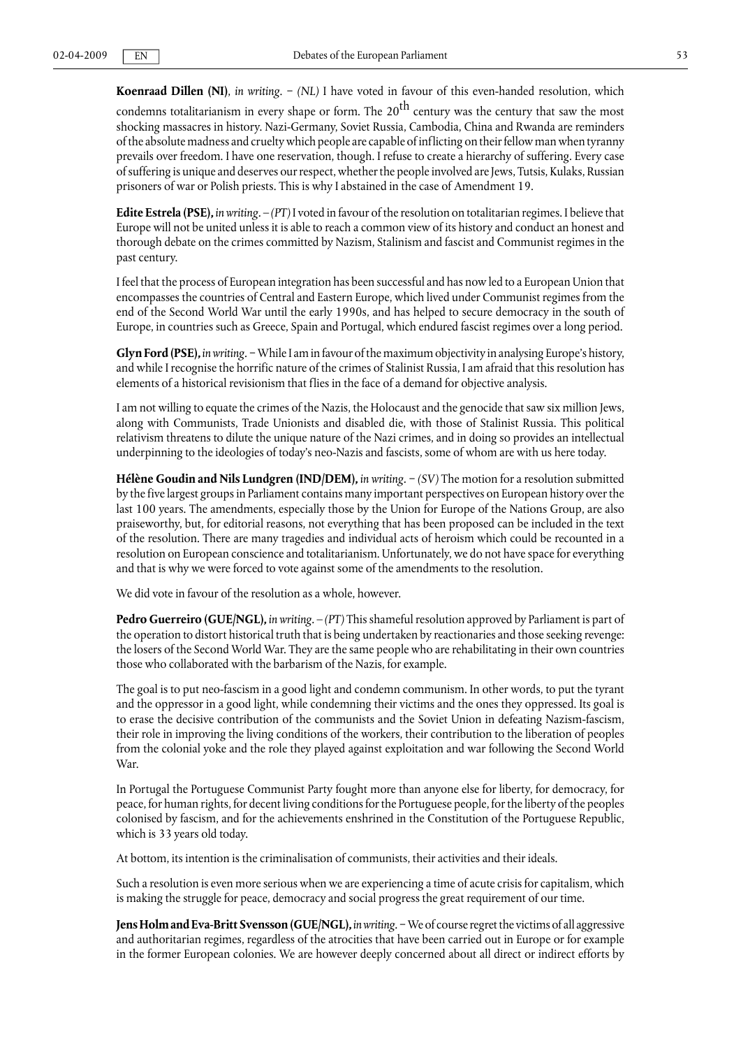**Koenraad Dillen (NI)**, *in writing*. − *(NL)* I have voted in favour of this even-handed resolution, which condemns totalitarianism in every shape or form. The 20th century was the century that saw the most shocking massacres in history. Nazi-Germany, Soviet Russia, Cambodia, China and Rwanda are reminders of the absolute madness and cruelty which people are capable of inflicting on their fellow man when tyranny prevails over freedom. I have one reservation, though. I refuse to create a hierarchy of suffering. Every case of suffering is unique and deserves our respect, whether the people involved are Jews, Tutsis, Kulaks, Russian prisoners of war or Polish priests. This is why I abstained in the case of Amendment 19.

**Edite Estrela (PSE),** *in writing*. – *(PT)* I voted in favour of the resolution on totalitarian regimes. I believe that Europe will not be united unless it is able to reach a common view of its history and conduct an honest and thorough debate on the crimes committed by Nazism, Stalinism and fascist and Communist regimes in the past century.

I feel that the process of European integration has been successful and has now led to a European Union that encompasses the countries of Central and Eastern Europe, which lived under Communist regimes from the end of the Second World War until the early 1990s, and has helped to secure democracy in the south of Europe, in countries such as Greece, Spain and Portugal, which endured fascist regimes over a long period.

**Glyn Ford (PSE),** *in writing*. − While I am in favour of the maximum objectivity in analysing Europe's history, and while I recognise the horrific nature of the crimes of Stalinist Russia, I am afraid that this resolution has elements of a historical revisionism that flies in the face of a demand for objective analysis.

I am not willing to equate the crimes of the Nazis, the Holocaust and the genocide that saw six million Jews, along with Communists, Trade Unionists and disabled die, with those of Stalinist Russia. This political relativism threatens to dilute the unique nature of the Nazi crimes, and in doing so provides an intellectual underpinning to the ideologies of today's neo-Nazis and fascists, some of whom are with us here today.

**Hélène Goudin and Nils Lundgren (IND/DEM),** *in writing*. − *(SV)* The motion for a resolution submitted by the five largest groups in Parliament contains many important perspectives on European history over the last 100 years. The amendments, especially those by the Union for Europe of the Nations Group, are also praiseworthy, but, for editorial reasons, not everything that has been proposed can be included in the text of the resolution. There are many tragedies and individual acts of heroism which could be recounted in a resolution on European conscience and totalitarianism. Unfortunately, we do not have space for everything and that is why we were forced to vote against some of the amendments to the resolution.

We did vote in favour of the resolution as a whole, however.

**Pedro Guerreiro (GUE/NGL),** *in writing*. – *(PT)* This shameful resolution approved by Parliament is part of the operation to distort historical truth that is being undertaken by reactionaries and those seeking revenge: the losers of the Second World War. They are the same people who are rehabilitating in their own countries those who collaborated with the barbarism of the Nazis, for example.

The goal is to put neo-fascism in a good light and condemn communism. In other words, to put the tyrant and the oppressor in a good light, while condemning their victims and the ones they oppressed. Its goal is to erase the decisive contribution of the communists and the Soviet Union in defeating Nazism-fascism, their role in improving the living conditions of the workers, their contribution to the liberation of peoples from the colonial yoke and the role they played against exploitation and war following the Second World War.

In Portugal the Portuguese Communist Party fought more than anyone else for liberty, for democracy, for peace, for human rights, for decent living conditions for the Portuguese people, for the liberty of the peoples colonised by fascism, and for the achievements enshrined in the Constitution of the Portuguese Republic, which is 33 years old today.

At bottom, its intention is the criminalisation of communists, their activities and their ideals.

Such a resolution is even more serious when we are experiencing a time of acute crisis for capitalism, which is making the struggle for peace, democracy and social progress the great requirement of our time.

**Jens Holm and Eva-Britt Svensson (GUE/NGL),** *in writing*. − We of course regret the victims of all aggressive and authoritarian regimes, regardless of the atrocities that have been carried out in Europe or for example in the former European colonies. We are however deeply concerned about all direct or indirect efforts by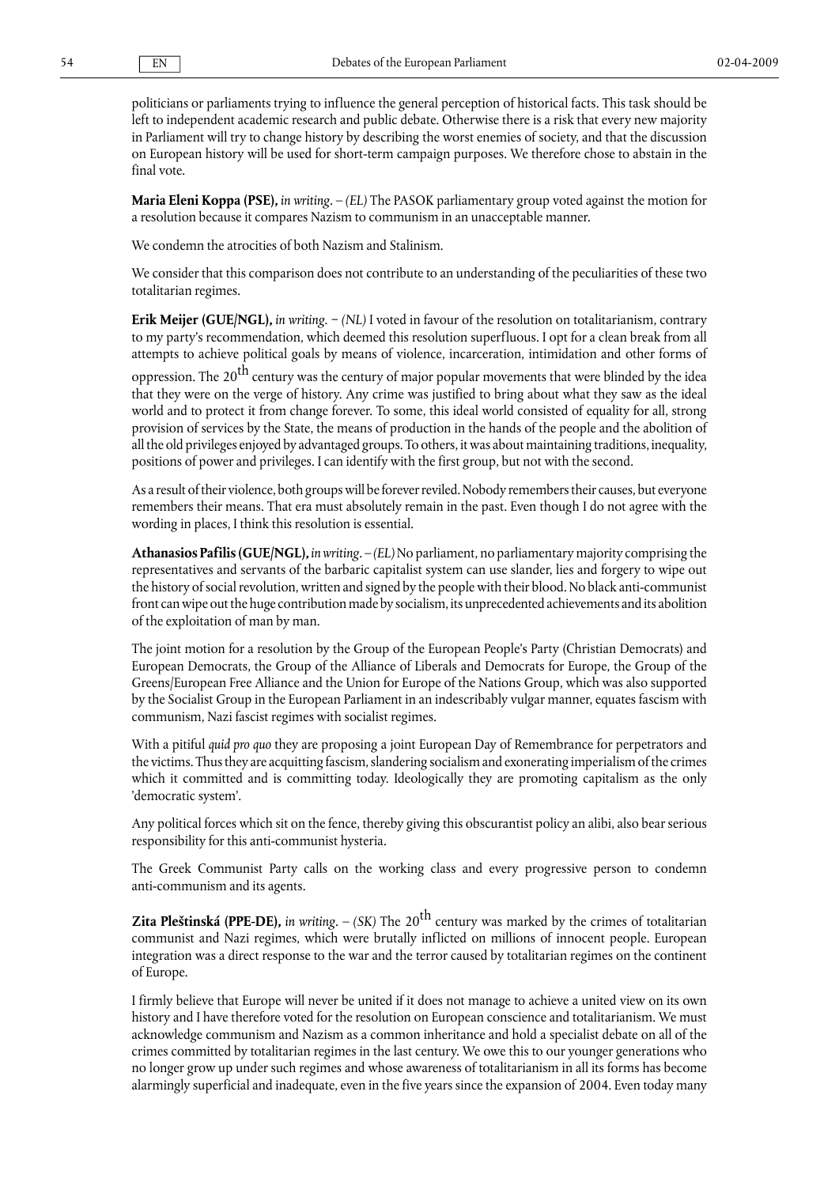politicians or parliaments trying to influence the general perception of historical facts. This task should be left to independent academic research and public debate. Otherwise there is a risk that every new majority in Parliament will try to change history by describing the worst enemies of society, and that the discussion on European history will be used for short-term campaign purposes. We therefore chose to abstain in the final vote.

**Maria Eleni Koppa (PSE),** *in writing*. – *(EL)* The PASOK parliamentary group voted against the motion for a resolution because it compares Nazism to communism in an unacceptable manner.

We condemn the atrocities of both Nazism and Stalinism.

We consider that this comparison does not contribute to an understanding of the peculiarities of these two totalitarian regimes.

**Erik Meijer (GUE/NGL),** *in writing*. − *(NL)* I voted in favour of the resolution on totalitarianism, contrary to my party's recommendation, which deemed this resolution superfluous. I opt for a clean break from all attempts to achieve political goals by means of violence, incarceration, intimidation and other forms of oppression. The 20th century was the century of major popular movements that were blinded by the idea that they were on the verge of history. Any crime was justified to bring about what they saw as the ideal world and to protect it from change forever. To some, this ideal world consisted of equality for all, strong provision of services by the State, the means of production in the hands of the people and the abolition of all the old privileges enjoyed by advantaged groups. To others, it was about maintaining traditions, inequality, positions of power and privileges. I can identify with the first group, but not with the second.

As a result of their violence, both groups will be forever reviled. Nobody remembers their causes, but everyone remembers their means. That era must absolutely remain in the past. Even though I do not agree with the wording in places, I think this resolution is essential.

**Athanasios Pafilis (GUE/NGL),** *in writing*. – *(EL)* No parliament, no parliamentary majority comprising the representatives and servants of the barbaric capitalist system can use slander, lies and forgery to wipe out the history of social revolution, written and signed by the people with their blood. No black anti-communist front can wipe out the huge contribution made by socialism, its unprecedented achievements and its abolition of the exploitation of man by man.

The joint motion for a resolution by the Group of the European People's Party (Christian Democrats) and European Democrats, the Group of the Alliance of Liberals and Democrats for Europe, the Group of the Greens/European Free Alliance and the Union for Europe of the Nations Group, which was also supported by the Socialist Group in the European Parliament in an indescribably vulgar manner, equates fascism with communism, Nazi fascist regimes with socialist regimes.

With a pitiful *quid pro quo* they are proposing a joint European Day of Remembrance for perpetrators and the victims. Thus they are acquitting fascism, slandering socialism and exonerating imperialism of the crimes which it committed and is committing today. Ideologically they are promoting capitalism as the only 'democratic system'.

Any political forces which sit on the fence, thereby giving this obscurantist policy an alibi, also bear serious responsibility for this anti-communist hysteria.

The Greek Communist Party calls on the working class and every progressive person to condemn anti-communism and its agents.

**Zita Pleštinská (PPE-DE),** *in writing*. – *(SK)* The 20th century was marked by the crimes of totalitarian communist and Nazi regimes, which were brutally inflicted on millions of innocent people. European integration was a direct response to the war and the terror caused by totalitarian regimes on the continent of Europe.

I firmly believe that Europe will never be united if it does not manage to achieve a united view on its own history and I have therefore voted for the resolution on European conscience and totalitarianism. We must acknowledge communism and Nazism as a common inheritance and hold a specialist debate on all of the crimes committed by totalitarian regimes in the last century. We owe this to our younger generations who no longer grow up under such regimes and whose awareness of totalitarianism in all its forms has become alarmingly superficial and inadequate, even in the five years since the expansion of 2004. Even today many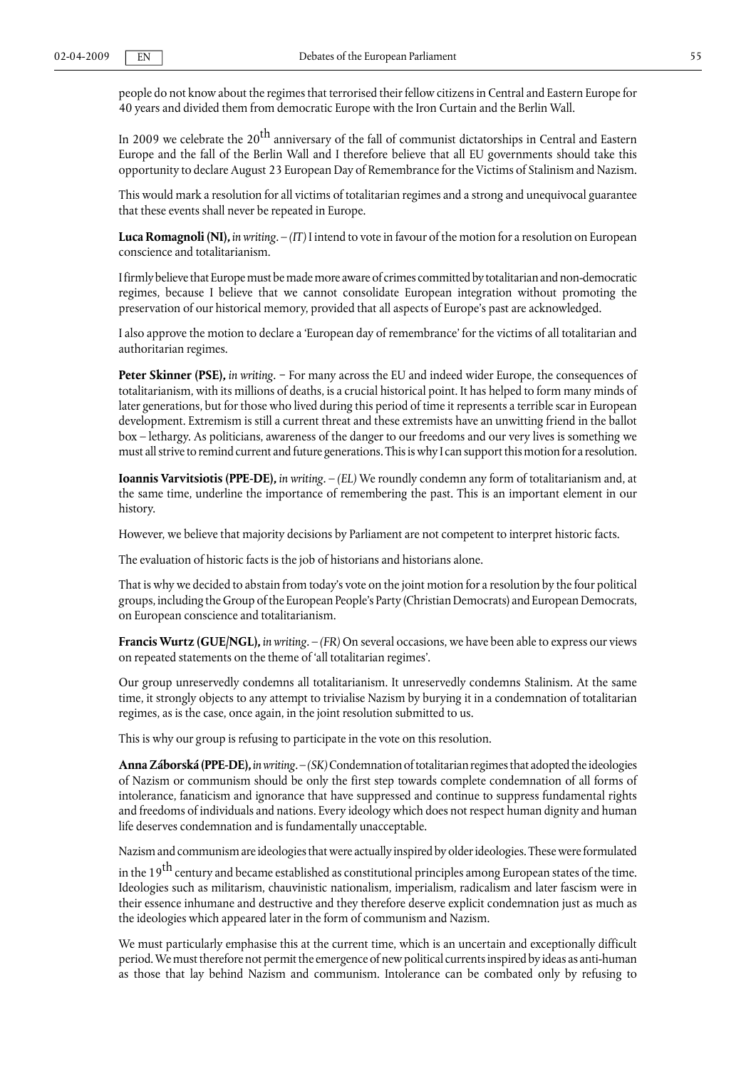people do not know about the regimes that terrorised their fellow citizens in Central and Eastern Europe for 40 years and divided them from democratic Europe with the Iron Curtain and the Berlin Wall.

In 2009 we celebrate the 20th anniversary of the fall of communist dictatorships in Central and Eastern Europe and the fall of the Berlin Wall and I therefore believe that all EU governments should take this opportunity to declare August 23 European Day of Remembrance for the Victims of Stalinism and Nazism.

This would mark a resolution for all victims of totalitarian regimes and a strong and unequivocal guarantee that these events shall never be repeated in Europe.

**Luca Romagnoli (NI),** *in writing*. – *(IT)* I intend to vote in favour of the motion for a resolution on European conscience and totalitarianism.

I firmly believe that Europe must be made more aware of crimes committed by totalitarian and non-democratic regimes, because I believe that we cannot consolidate European integration without promoting the preservation of our historical memory, provided that all aspects of Europe's past are acknowledged.

I also approve the motion to declare a 'European day of remembrance' for the victims of all totalitarian and authoritarian regimes.

**Peter Skinner (PSE),** *in writing*. − For many across the EU and indeed wider Europe, the consequences of totalitarianism, with its millions of deaths, is a crucial historical point. It has helped to form many minds of later generations, but for those who lived during this period of time it represents a terrible scar in European development. Extremism is still a current threat and these extremists have an unwitting friend in the ballot box – lethargy. As politicians, awareness of the danger to our freedoms and our very lives is something we must all strive to remind current and future generations. This is why I can support this motion for a resolution.

**Ioannis Varvitsiotis (PPE-DE),** *in writing*. – *(EL)* We roundly condemn any form of totalitarianism and, at the same time, underline the importance of remembering the past. This is an important element in our history.

However, we believe that majority decisions by Parliament are not competent to interpret historic facts.

The evaluation of historic facts is the job of historians and historians alone.

That is why we decided to abstain from today's vote on the joint motion for a resolution by the four political groups, including the Group of the European People's Party (Christian Democrats) and European Democrats, on European conscience and totalitarianism.

**Francis Wurtz (GUE/NGL),** *in writing*. – *(FR)* On several occasions, we have been able to express our views on repeated statements on the theme of 'all totalitarian regimes'.

Our group unreservedly condemns all totalitarianism. It unreservedly condemns Stalinism. At the same time, it strongly objects to any attempt to trivialise Nazism by burying it in a condemnation of totalitarian regimes, as is the case, once again, in the joint resolution submitted to us.

This is why our group is refusing to participate in the vote on this resolution.

**Anna Záborská (PPE-DE),** *in writing*. – *(SK)* Condemnation of totalitarian regimes that adopted the ideologies of Nazism or communism should be only the first step towards complete condemnation of all forms of intolerance, fanaticism and ignorance that have suppressed and continue to suppress fundamental rights and freedoms of individuals and nations. Every ideology which does not respect human dignity and human life deserves condemnation and is fundamentally unacceptable.

Nazism and communism are ideologies that were actually inspired by older ideologies. These were formulated in the 19th century and became established as constitutional principles among European states of the time. Ideologies such as militarism, chauvinistic nationalism, imperialism, radicalism and later fascism were in their essence inhumane and destructive and they therefore deserve explicit condemnation just as much as the ideologies which appeared later in the form of communism and Nazism.

We must particularly emphasise this at the current time, which is an uncertain and exceptionally difficult period. We must therefore not permit the emergence of new political currents inspired by ideas as anti-human as those that lay behind Nazism and communism. Intolerance can be combated only by refusing to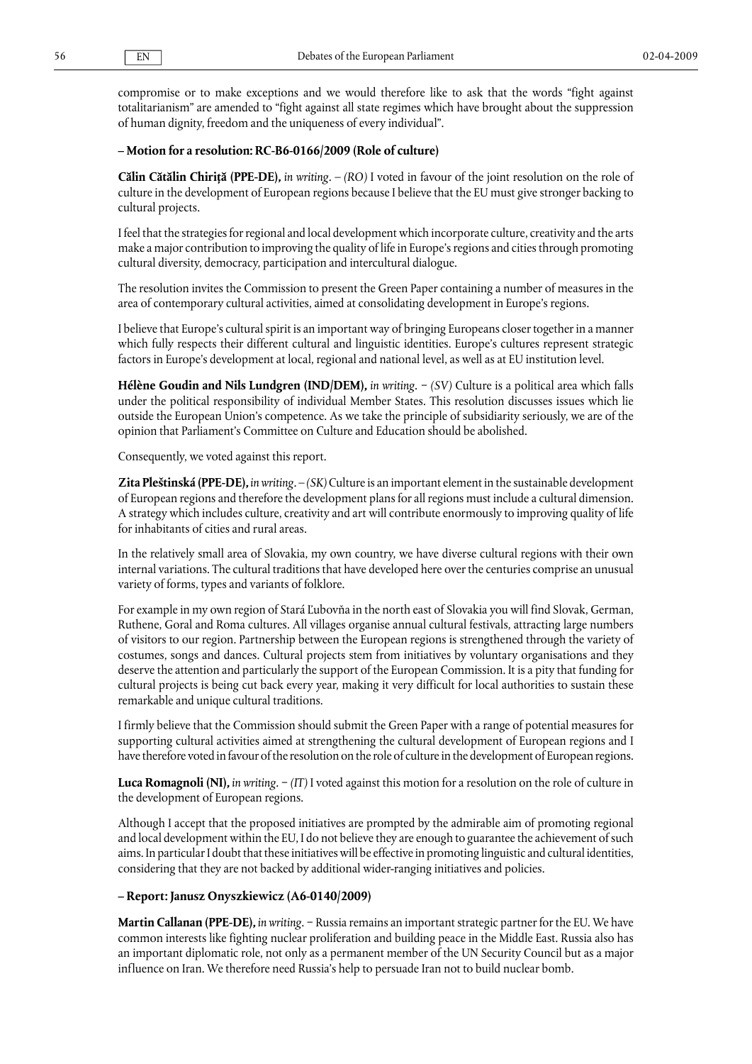compromise or to make exceptions and we would therefore like to ask that the words "fight against totalitarianism" are amended to "fight against all state regimes which have brought about the suppression of human dignity, freedom and the uniqueness of every individual".

**– Motion for a resolution: RC-B6-0166/2009 (Role of culture)**

**Călin Cătălin Chiriță (PPE-DE),** *in writing*. – *(RO)* I voted in favour of the joint resolution on the role of culture in the development of European regions because I believe that the EU must give stronger backing to cultural projects.

I feel that the strategies for regional and local development which incorporate culture, creativity and the arts make a major contribution to improving the quality of life in Europe's regions and cities through promoting cultural diversity, democracy, participation and intercultural dialogue.

The resolution invites the Commission to present the Green Paper containing a number of measures in the area of contemporary cultural activities, aimed at consolidating development in Europe's regions.

I believe that Europe's cultural spirit is an important way of bringing Europeans closer together in a manner which fully respects their different cultural and linguistic identities. Europe's cultures represent strategic factors in Europe's development at local, regional and national level, as well as at EU institution level.

**Hélène Goudin and Nils Lundgren (IND/DEM),** *in writing*. − *(SV)* Culture is a political area which falls under the political responsibility of individual Member States. This resolution discusses issues which lie outside the European Union's competence. As we take the principle of subsidiarity seriously, we are of the opinion that Parliament's Committee on Culture and Education should be abolished.

Consequently, we voted against this report.

**Zita Pleštinská (PPE-DE),** *in writing*. – *(SK)* Culture is an important element in the sustainable development of European regions and therefore the development plans for all regions must include a cultural dimension. A strategy which includes culture, creativity and art will contribute enormously to improving quality of life for inhabitants of cities and rural areas.

In the relatively small area of Slovakia, my own country, we have diverse cultural regions with their own internal variations. The cultural traditions that have developed here over the centuries comprise an unusual variety of forms, types and variants of folklore.

For example in my own region of Stará Ľubovňa in the north east of Slovakia you will find Slovak, German, Ruthene, Goral and Roma cultures. All villages organise annual cultural festivals, attracting large numbers of visitors to our region. Partnership between the European regions is strengthened through the variety of costumes, songs and dances. Cultural projects stem from initiatives by voluntary organisations and they deserve the attention and particularly the support of the European Commission. It is a pity that funding for cultural projects is being cut back every year, making it very difficult for local authorities to sustain these remarkable and unique cultural traditions.

I firmly believe that the Commission should submit the Green Paper with a range of potential measures for supporting cultural activities aimed at strengthening the cultural development of European regions and I have therefore voted in favour of the resolution on the role of culture in the development of European regions.

**Luca Romagnoli (NI),** *in writing*. − *(IT)* I voted against this motion for a resolution on the role of culture in the development of European regions.

Although I accept that the proposed initiatives are prompted by the admirable aim of promoting regional and local development within the EU, I do not believe they are enough to guarantee the achievement of such aims. In particular I doubt that these initiatives will be effective in promoting linguistic and cultural identities, considering that they are not backed by additional wider-ranging initiatives and policies.

**– Report: Janusz Onyszkiewicz (A6-0140/2009)**

**Martin Callanan (PPE-DE),** *in writing*. − Russia remains an important strategic partner for the EU. We have common interests like fighting nuclear proliferation and building peace in the Middle East. Russia also has an important diplomatic role, not only as a permanent member of the UN Security Council but as a major influence on Iran. We therefore need Russia's help to persuade Iran not to build nuclear bomb.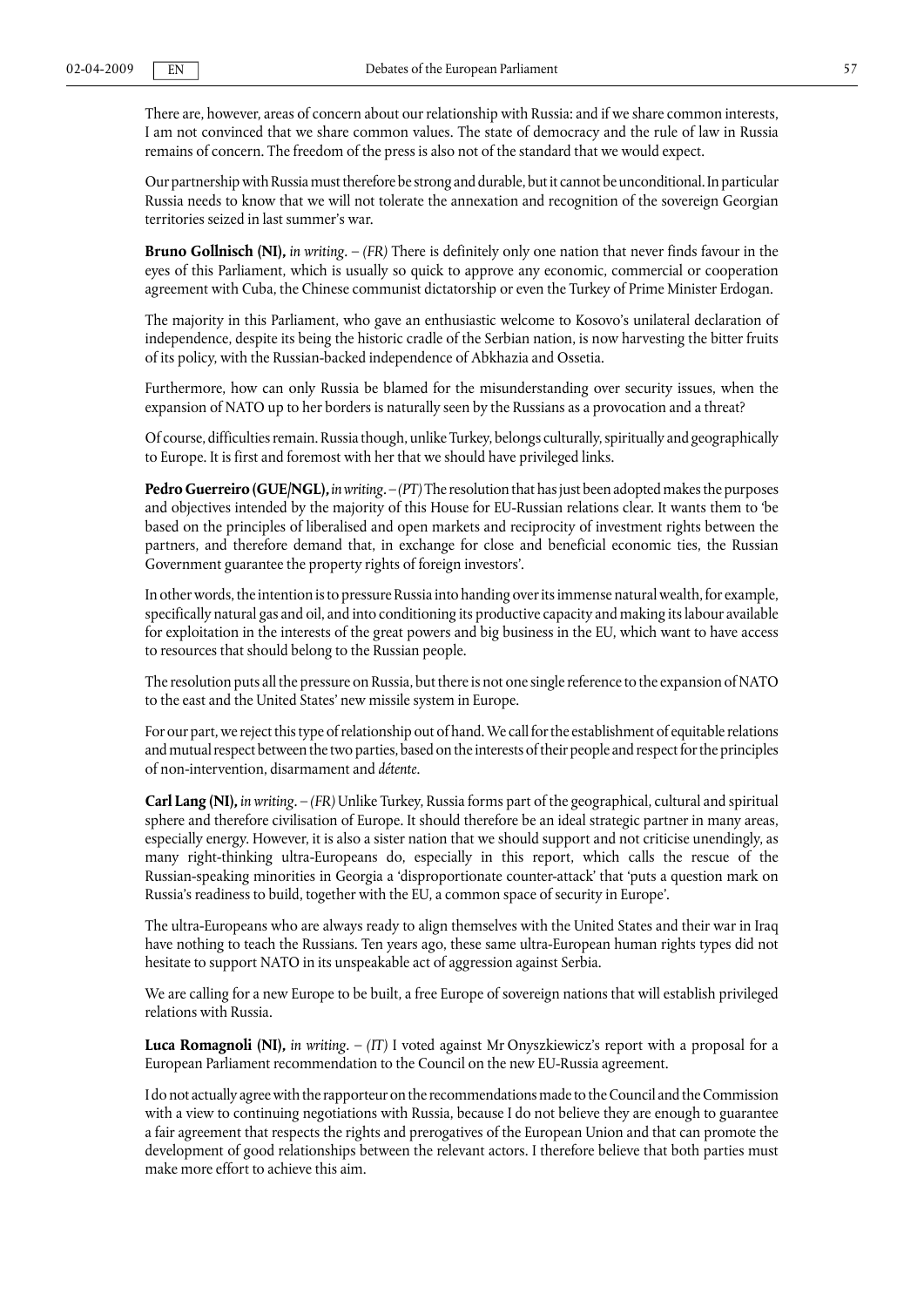There are, however, areas of concern about our relationship with Russia: and if we share common interests, I am not convinced that we share common values. The state of democracy and the rule of law in Russia remains of concern. The freedom of the press is also not of the standard that we would expect.

Our partnership with Russia must therefore be strong and durable, but it cannot be unconditional. In particular Russia needs to know that we will not tolerate the annexation and recognition of the sovereign Georgian territories seized in last summer's war.

**Bruno Gollnisch (NI),** *in writing*. – *(FR)* There is definitely only one nation that never finds favour in the eyes of this Parliament, which is usually so quick to approve any economic, commercial or cooperation agreement with Cuba, the Chinese communist dictatorship or even the Turkey of Prime Minister Erdogan.

The majority in this Parliament, who gave an enthusiastic welcome to Kosovo's unilateral declaration of independence, despite its being the historic cradle of the Serbian nation, is now harvesting the bitter fruits of its policy, with the Russian-backed independence of Abkhazia and Ossetia.

Furthermore, how can only Russia be blamed for the misunderstanding over security issues, when the expansion of NATO up to her borders is naturally seen by the Russians as a provocation and a threat?

Of course, difficulties remain. Russia though, unlike Turkey, belongs culturally, spiritually and geographically to Europe. It is first and foremost with her that we should have privileged links.

**Pedro Guerreiro (GUE/NGL),** *in writing*. – *(PT)* The resolution that has just been adopted makes the purposes and objectives intended by the majority of this House for EU-Russian relations clear. It wants them to 'be based on the principles of liberalised and open markets and reciprocity of investment rights between the partners, and therefore demand that, in exchange for close and beneficial economic ties, the Russian Government guarantee the property rights of foreign investors'.

In other words, the intention is to pressure Russia into handing over its immense natural wealth, for example, specifically natural gas and oil, and into conditioning its productive capacity and making its labour available for exploitation in the interests of the great powers and big business in the EU, which want to have access to resources that should belong to the Russian people.

The resolution puts all the pressure on Russia, but there is not one single reference to the expansion of NATO to the east and the United States' new missile system in Europe.

For our part, we reject this type of relationship out of hand. We call for the establishment of equitable relations and mutual respect between the two parties, based on the interests of their people and respect for the principles of non-intervention, disarmament and *détente*.

**Carl Lang (NI),** *in writing*. – *(FR)* Unlike Turkey, Russia forms part of the geographical, cultural and spiritual sphere and therefore civilisation of Europe. It should therefore be an ideal strategic partner in many areas, especially energy. However, it is also a sister nation that we should support and not criticise unendingly, as many right-thinking ultra-Europeans do, especially in this report, which calls the rescue of the Russian-speaking minorities in Georgia a 'disproportionate counter-attack' that 'puts a question mark on Russia's readiness to build, together with the EU, a common space of security in Europe'.

The ultra-Europeans who are always ready to align themselves with the United States and their war in Iraq have nothing to teach the Russians. Ten years ago, these same ultra-European human rights types did not hesitate to support NATO in its unspeakable act of aggression against Serbia.

We are calling for a new Europe to be built, a free Europe of sovereign nations that will establish privileged relations with Russia.

**Luca Romagnoli (NI),** *in writing*. – *(IT)* I voted against Mr Onyszkiewicz's report with a proposal for a European Parliament recommendation to the Council on the new EU-Russia agreement.

I do not actually agree with the rapporteur on the recommendations made to the Council and the Commission with a view to continuing negotiations with Russia, because I do not believe they are enough to guarantee a fair agreement that respects the rights and prerogatives of the European Union and that can promote the development of good relationships between the relevant actors. I therefore believe that both parties must make more effort to achieve this aim.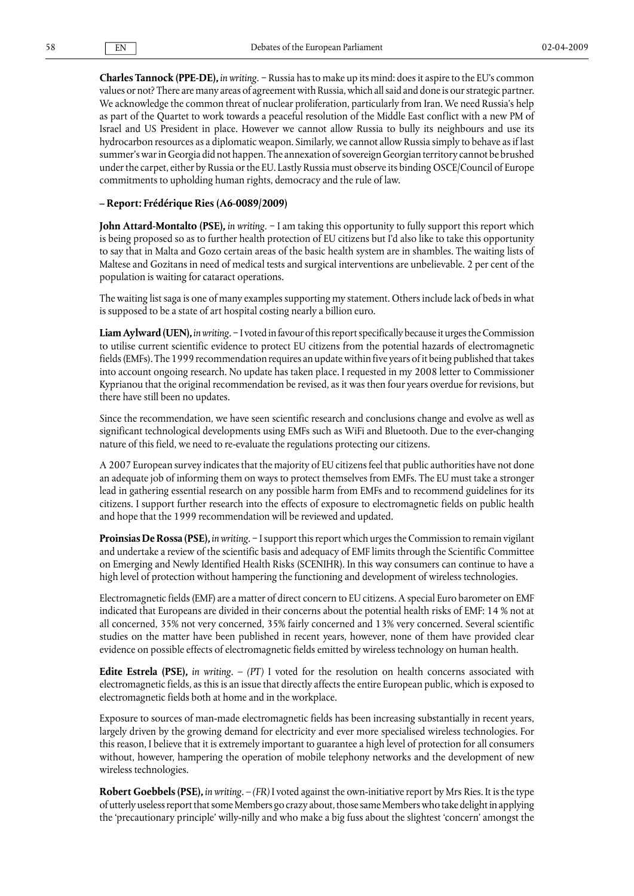**Charles Tannock (PPE-DE),** *in writing*. − Russia has to make up its mind: does it aspire to the EU's common values or not? There are many areas of agreement with Russia, which all said and done is our strategic partner. We acknowledge the common threat of nuclear proliferation, particularly from Iran. We need Russia's help as part of the Quartet to work towards a peaceful resolution of the Middle East conflict with a new PM of Israel and US President in place. However we cannot allow Russia to bully its neighbours and use its hydrocarbon resources as a diplomatic weapon. Similarly, we cannot allow Russia simply to behave as if last summer's war in Georgia did not happen. The annexation of sovereign Georgian territory cannot be brushed under the carpet, either by Russia or the EU. Lastly Russia must observe its binding OSCE/Council of Europe commitments to upholding human rights, democracy and the rule of law.

**– Report: Frédérique Ries (A6-0089/2009)**

**John Attard-Montalto (PSE),** *in writing*. − I am taking this opportunity to fully support this report which is being proposed so as to further health protection of EU citizens but I'd also like to take this opportunity to say that in Malta and Gozo certain areas of the basic health system are in shambles. The waiting lists of Maltese and Gozitans in need of medical tests and surgical interventions are unbelievable. 2 per cent of the population is waiting for cataract operations.

The waiting list saga is one of many examples supporting my statement. Others include lack of beds in what is supposed to be a state of art hospital costing nearly a billion euro.

**Liam Aylward (UEN),** *in writing*. − I voted in favour of this report specifically because it urges the Commission to utilise current scientific evidence to protect EU citizens from the potential hazards of electromagnetic fields (EMFs). The 1999 recommendation requires an update within five years of it being published that takes into account ongoing research. No update has taken place. I requested in my 2008 letter to Commissioner Kyprianou that the original recommendation be revised, as it was then four years overdue for revisions, but there have still been no updates.

Since the recommendation, we have seen scientific research and conclusions change and evolve as well as significant technological developments using EMFs such as WiFi and Bluetooth. Due to the ever-changing nature of this field, we need to re-evaluate the regulations protecting our citizens.

A 2007 European survey indicates that the majority of EU citizens feel that public authorities have not done an adequate job of informing them on ways to protect themselves from EMFs. The EU must take a stronger lead in gathering essential research on any possible harm from EMFs and to recommend guidelines for its citizens. I support further research into the effects of exposure to electromagnetic fields on public health and hope that the 1999 recommendation will be reviewed and updated.

**Proinsias De Rossa (PSE),** *in writing*. − I support this report which urges the Commission to remain vigilant and undertake a review of the scientific basis and adequacy of EMF limits through the Scientific Committee on Emerging and Newly Identified Health Risks (SCENIHR). In this way consumers can continue to have a high level of protection without hampering the functioning and development of wireless technologies.

Electromagnetic fields (EMF) are a matter of direct concern to EU citizens. A special Euro barometer on EMF indicated that Europeans are divided in their concerns about the potential health risks of EMF: 14 % not at all concerned, 35% not very concerned, 35% fairly concerned and 13% very concerned. Several scientific studies on the matter have been published in recent years, however, none of them have provided clear evidence on possible effects of electromagnetic fields emitted by wireless technology on human health.

**Edite Estrela (PSE),** *in writing*. – *(PT)* I voted for the resolution on health concerns associated with electromagnetic fields, as this is an issue that directly affects the entire European public, which is exposed to electromagnetic fields both at home and in the workplace.

Exposure to sources of man-made electromagnetic fields has been increasing substantially in recent years, largely driven by the growing demand for electricity and ever more specialised wireless technologies. For this reason, I believe that it is extremely important to guarantee a high level of protection for all consumers without, however, hampering the operation of mobile telephony networks and the development of new wireless technologies.

**Robert Goebbels (PSE),** *in writing*. – *(FR)* I voted against the own-initiative report by Mrs Ries. It is the type of utterly useless report that some Members go crazy about, those same Members who take delight in applying the 'precautionary principle' willy-nilly and who make a big fuss about the slightest 'concern' amongst the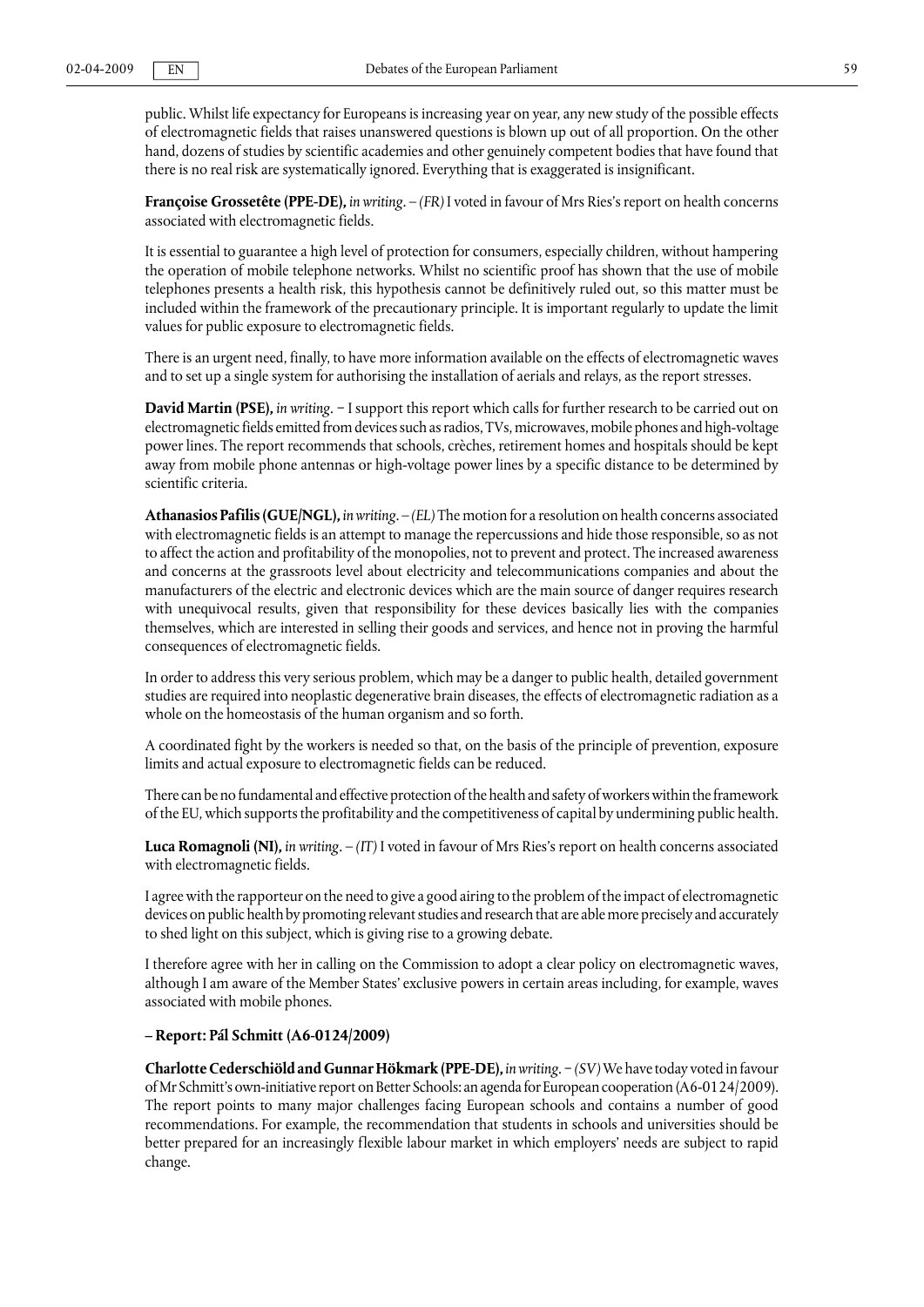public. Whilst life expectancy for Europeans is increasing year on year, any new study of the possible effects of electromagnetic fields that raises unanswered questions is blown up out of all proportion. On the other hand, dozens of studies by scientific academies and other genuinely competent bodies that have found that there is no real risk are systematically ignored. Everything that is exaggerated is insignificant.

**Françoise Grossetête (PPE-DE),** *in writing*. – *(FR)* I voted in favour of Mrs Ries's report on health concerns associated with electromagnetic fields.

It is essential to guarantee a high level of protection for consumers, especially children, without hampering the operation of mobile telephone networks. Whilst no scientific proof has shown that the use of mobile telephones presents a health risk, this hypothesis cannot be definitively ruled out, so this matter must be included within the framework of the precautionary principle. It is important regularly to update the limit values for public exposure to electromagnetic fields.

There is an urgent need, finally, to have more information available on the effects of electromagnetic waves and to set up a single system for authorising the installation of aerials and relays, as the report stresses.

**David Martin (PSE),** *in writing*. − I support this report which calls for further research to be carried out on electromagnetic fields emitted from devices such as radios, TVs, microwaves, mobile phones and high-voltage power lines. The report recommends that schools, crèches, retirement homes and hospitals should be kept away from mobile phone antennas or high-voltage power lines by a specific distance to be determined by scientific criteria.

**Athanasios Pafilis (GUE/NGL),** *in writing*. – *(EL)* The motion for a resolution on health concerns associated with electromagnetic fields is an attempt to manage the repercussions and hide those responsible, so as not to affect the action and profitability of the monopolies, not to prevent and protect. The increased awareness and concerns at the grassroots level about electricity and telecommunications companies and about the manufacturers of the electric and electronic devices which are the main source of danger requires research with unequivocal results, given that responsibility for these devices basically lies with the companies themselves, which are interested in selling their goods and services, and hence not in proving the harmful consequences of electromagnetic fields.

In order to address this very serious problem, which may be a danger to public health, detailed government studies are required into neoplastic degenerative brain diseases, the effects of electromagnetic radiation as a whole on the homeostasis of the human organism and so forth.

A coordinated fight by the workers is needed so that, on the basis of the principle of prevention, exposure limits and actual exposure to electromagnetic fields can be reduced.

There can be no fundamental and effective protection of the health and safety of workers within the framework of the EU, which supports the profitability and the competitiveness of capital by undermining public health.

**Luca Romagnoli (NI),** *in writing*. – *(IT)* I voted in favour of Mrs Ries's report on health concerns associated with electromagnetic fields.

I agree with the rapporteur on the need to give a good airing to the problem of the impact of electromagnetic devices on public health by promoting relevant studies and research that are able more precisely and accurately to shed light on this subject, which is giving rise to a growing debate.

I therefore agree with her in calling on the Commission to adopt a clear policy on electromagnetic waves, although I am aware of the Member States' exclusive powers in certain areas including, for example, waves associated with mobile phones.

**– Report: Pál Schmitt (A6-0124/2009)**

**Charlotte Cederschiöld and Gunnar Hökmark (PPE-DE),** *in writing*. − *(SV)* We have today voted in favour of Mr Schmitt's own-initiative report on Better Schools: an agenda for European cooperation (A6-0124/2009). The report points to many major challenges facing European schools and contains a number of good recommendations. For example, the recommendation that students in schools and universities should be better prepared for an increasingly flexible labour market in which employers' needs are subject to rapid change.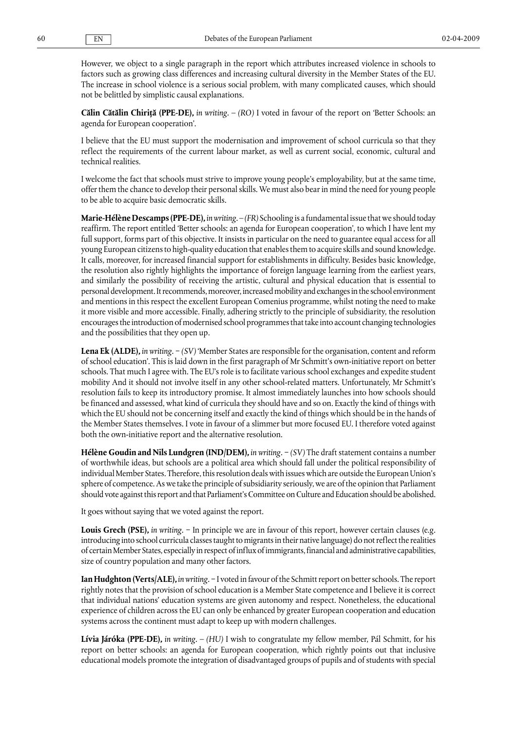However, we object to a single paragraph in the report which attributes increased violence in schools to factors such as growing class differences and increasing cultural diversity in the Member States of the EU. The increase in school violence is a serious social problem, with many complicated causes, which should not be belittled by simplistic causal explanations.

**Călin Cătălin Chiriţă (PPE-DE),** *in writing*. – *(RO)* I voted in favour of the report on 'Better Schools: an agenda for European cooperation'.

I believe that the EU must support the modernisation and improvement of school curricula so that they reflect the requirements of the current labour market, as well as current social, economic, cultural and technical realities.

I welcome the fact that schools must strive to improve young people's employability, but at the same time, offer them the chance to develop their personal skills. We must also bear in mind the need for young people to be able to acquire basic democratic skills.

**Marie-Hélène Descamps (PPE-DE),** *in writing*. – *(FR)* Schooling is a fundamental issue that we should today reaffirm. The report entitled 'Better schools: an agenda for European cooperation', to which I have lent my full support, forms part of this objective. It insists in particular on the need to guarantee equal access for all young European citizens to high-quality education that enables them to acquire skills and sound knowledge. It calls, moreover, for increased financial support for establishments in difficulty. Besides basic knowledge, the resolution also rightly highlights the importance of foreign language learning from the earliest years, and similarly the possibility of receiving the artistic, cultural and physical education that is essential to personal development. It recommends, moreover, increased mobility and exchanges in the school environment and mentions in this respect the excellent European Comenius programme, whilst noting the need to make it more visible and more accessible. Finally, adhering strictly to the principle of subsidiarity, the resolution encourages the introduction of modernised school programmes that take into account changing technologies and the possibilities that they open up.

**Lena Ek (ALDE),** *in writing*. – *(SV)* 'Member States are responsible for the organisation, content and reform of school education'. This is laid down in the first paragraph of Mr Schmitt's own-initiative report on better schools. That much I agree with. The EU's role is to facilitate various school exchanges and expedite student mobility And it should not involve itself in any other school-related matters. Unfortunately, Mr Schmitt's resolution fails to keep its introductory promise. It almost immediately launches into how schools should be financed and assessed, what kind of curricula they should have and so on. Exactly the kind of things with which the EU should not be concerning itself and exactly the kind of things which should be in the hands of the Member States themselves. I vote in favour of a slimmer but more focused EU. I therefore voted against both the own-initiative report and the alternative resolution.

**Hélène Goudin and Nils Lundgren (IND/DEM),** *in writing*. – *(SV)* The draft statement contains a number of worthwhile ideas, but schools are a political area which should fall under the political responsibility of individual Member States. Therefore, this resolution deals with issues which are outside the European Union's sphere of competence. As we take the principle of subsidiarity seriously, we are of the opinion that Parliament should vote against this report and that Parliament's Committee on Culture and Education should be abolished.

It goes without saying that we voted against the report.

**Louis Grech (PSE),** *in writing*. – In principle we are in favour of this report, however certain clauses (e.g. introducing into school curricula classes taught to migrants in their native language) do not reflect the realities of certain Member States, especially in respect of influx of immigrants, financial and administrative capabilities, size of country population and many other factors.

**Ian Hudghton (Verts/ALE),** *in writing*. – I voted in favour of the Schmitt report on better schools. The report rightly notes that the provision of school education is a Member State competence and I believe it is correct that individual nations' education systems are given autonomy and respect. Nonetheless, the educational experience of children across the EU can only be enhanced by greater European cooperation and education systems across the continent must adapt to keep up with modern challenges.

**Lívia Járóka (PPE-DE),** *in writing*. – *(HU)* I wish to congratulate my fellow member, Pál Schmitt, for his report on better schools: an agenda for European cooperation, which rightly points out that inclusive educational models promote the integration of disadvantaged groups of pupils and of students with special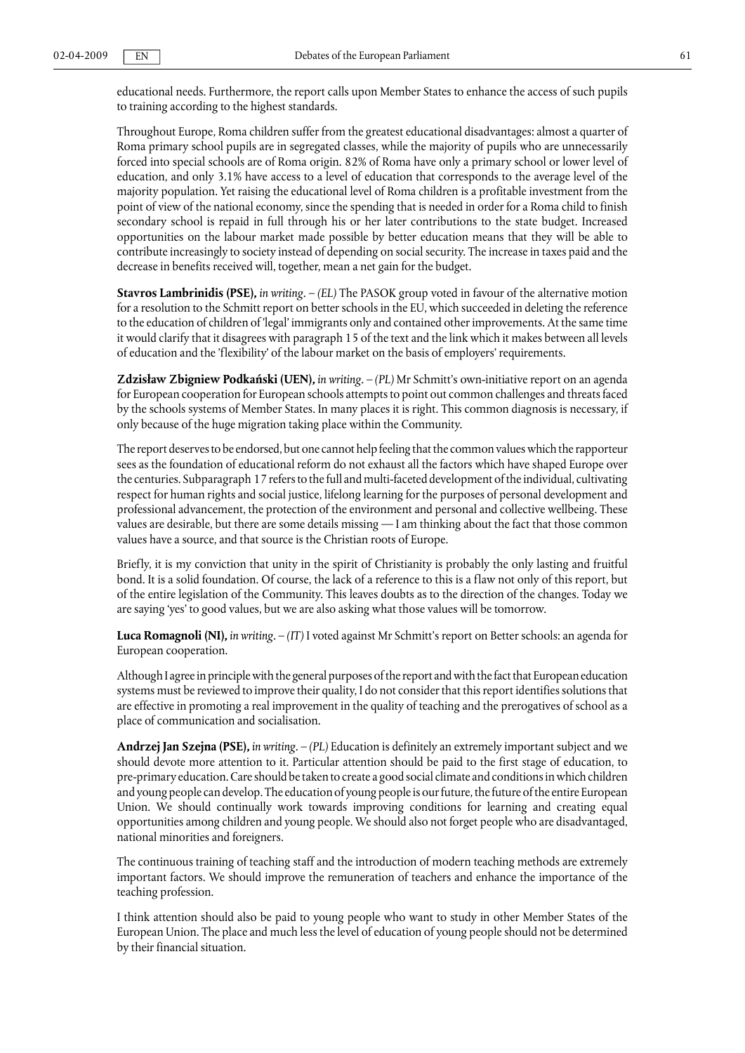educational needs. Furthermore, the report calls upon Member States to enhance the access of such pupils to training according to the highest standards.

Throughout Europe, Roma children suffer from the greatest educational disadvantages: almost a quarter of Roma primary school pupils are in segregated classes, while the majority of pupils who are unnecessarily forced into special schools are of Roma origin. 82% of Roma have only a primary school or lower level of education, and only 3.1% have access to a level of education that corresponds to the average level of the majority population. Yet raising the educational level of Roma children is a profitable investment from the point of view of the national economy, since the spending that is needed in order for a Roma child to finish secondary school is repaid in full through his or her later contributions to the state budget. Increased opportunities on the labour market made possible by better education means that they will be able to contribute increasingly to society instead of depending on social security. The increase in taxes paid and the decrease in benefits received will, together, mean a net gain for the budget.

**Stavros Lambrinidis (PSE),** *in writing*. – *(EL)* The PASOK group voted in favour of the alternative motion for a resolution to the Schmitt report on better schools in the EU, which succeeded in deleting the reference to the education of children of 'legal' immigrants only and contained other improvements. At the same time it would clarify that it disagrees with paragraph 15 of the text and the link which it makes between all levels of education and the 'flexibility' of the labour market on the basis of employers' requirements.

**Zdzisław Zbigniew Podkański (UEN),** *in writing*. – *(PL)* Mr Schmitt's own-initiative report on an agenda for European cooperation for European schools attempts to point out common challenges and threats faced by the schools systems of Member States. In many places it is right. This common diagnosis is necessary, if only because of the huge migration taking place within the Community.

The report deserves to be endorsed, but one cannot help feeling that the common values which the rapporteur sees as the foundation of educational reform do not exhaust all the factors which have shaped Europe over the centuries. Subparagraph 17 refers to the full and multi-faceted development of the individual, cultivating respect for human rights and social justice, lifelong learning for the purposes of personal development and professional advancement, the protection of the environment and personal and collective wellbeing. These values are desirable, but there are some details missing — I am thinking about the fact that those common values have a source, and that source is the Christian roots of Europe.

Briefly, it is my conviction that unity in the spirit of Christianity is probably the only lasting and fruitful bond. It is a solid foundation. Of course, the lack of a reference to this is a flaw not only of this report, but of the entire legislation of the Community. This leaves doubts as to the direction of the changes. Today we are saying 'yes' to good values, but we are also asking what those values will be tomorrow.

**Luca Romagnoli (NI),** *in writing*. – *(IT)* I voted against Mr Schmitt's report on Better schools: an agenda for European cooperation.

Although I agree in principle with the general purposes of the report and with the fact that European education systems must be reviewed to improve their quality, I do not consider that this report identifies solutions that are effective in promoting a real improvement in the quality of teaching and the prerogatives of school as a place of communication and socialisation.

**Andrzej Jan Szejna (PSE),** *in writing*. – *(PL)* Education is definitely an extremely important subject and we should devote more attention to it. Particular attention should be paid to the first stage of education, to pre-primary education. Care should be taken to create a good social climate and conditions in which children and young people can develop. The education of young people is our future, the future of the entire European Union. We should continually work towards improving conditions for learning and creating equal opportunities among children and young people. We should also not forget people who are disadvantaged, national minorities and foreigners.

The continuous training of teaching staff and the introduction of modern teaching methods are extremely important factors. We should improve the remuneration of teachers and enhance the importance of the teaching profession.

I think attention should also be paid to young people who want to study in other Member States of the European Union. The place and much less the level of education of young people should not be determined by their financial situation.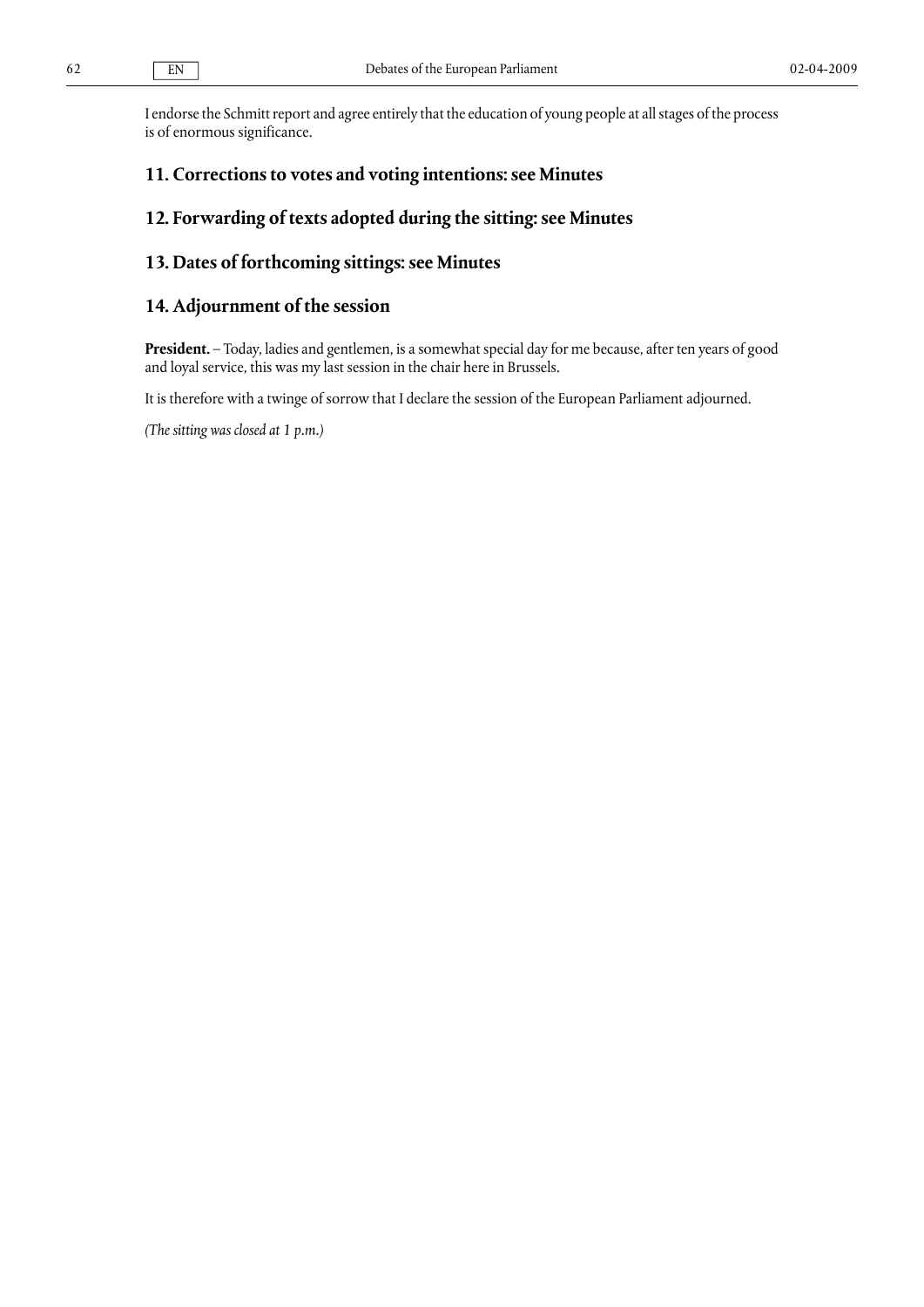I endorse the Schmitt report and agree entirely that the education of young people at all stages of the process is of enormous significance.

## 11. Corrections to votes and voting intentions: see Minutes

## 12. Forwarding of texts adopted during the sitting: see Minutes

## 13. Dates of forthcoming sittings: see Minutes

## 14. Adjournment of the session

**President.** – Today, ladies and gentlemen, is a somewhat special day for me because, after ten years of good and loyal service, this was my last session in the chair here in Brussels.

It is therefore with a twinge of sorrow that I declare the session of the European Parliament adjourned.

*(The sitting was closed at 1 p.m.)*